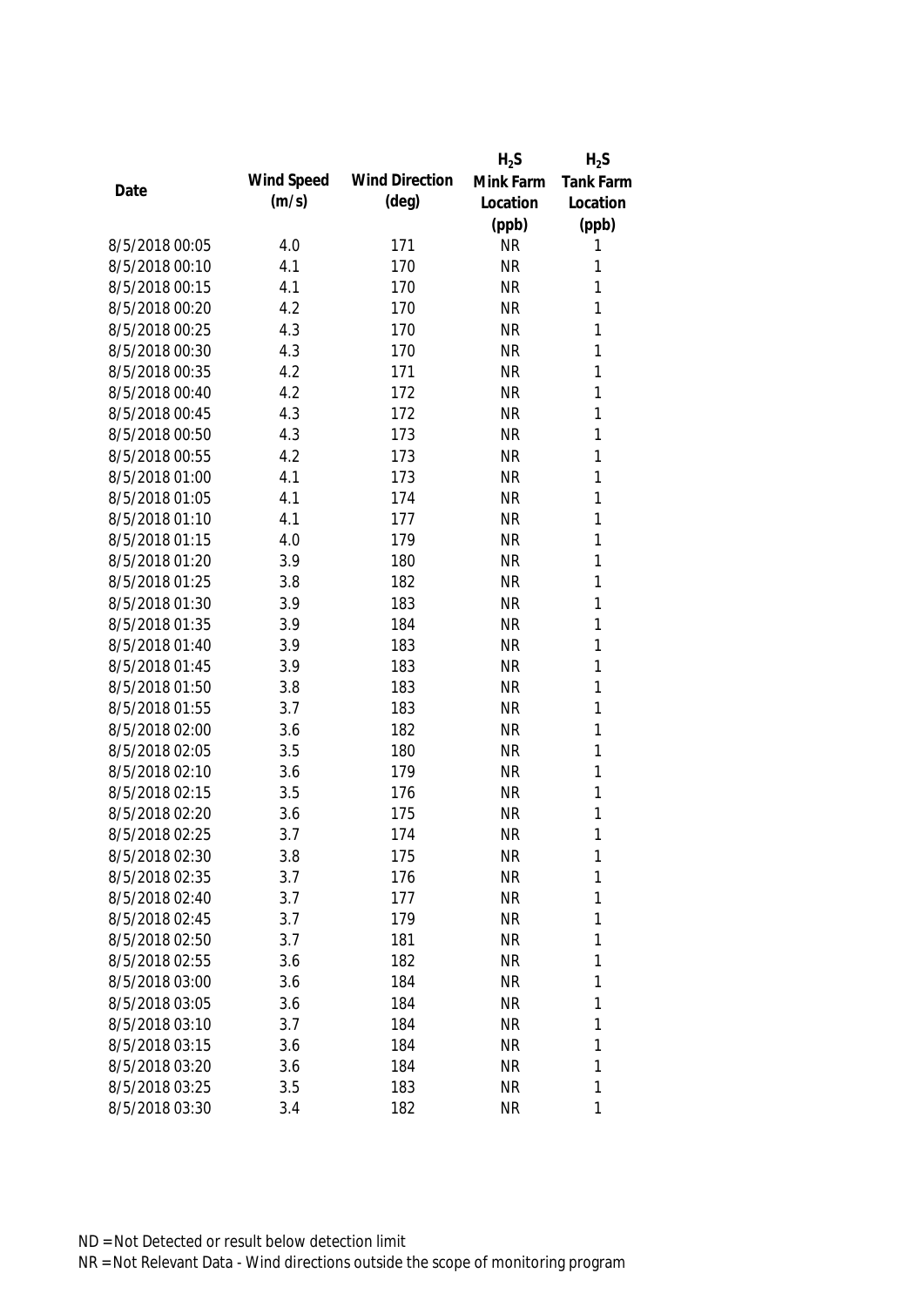| Date | Wind Speed (m/s) | Wind Direction (deg) | $H_2S$ Mink Farm Location (ppb) | $H_2S$ Tank Farm Location (ppb) |
|---|---|---|---|---|
| 8/5/2018 00:05 | 4.0 | 171 | NR | 1 |
| 8/5/2018 00:10 | 4.1 | 170 | NR | 1 |
| 8/5/2018 00:15 | 4.1 | 170 | NR | 1 |
| 8/5/2018 00:20 | 4.2 | 170 | NR | 1 |
| 8/5/2018 00:25 | 4.3 | 170 | NR | 1 |
| 8/5/2018 00:30 | 4.3 | 170 | NR | 1 |
| 8/5/2018 00:35 | 4.2 | 171 | NR | 1 |
| 8/5/2018 00:40 | 4.2 | 172 | NR | 1 |
| 8/5/2018 00:45 | 4.3 | 172 | NR | 1 |
| 8/5/2018 00:50 | 4.3 | 173 | NR | 1 |
| 8/5/2018 00:55 | 4.2 | 173 | NR | 1 |
| 8/5/2018 01:00 | 4.1 | 173 | NR | 1 |
| 8/5/2018 01:05 | 4.1 | 174 | NR | 1 |
| 8/5/2018 01:10 | 4.1 | 177 | NR | 1 |
| 8/5/2018 01:15 | 4.0 | 179 | NR | 1 |
| 8/5/2018 01:20 | 3.9 | 180 | NR | 1 |
| 8/5/2018 01:25 | 3.8 | 182 | NR | 1 |
| 8/5/2018 01:30 | 3.9 | 183 | NR | 1 |
| 8/5/2018 01:35 | 3.9 | 184 | NR | 1 |
| 8/5/2018 01:40 | 3.9 | 183 | NR | 1 |
| 8/5/2018 01:45 | 3.9 | 183 | NR | 1 |
| 8/5/2018 01:50 | 3.8 | 183 | NR | 1 |
| 8/5/2018 01:55 | 3.7 | 183 | NR | 1 |
| 8/5/2018 02:00 | 3.6 | 182 | NR | 1 |
| 8/5/2018 02:05 | 3.5 | 180 | NR | 1 |
| 8/5/2018 02:10 | 3.6 | 179 | NR | 1 |
| 8/5/2018 02:15 | 3.5 | 176 | NR | 1 |
| 8/5/2018 02:20 | 3.6 | 175 | NR | 1 |
| 8/5/2018 02:25 | 3.7 | 174 | NR | 1 |
| 8/5/2018 02:30 | 3.8 | 175 | NR | 1 |
| 8/5/2018 02:35 | 3.7 | 176 | NR | 1 |
| 8/5/2018 02:40 | 3.7 | 177 | NR | 1 |
| 8/5/2018 02:45 | 3.7 | 179 | NR | 1 |
| 8/5/2018 02:50 | 3.7 | 181 | NR | 1 |
| 8/5/2018 02:55 | 3.6 | 182 | NR | 1 |
| 8/5/2018 03:00 | 3.6 | 184 | NR | 1 |
| 8/5/2018 03:05 | 3.6 | 184 | NR | 1 |
| 8/5/2018 03:10 | 3.7 | 184 | NR | 1 |
| 8/5/2018 03:15 | 3.6 | 184 | NR | 1 |
| 8/5/2018 03:20 | 3.6 | 184 | NR | 1 |
| 8/5/2018 03:25 | 3.5 | 183 | NR | 1 |
| 8/5/2018 03:30 | 3.4 | 182 | NR | 1 |

ND = Not Detected or result below detection limit

NR = Not Relevant Data - Wind directions outside the scope of monitoring program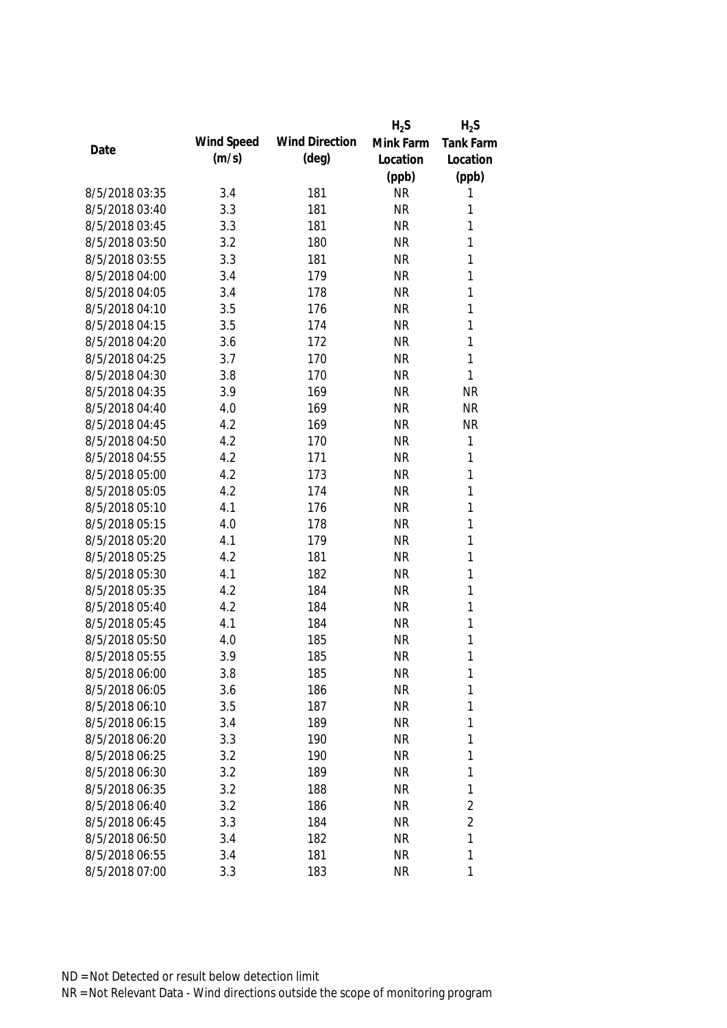| Date | Wind Speed (m/s) | Wind Direction (deg) | $H_2S$ Mink Farm Location (ppb) | $H_2S$ Tank Farm Location (ppb) |
|---|---|---|---|---|
| 8/5/2018 03:35 | 3.4 | 181 | NR | 1 |
| 8/5/2018 03:40 | 3.3 | 181 | NR | 1 |
| 8/5/2018 03:45 | 3.3 | 181 | NR | 1 |
| 8/5/2018 03:50 | 3.2 | 180 | NR | 1 |
| 8/5/2018 03:55 | 3.3 | 181 | NR | 1 |
| 8/5/2018 04:00 | 3.4 | 179 | NR | 1 |
| 8/5/2018 04:05 | 3.4 | 178 | NR | 1 |
| 8/5/2018 04:10 | 3.5 | 176 | NR | 1 |
| 8/5/2018 04:15 | 3.5 | 174 | NR | 1 |
| 8/5/2018 04:20 | 3.6 | 172 | NR | 1 |
| 8/5/2018 04:25 | 3.7 | 170 | NR | 1 |
| 8/5/2018 04:30 | 3.8 | 170 | NR | 1 |
| 8/5/2018 04:35 | 3.9 | 169 | NR | NR |
| 8/5/2018 04:40 | 4.0 | 169 | NR | NR |
| 8/5/2018 04:45 | 4.2 | 169 | NR | NR |
| 8/5/2018 04:50 | 4.2 | 170 | NR | 1 |
| 8/5/2018 04:55 | 4.2 | 171 | NR | 1 |
| 8/5/2018 05:00 | 4.2 | 173 | NR | 1 |
| 8/5/2018 05:05 | 4.2 | 174 | NR | 1 |
| 8/5/2018 05:10 | 4.1 | 176 | NR | 1 |
| 8/5/2018 05:15 | 4.0 | 178 | NR | 1 |
| 8/5/2018 05:20 | 4.1 | 179 | NR | 1 |
| 8/5/2018 05:25 | 4.2 | 181 | NR | 1 |
| 8/5/2018 05:30 | 4.1 | 182 | NR | 1 |
| 8/5/2018 05:35 | 4.2 | 184 | NR | 1 |
| 8/5/2018 05:40 | 4.2 | 184 | NR | 1 |
| 8/5/2018 05:45 | 4.1 | 184 | NR | 1 |
| 8/5/2018 05:50 | 4.0 | 185 | NR | 1 |
| 8/5/2018 05:55 | 3.9 | 185 | NR | 1 |
| 8/5/2018 06:00 | 3.8 | 185 | NR | 1 |
| 8/5/2018 06:05 | 3.6 | 186 | NR | 1 |
| 8/5/2018 06:10 | 3.5 | 187 | NR | 1 |
| 8/5/2018 06:15 | 3.4 | 189 | NR | 1 |
| 8/5/2018 06:20 | 3.3 | 190 | NR | 1 |
| 8/5/2018 06:25 | 3.2 | 190 | NR | 1 |
| 8/5/2018 06:30 | 3.2 | 189 | NR | 1 |
| 8/5/2018 06:35 | 3.2 | 188 | NR | 1 |
| 8/5/2018 06:40 | 3.2 | 186 | NR | 2 |
| 8/5/2018 06:45 | 3.3 | 184 | NR | 2 |
| 8/5/2018 06:50 | 3.4 | 182 | NR | 1 |
| 8/5/2018 06:55 | 3.4 | 181 | NR | 1 |
| 8/5/2018 07:00 | 3.3 | 183 | NR | 1 |

ND = Not Detected or result below detection limit

NR = Not Relevant Data - Wind directions outside the scope of monitoring program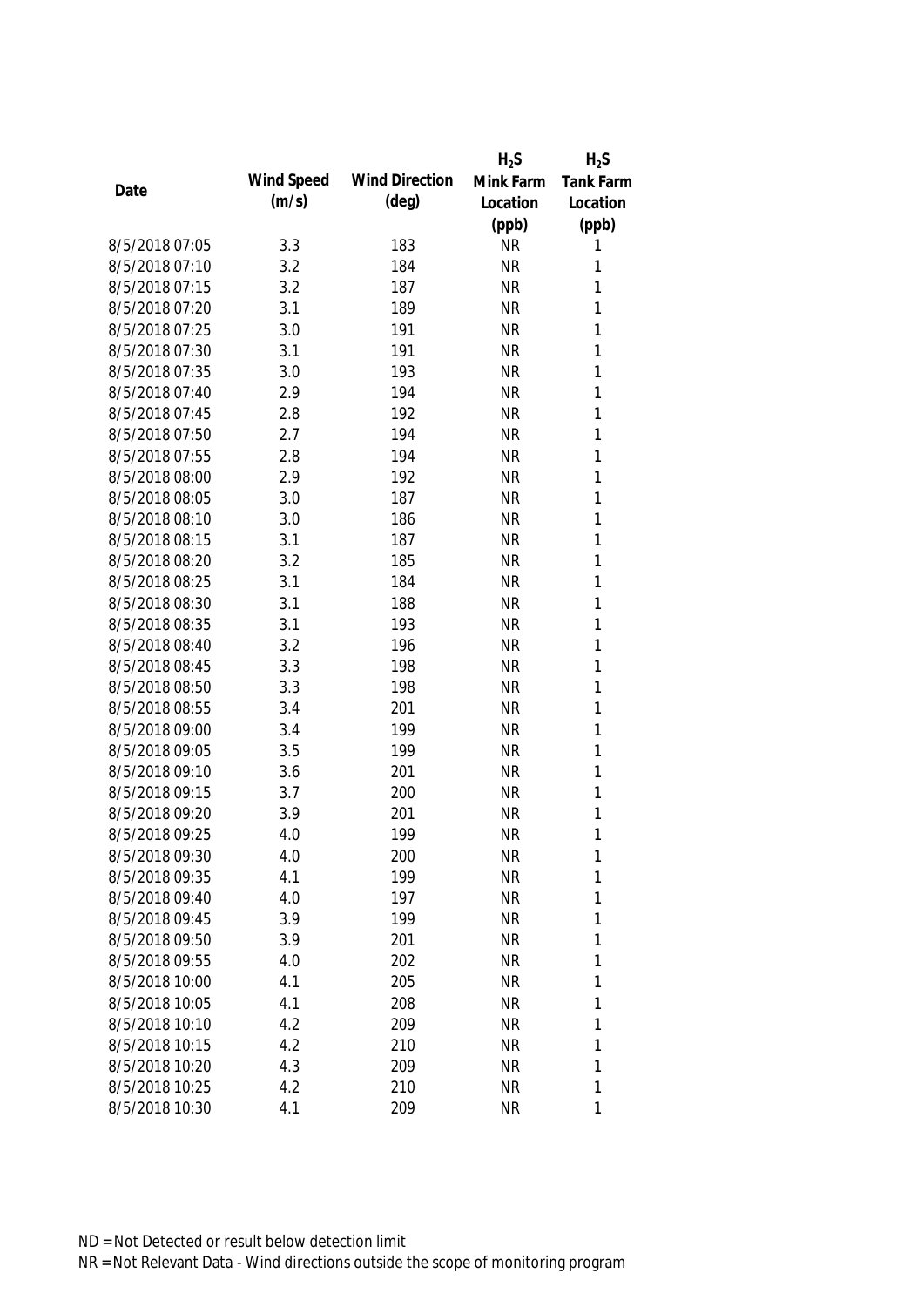| Date | Wind Speed (m/s) | Wind Direction (deg) | $H_2S$ Mink Farm Location (ppb) | $H_2S$ Tank Farm Location (ppb) |
|---|---|---|---|---|
| 8/5/2018 07:05 | 3.3 | 183 | NR | 1 |
| 8/5/2018 07:10 | 3.2 | 184 | NR | 1 |
| 8/5/2018 07:15 | 3.2 | 187 | NR | 1 |
| 8/5/2018 07:20 | 3.1 | 189 | NR | 1 |
| 8/5/2018 07:25 | 3.0 | 191 | NR | 1 |
| 8/5/2018 07:30 | 3.1 | 191 | NR | 1 |
| 8/5/2018 07:35 | 3.0 | 193 | NR | 1 |
| 8/5/2018 07:40 | 2.9 | 194 | NR | 1 |
| 8/5/2018 07:45 | 2.8 | 192 | NR | 1 |
| 8/5/2018 07:50 | 2.7 | 194 | NR | 1 |
| 8/5/2018 07:55 | 2.8 | 194 | NR | 1 |
| 8/5/2018 08:00 | 2.9 | 192 | NR | 1 |
| 8/5/2018 08:05 | 3.0 | 187 | NR | 1 |
| 8/5/2018 08:10 | 3.0 | 186 | NR | 1 |
| 8/5/2018 08:15 | 3.1 | 187 | NR | 1 |
| 8/5/2018 08:20 | 3.2 | 185 | NR | 1 |
| 8/5/2018 08:25 | 3.1 | 184 | NR | 1 |
| 8/5/2018 08:30 | 3.1 | 188 | NR | 1 |
| 8/5/2018 08:35 | 3.1 | 193 | NR | 1 |
| 8/5/2018 08:40 | 3.2 | 196 | NR | 1 |
| 8/5/2018 08:45 | 3.3 | 198 | NR | 1 |
| 8/5/2018 08:50 | 3.3 | 198 | NR | 1 |
| 8/5/2018 08:55 | 3.4 | 201 | NR | 1 |
| 8/5/2018 09:00 | 3.4 | 199 | NR | 1 |
| 8/5/2018 09:05 | 3.5 | 199 | NR | 1 |
| 8/5/2018 09:10 | 3.6 | 201 | NR | 1 |
| 8/5/2018 09:15 | 3.7 | 200 | NR | 1 |
| 8/5/2018 09:20 | 3.9 | 201 | NR | 1 |
| 8/5/2018 09:25 | 4.0 | 199 | NR | 1 |
| 8/5/2018 09:30 | 4.0 | 200 | NR | 1 |
| 8/5/2018 09:35 | 4.1 | 199 | NR | 1 |
| 8/5/2018 09:40 | 4.0 | 197 | NR | 1 |
| 8/5/2018 09:45 | 3.9 | 199 | NR | 1 |
| 8/5/2018 09:50 | 3.9 | 201 | NR | 1 |
| 8/5/2018 09:55 | 4.0 | 202 | NR | 1 |
| 8/5/2018 10:00 | 4.1 | 205 | NR | 1 |
| 8/5/2018 10:05 | 4.1 | 208 | NR | 1 |
| 8/5/2018 10:10 | 4.2 | 209 | NR | 1 |
| 8/5/2018 10:15 | 4.2 | 210 | NR | 1 |
| 8/5/2018 10:20 | 4.3 | 209 | NR | 1 |
| 8/5/2018 10:25 | 4.2 | 210 | NR | 1 |
| 8/5/2018 10:30 | 4.1 | 209 | NR | 1 |

ND = Not Detected or result below detection limit
NR = Not Relevant Data - Wind directions outside the scope of monitoring program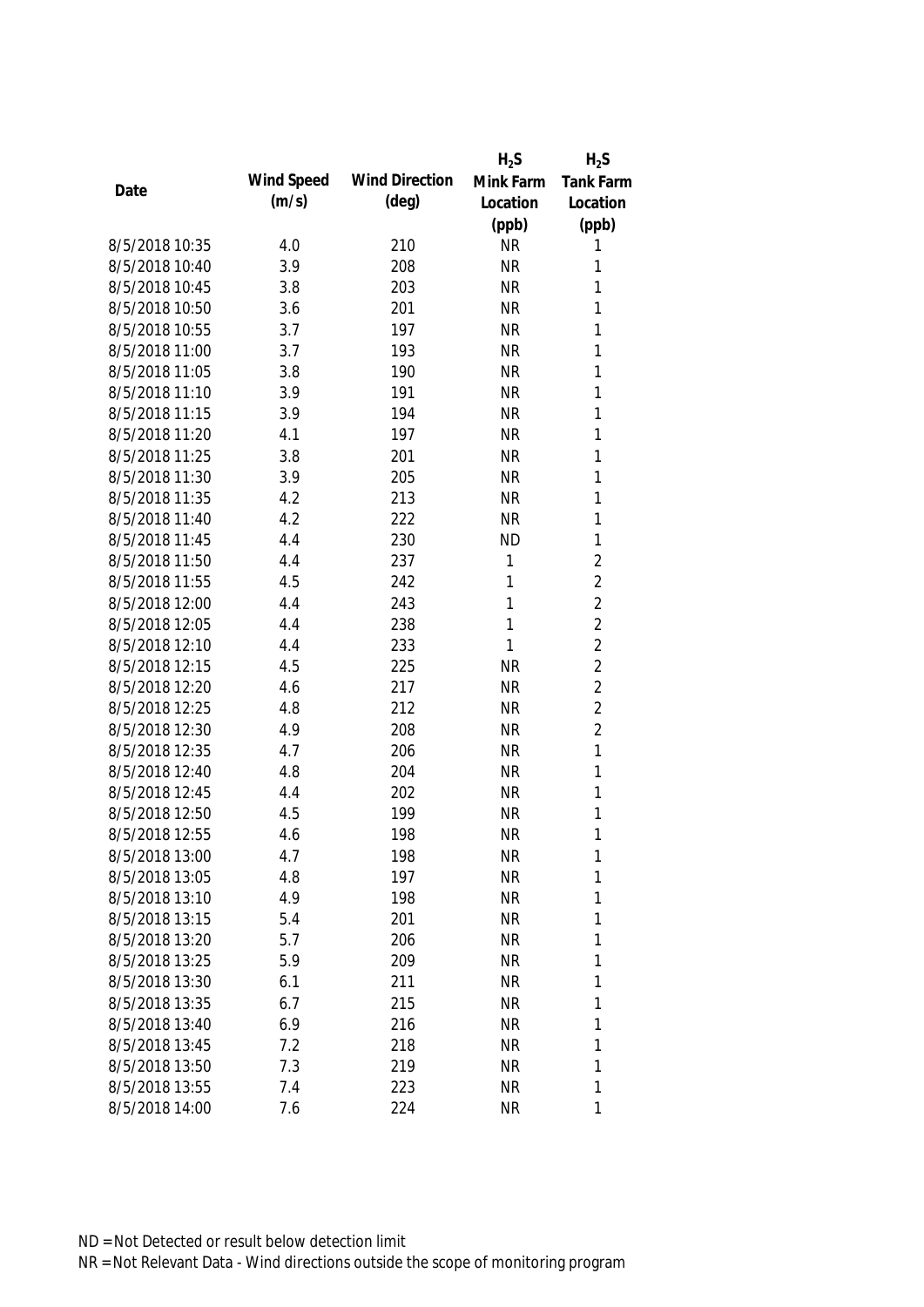| Date | Wind Speed (m/s) | Wind Direction (deg) | $H_2S$ Mink Farm Location (ppb) | $H_2S$ Tank Farm Location (ppb) |
|---|---|---|---|---|
| 8/5/2018 10:35 | 4.0 | 210 | NR | 1 |
| 8/5/2018 10:40 | 3.9 | 208 | NR | 1 |
| 8/5/2018 10:45 | 3.8 | 203 | NR | 1 |
| 8/5/2018 10:50 | 3.6 | 201 | NR | 1 |
| 8/5/2018 10:55 | 3.7 | 197 | NR | 1 |
| 8/5/2018 11:00 | 3.7 | 193 | NR | 1 |
| 8/5/2018 11:05 | 3.8 | 190 | NR | 1 |
| 8/5/2018 11:10 | 3.9 | 191 | NR | 1 |
| 8/5/2018 11:15 | 3.9 | 194 | NR | 1 |
| 8/5/2018 11:20 | 4.1 | 197 | NR | 1 |
| 8/5/2018 11:25 | 3.8 | 201 | NR | 1 |
| 8/5/2018 11:30 | 3.9 | 205 | NR | 1 |
| 8/5/2018 11:35 | 4.2 | 213 | NR | 1 |
| 8/5/2018 11:40 | 4.2 | 222 | NR | 1 |
| 8/5/2018 11:45 | 4.4 | 230 | ND | 1 |
| 8/5/2018 11:50 | 4.4 | 237 | 1 | 2 |
| 8/5/2018 11:55 | 4.5 | 242 | 1 | 2 |
| 8/5/2018 12:00 | 4.4 | 243 | 1 | 2 |
| 8/5/2018 12:05 | 4.4 | 238 | 1 | 2 |
| 8/5/2018 12:10 | 4.4 | 233 | 1 | 2 |
| 8/5/2018 12:15 | 4.5 | 225 | NR | 2 |
| 8/5/2018 12:20 | 4.6 | 217 | NR | 2 |
| 8/5/2018 12:25 | 4.8 | 212 | NR | 2 |
| 8/5/2018 12:30 | 4.9 | 208 | NR | 2 |
| 8/5/2018 12:35 | 4.7 | 206 | NR | 1 |
| 8/5/2018 12:40 | 4.8 | 204 | NR | 1 |
| 8/5/2018 12:45 | 4.4 | 202 | NR | 1 |
| 8/5/2018 12:50 | 4.5 | 199 | NR | 1 |
| 8/5/2018 12:55 | 4.6 | 198 | NR | 1 |
| 8/5/2018 13:00 | 4.7 | 198 | NR | 1 |
| 8/5/2018 13:05 | 4.8 | 197 | NR | 1 |
| 8/5/2018 13:10 | 4.9 | 198 | NR | 1 |
| 8/5/2018 13:15 | 5.4 | 201 | NR | 1 |
| 8/5/2018 13:20 | 5.7 | 206 | NR | 1 |
| 8/5/2018 13:25 | 5.9 | 209 | NR | 1 |
| 8/5/2018 13:30 | 6.1 | 211 | NR | 1 |
| 8/5/2018 13:35 | 6.7 | 215 | NR | 1 |
| 8/5/2018 13:40 | 6.9 | 216 | NR | 1 |
| 8/5/2018 13:45 | 7.2 | 218 | NR | 1 |
| 8/5/2018 13:50 | 7.3 | 219 | NR | 1 |
| 8/5/2018 13:55 | 7.4 | 223 | NR | 1 |
| 8/5/2018 14:00 | 7.6 | 224 | NR | 1 |

ND = Not Detected or result below detection limit
NR = Not Relevant Data - Wind directions outside the scope of monitoring program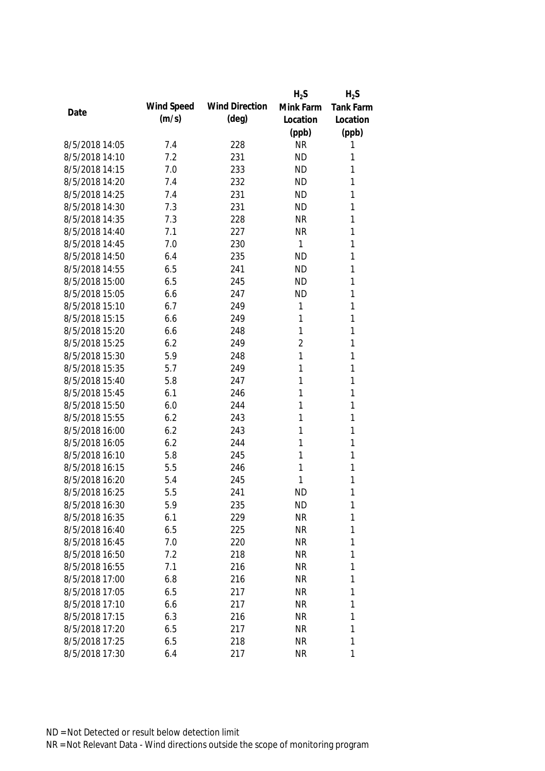| Date | Wind Speed (m/s) | Wind Direction (deg) | $H_2S$ Mink Farm Location (ppb) | $H_2S$ Tank Farm Location (ppb) |
|---|---|---|---|---|
| 8/5/2018 14:05 | 7.4 | 228 | NR | 1 |
| 8/5/2018 14:10 | 7.2 | 231 | ND | 1 |
| 8/5/2018 14:15 | 7.0 | 233 | ND | 1 |
| 8/5/2018 14:20 | 7.4 | 232 | ND | 1 |
| 8/5/2018 14:25 | 7.4 | 231 | ND | 1 |
| 8/5/2018 14:30 | 7.3 | 231 | ND | 1 |
| 8/5/2018 14:35 | 7.3 | 228 | NR | 1 |
| 8/5/2018 14:40 | 7.1 | 227 | NR | 1 |
| 8/5/2018 14:45 | 7.0 | 230 | 1 | 1 |
| 8/5/2018 14:50 | 6.4 | 235 | ND | 1 |
| 8/5/2018 14:55 | 6.5 | 241 | ND | 1 |
| 8/5/2018 15:00 | 6.5 | 245 | ND | 1 |
| 8/5/2018 15:05 | 6.6 | 247 | ND | 1 |
| 8/5/2018 15:10 | 6.7 | 249 | 1 | 1 |
| 8/5/2018 15:15 | 6.6 | 249 | 1 | 1 |
| 8/5/2018 15:20 | 6.6 | 248 | 1 | 1 |
| 8/5/2018 15:25 | 6.2 | 249 | 2 | 1 |
| 8/5/2018 15:30 | 5.9 | 248 | 1 | 1 |
| 8/5/2018 15:35 | 5.7 | 249 | 1 | 1 |
| 8/5/2018 15:40 | 5.8 | 247 | 1 | 1 |
| 8/5/2018 15:45 | 6.1 | 246 | 1 | 1 |
| 8/5/2018 15:50 | 6.0 | 244 | 1 | 1 |
| 8/5/2018 15:55 | 6.2 | 243 | 1 | 1 |
| 8/5/2018 16:00 | 6.2 | 243 | 1 | 1 |
| 8/5/2018 16:05 | 6.2 | 244 | 1 | 1 |
| 8/5/2018 16:10 | 5.8 | 245 | 1 | 1 |
| 8/5/2018 16:15 | 5.5 | 246 | 1 | 1 |
| 8/5/2018 16:20 | 5.4 | 245 | 1 | 1 |
| 8/5/2018 16:25 | 5.5 | 241 | ND | 1 |
| 8/5/2018 16:30 | 5.9 | 235 | ND | 1 |
| 8/5/2018 16:35 | 6.1 | 229 | NR | 1 |
| 8/5/2018 16:40 | 6.5 | 225 | NR | 1 |
| 8/5/2018 16:45 | 7.0 | 220 | NR | 1 |
| 8/5/2018 16:50 | 7.2 | 218 | NR | 1 |
| 8/5/2018 16:55 | 7.1 | 216 | NR | 1 |
| 8/5/2018 17:00 | 6.8 | 216 | NR | 1 |
| 8/5/2018 17:05 | 6.5 | 217 | NR | 1 |
| 8/5/2018 17:10 | 6.6 | 217 | NR | 1 |
| 8/5/2018 17:15 | 6.3 | 216 | NR | 1 |
| 8/5/2018 17:20 | 6.5 | 217 | NR | 1 |
| 8/5/2018 17:25 | 6.5 | 218 | NR | 1 |
| 8/5/2018 17:30 | 6.4 | 217 | NR | 1 |

ND = Not Detected or result below detection limit

NR = Not Relevant Data - Wind directions outside the scope of monitoring program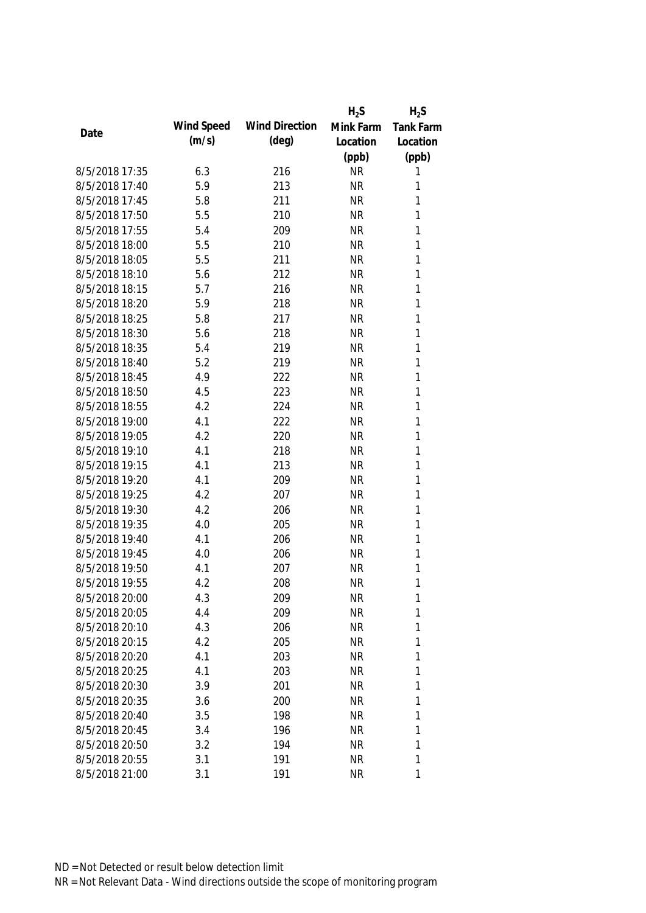| Date | Wind Speed (m/s) | Wind Direction (deg) | $H_2S$ Mink Farm Location (ppb) | $H_2S$ Tank Farm Location (ppb) |
|---|---|---|---|---|
| 8/5/2018 17:35 | 6.3 | 216 | NR | 1 |
| 8/5/2018 17:40 | 5.9 | 213 | NR | 1 |
| 8/5/2018 17:45 | 5.8 | 211 | NR | 1 |
| 8/5/2018 17:50 | 5.5 | 210 | NR | 1 |
| 8/5/2018 17:55 | 5.4 | 209 | NR | 1 |
| 8/5/2018 18:00 | 5.5 | 210 | NR | 1 |
| 8/5/2018 18:05 | 5.5 | 211 | NR | 1 |
| 8/5/2018 18:10 | 5.6 | 212 | NR | 1 |
| 8/5/2018 18:15 | 5.7 | 216 | NR | 1 |
| 8/5/2018 18:20 | 5.9 | 218 | NR | 1 |
| 8/5/2018 18:25 | 5.8 | 217 | NR | 1 |
| 8/5/2018 18:30 | 5.6 | 218 | NR | 1 |
| 8/5/2018 18:35 | 5.4 | 219 | NR | 1 |
| 8/5/2018 18:40 | 5.2 | 219 | NR | 1 |
| 8/5/2018 18:45 | 4.9 | 222 | NR | 1 |
| 8/5/2018 18:50 | 4.5 | 223 | NR | 1 |
| 8/5/2018 18:55 | 4.2 | 224 | NR | 1 |
| 8/5/2018 19:00 | 4.1 | 222 | NR | 1 |
| 8/5/2018 19:05 | 4.2 | 220 | NR | 1 |
| 8/5/2018 19:10 | 4.1 | 218 | NR | 1 |
| 8/5/2018 19:15 | 4.1 | 213 | NR | 1 |
| 8/5/2018 19:20 | 4.1 | 209 | NR | 1 |
| 8/5/2018 19:25 | 4.2 | 207 | NR | 1 |
| 8/5/2018 19:30 | 4.2 | 206 | NR | 1 |
| 8/5/2018 19:35 | 4.0 | 205 | NR | 1 |
| 8/5/2018 19:40 | 4.1 | 206 | NR | 1 |
| 8/5/2018 19:45 | 4.0 | 206 | NR | 1 |
| 8/5/2018 19:50 | 4.1 | 207 | NR | 1 |
| 8/5/2018 19:55 | 4.2 | 208 | NR | 1 |
| 8/5/2018 20:00 | 4.3 | 209 | NR | 1 |
| 8/5/2018 20:05 | 4.4 | 209 | NR | 1 |
| 8/5/2018 20:10 | 4.3 | 206 | NR | 1 |
| 8/5/2018 20:15 | 4.2 | 205 | NR | 1 |
| 8/5/2018 20:20 | 4.1 | 203 | NR | 1 |
| 8/5/2018 20:25 | 4.1 | 203 | NR | 1 |
| 8/5/2018 20:30 | 3.9 | 201 | NR | 1 |
| 8/5/2018 20:35 | 3.6 | 200 | NR | 1 |
| 8/5/2018 20:40 | 3.5 | 198 | NR | 1 |
| 8/5/2018 20:45 | 3.4 | 196 | NR | 1 |
| 8/5/2018 20:50 | 3.2 | 194 | NR | 1 |
| 8/5/2018 20:55 | 3.1 | 191 | NR | 1 |
| 8/5/2018 21:00 | 3.1 | 191 | NR | 1 |

ND = Not Detected or result below detection limit

NR = Not Relevant Data - Wind directions outside the scope of monitoring program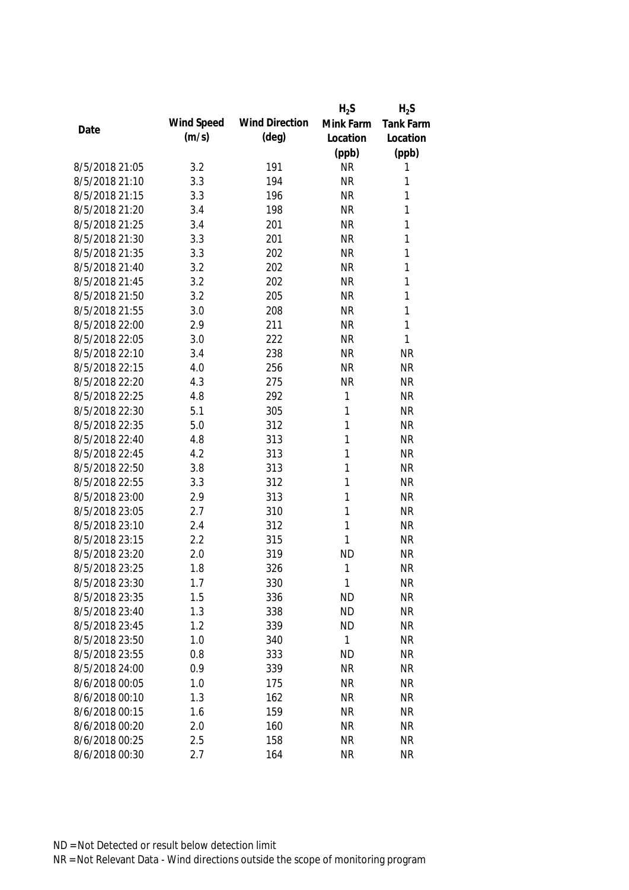| Date | Wind Speed (m/s) | Wind Direction (deg) | $H_2S$ Mink Farm Location (ppb) | $H_2S$ Tank Farm Location (ppb) |
|---|---|---|---|---|
| 8/5/2018 21:05 | 3.2 | 191 | NR | 1 |
| 8/5/2018 21:10 | 3.3 | 194 | NR | 1 |
| 8/5/2018 21:15 | 3.3 | 196 | NR | 1 |
| 8/5/2018 21:20 | 3.4 | 198 | NR | 1 |
| 8/5/2018 21:25 | 3.4 | 201 | NR | 1 |
| 8/5/2018 21:30 | 3.3 | 201 | NR | 1 |
| 8/5/2018 21:35 | 3.3 | 202 | NR | 1 |
| 8/5/2018 21:40 | 3.2 | 202 | NR | 1 |
| 8/5/2018 21:45 | 3.2 | 202 | NR | 1 |
| 8/5/2018 21:50 | 3.2 | 205 | NR | 1 |
| 8/5/2018 21:55 | 3.0 | 208 | NR | 1 |
| 8/5/2018 22:00 | 2.9 | 211 | NR | 1 |
| 8/5/2018 22:05 | 3.0 | 222 | NR | 1 |
| 8/5/2018 22:10 | 3.4 | 238 | NR | NR |
| 8/5/2018 22:15 | 4.0 | 256 | NR | NR |
| 8/5/2018 22:20 | 4.3 | 275 | NR | NR |
| 8/5/2018 22:25 | 4.8 | 292 | 1 | NR |
| 8/5/2018 22:30 | 5.1 | 305 | 1 | NR |
| 8/5/2018 22:35 | 5.0 | 312 | 1 | NR |
| 8/5/2018 22:40 | 4.8 | 313 | 1 | NR |
| 8/5/2018 22:45 | 4.2 | 313 | 1 | NR |
| 8/5/2018 22:50 | 3.8 | 313 | 1 | NR |
| 8/5/2018 22:55 | 3.3 | 312 | 1 | NR |
| 8/5/2018 23:00 | 2.9 | 313 | 1 | NR |
| 8/5/2018 23:05 | 2.7 | 310 | 1 | NR |
| 8/5/2018 23:10 | 2.4 | 312 | 1 | NR |
| 8/5/2018 23:15 | 2.2 | 315 | 1 | NR |
| 8/5/2018 23:20 | 2.0 | 319 | ND | NR |
| 8/5/2018 23:25 | 1.8 | 326 | 1 | NR |
| 8/5/2018 23:30 | 1.7 | 330 | 1 | NR |
| 8/5/2018 23:35 | 1.5 | 336 | ND | NR |
| 8/5/2018 23:40 | 1.3 | 338 | ND | NR |
| 8/5/2018 23:45 | 1.2 | 339 | ND | NR |
| 8/5/2018 23:50 | 1.0 | 340 | 1 | NR |
| 8/5/2018 23:55 | 0.8 | 333 | ND | NR |
| 8/5/2018 24:00 | 0.9 | 339 | NR | NR |
| 8/6/2018 00:05 | 1.0 | 175 | NR | NR |
| 8/6/2018 00:10 | 1.3 | 162 | NR | NR |
| 8/6/2018 00:15 | 1.6 | 159 | NR | NR |
| 8/6/2018 00:20 | 2.0 | 160 | NR | NR |
| 8/6/2018 00:25 | 2.5 | 158 | NR | NR |
| 8/6/2018 00:30 | 2.7 | 164 | NR | NR |

ND = Not Detected or result below detection limit

NR = Not Relevant Data - Wind directions outside the scope of monitoring program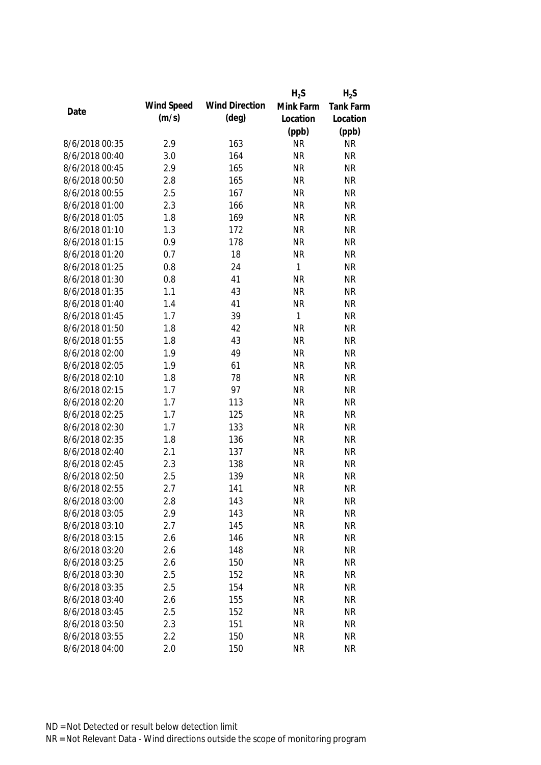| Date | Wind Speed (m/s) | Wind Direction (deg) | $H_2S$ Mink Farm Location (ppb) | $H_2S$ Tank Farm Location (ppb) |
|---|---|---|---|---|
| 8/6/2018 00:35 | 2.9 | 163 | NR | NR |
| 8/6/2018 00:40 | 3.0 | 164 | NR | NR |
| 8/6/2018 00:45 | 2.9 | 165 | NR | NR |
| 8/6/2018 00:50 | 2.8 | 165 | NR | NR |
| 8/6/2018 00:55 | 2.5 | 167 | NR | NR |
| 8/6/2018 01:00 | 2.3 | 166 | NR | NR |
| 8/6/2018 01:05 | 1.8 | 169 | NR | NR |
| 8/6/2018 01:10 | 1.3 | 172 | NR | NR |
| 8/6/2018 01:15 | 0.9 | 178 | NR | NR |
| 8/6/2018 01:20 | 0.7 | 18 | NR | NR |
| 8/6/2018 01:25 | 0.8 | 24 | 1 | NR |
| 8/6/2018 01:30 | 0.8 | 41 | NR | NR |
| 8/6/2018 01:35 | 1.1 | 43 | NR | NR |
| 8/6/2018 01:40 | 1.4 | 41 | NR | NR |
| 8/6/2018 01:45 | 1.7 | 39 | 1 | NR |
| 8/6/2018 01:50 | 1.8 | 42 | NR | NR |
| 8/6/2018 01:55 | 1.8 | 43 | NR | NR |
| 8/6/2018 02:00 | 1.9 | 49 | NR | NR |
| 8/6/2018 02:05 | 1.9 | 61 | NR | NR |
| 8/6/2018 02:10 | 1.8 | 78 | NR | NR |
| 8/6/2018 02:15 | 1.7 | 97 | NR | NR |
| 8/6/2018 02:20 | 1.7 | 113 | NR | NR |
| 8/6/2018 02:25 | 1.7 | 125 | NR | NR |
| 8/6/2018 02:30 | 1.7 | 133 | NR | NR |
| 8/6/2018 02:35 | 1.8 | 136 | NR | NR |
| 8/6/2018 02:40 | 2.1 | 137 | NR | NR |
| 8/6/2018 02:45 | 2.3 | 138 | NR | NR |
| 8/6/2018 02:50 | 2.5 | 139 | NR | NR |
| 8/6/2018 02:55 | 2.7 | 141 | NR | NR |
| 8/6/2018 03:00 | 2.8 | 143 | NR | NR |
| 8/6/2018 03:05 | 2.9 | 143 | NR | NR |
| 8/6/2018 03:10 | 2.7 | 145 | NR | NR |
| 8/6/2018 03:15 | 2.6 | 146 | NR | NR |
| 8/6/2018 03:20 | 2.6 | 148 | NR | NR |
| 8/6/2018 03:25 | 2.6 | 150 | NR | NR |
| 8/6/2018 03:30 | 2.5 | 152 | NR | NR |
| 8/6/2018 03:35 | 2.5 | 154 | NR | NR |
| 8/6/2018 03:40 | 2.6 | 155 | NR | NR |
| 8/6/2018 03:45 | 2.5 | 152 | NR | NR |
| 8/6/2018 03:50 | 2.3 | 151 | NR | NR |
| 8/6/2018 03:55 | 2.2 | 150 | NR | NR |
| 8/6/2018 04:00 | 2.0 | 150 | NR | NR |

ND = Not Detected or result below detection limit

NR = Not Relevant Data - Wind directions outside the scope of monitoring program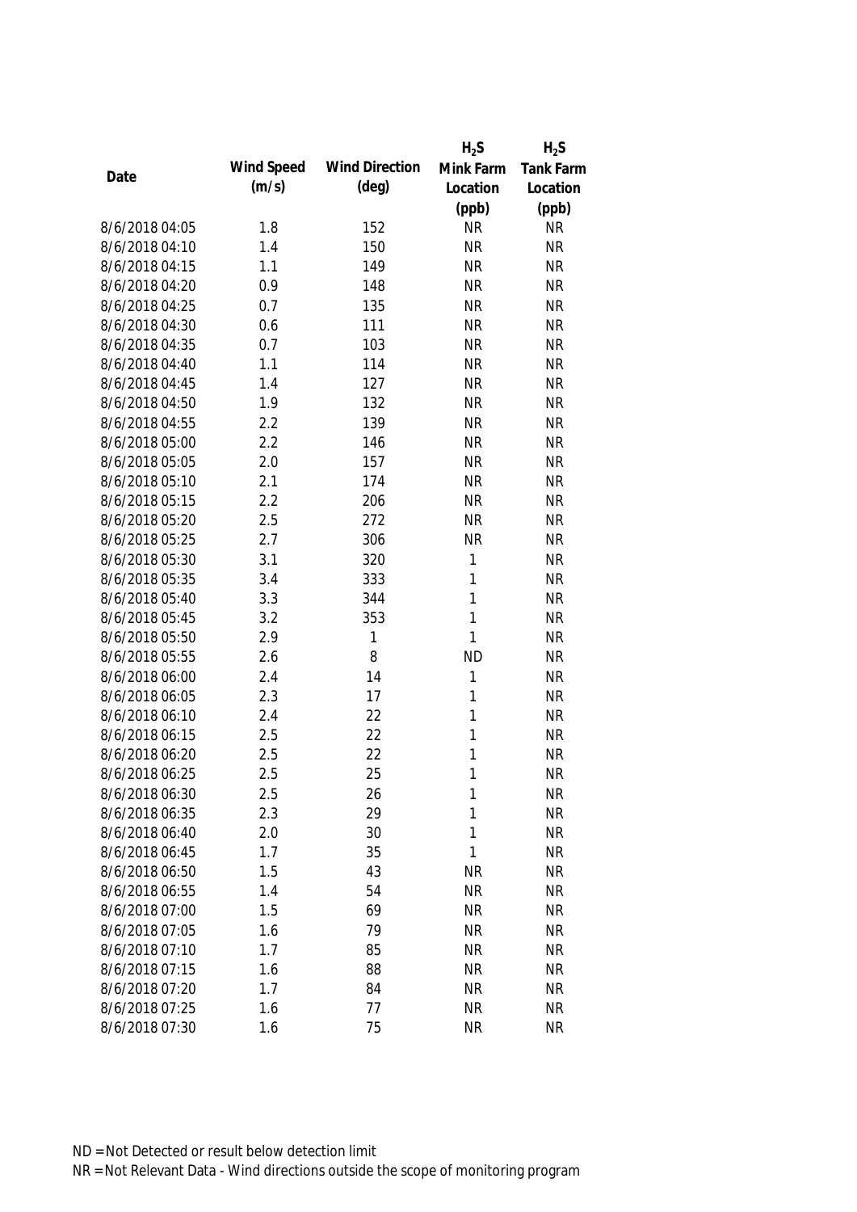| Date | Wind Speed (m/s) | Wind Direction (deg) | $H_2S$ Mink Farm Location (ppb) | $H_2S$ Tank Farm Location (ppb) |
|---|---|---|---|---|
| 8/6/2018 04:05 | 1.8 | 152 | NR | NR |
| 8/6/2018 04:10 | 1.4 | 150 | NR | NR |
| 8/6/2018 04:15 | 1.1 | 149 | NR | NR |
| 8/6/2018 04:20 | 0.9 | 148 | NR | NR |
| 8/6/2018 04:25 | 0.7 | 135 | NR | NR |
| 8/6/2018 04:30 | 0.6 | 111 | NR | NR |
| 8/6/2018 04:35 | 0.7 | 103 | NR | NR |
| 8/6/2018 04:40 | 1.1 | 114 | NR | NR |
| 8/6/2018 04:45 | 1.4 | 127 | NR | NR |
| 8/6/2018 04:50 | 1.9 | 132 | NR | NR |
| 8/6/2018 04:55 | 2.2 | 139 | NR | NR |
| 8/6/2018 05:00 | 2.2 | 146 | NR | NR |
| 8/6/2018 05:05 | 2.0 | 157 | NR | NR |
| 8/6/2018 05:10 | 2.1 | 174 | NR | NR |
| 8/6/2018 05:15 | 2.2 | 206 | NR | NR |
| 8/6/2018 05:20 | 2.5 | 272 | NR | NR |
| 8/6/2018 05:25 | 2.7 | 306 | NR | NR |
| 8/6/2018 05:30 | 3.1 | 320 | 1 | NR |
| 8/6/2018 05:35 | 3.4 | 333 | 1 | NR |
| 8/6/2018 05:40 | 3.3 | 344 | 1 | NR |
| 8/6/2018 05:45 | 3.2 | 353 | 1 | NR |
| 8/6/2018 05:50 | 2.9 | 1 | 1 | NR |
| 8/6/2018 05:55 | 2.6 | 8 | ND | NR |
| 8/6/2018 06:00 | 2.4 | 14 | 1 | NR |
| 8/6/2018 06:05 | 2.3 | 17 | 1 | NR |
| 8/6/2018 06:10 | 2.4 | 22 | 1 | NR |
| 8/6/2018 06:15 | 2.5 | 22 | 1 | NR |
| 8/6/2018 06:20 | 2.5 | 22 | 1 | NR |
| 8/6/2018 06:25 | 2.5 | 25 | 1 | NR |
| 8/6/2018 06:30 | 2.5 | 26 | 1 | NR |
| 8/6/2018 06:35 | 2.3 | 29 | 1 | NR |
| 8/6/2018 06:40 | 2.0 | 30 | 1 | NR |
| 8/6/2018 06:45 | 1.7 | 35 | 1 | NR |
| 8/6/2018 06:50 | 1.5 | 43 | NR | NR |
| 8/6/2018 06:55 | 1.4 | 54 | NR | NR |
| 8/6/2018 07:00 | 1.5 | 69 | NR | NR |
| 8/6/2018 07:05 | 1.6 | 79 | NR | NR |
| 8/6/2018 07:10 | 1.7 | 85 | NR | NR |
| 8/6/2018 07:15 | 1.6 | 88 | NR | NR |
| 8/6/2018 07:20 | 1.7 | 84 | NR | NR |
| 8/6/2018 07:25 | 1.6 | 77 | NR | NR |
| 8/6/2018 07:30 | 1.6 | 75 | NR | NR |

ND = Not Detected or result below detection limit

NR = Not Relevant Data - Wind directions outside the scope of monitoring program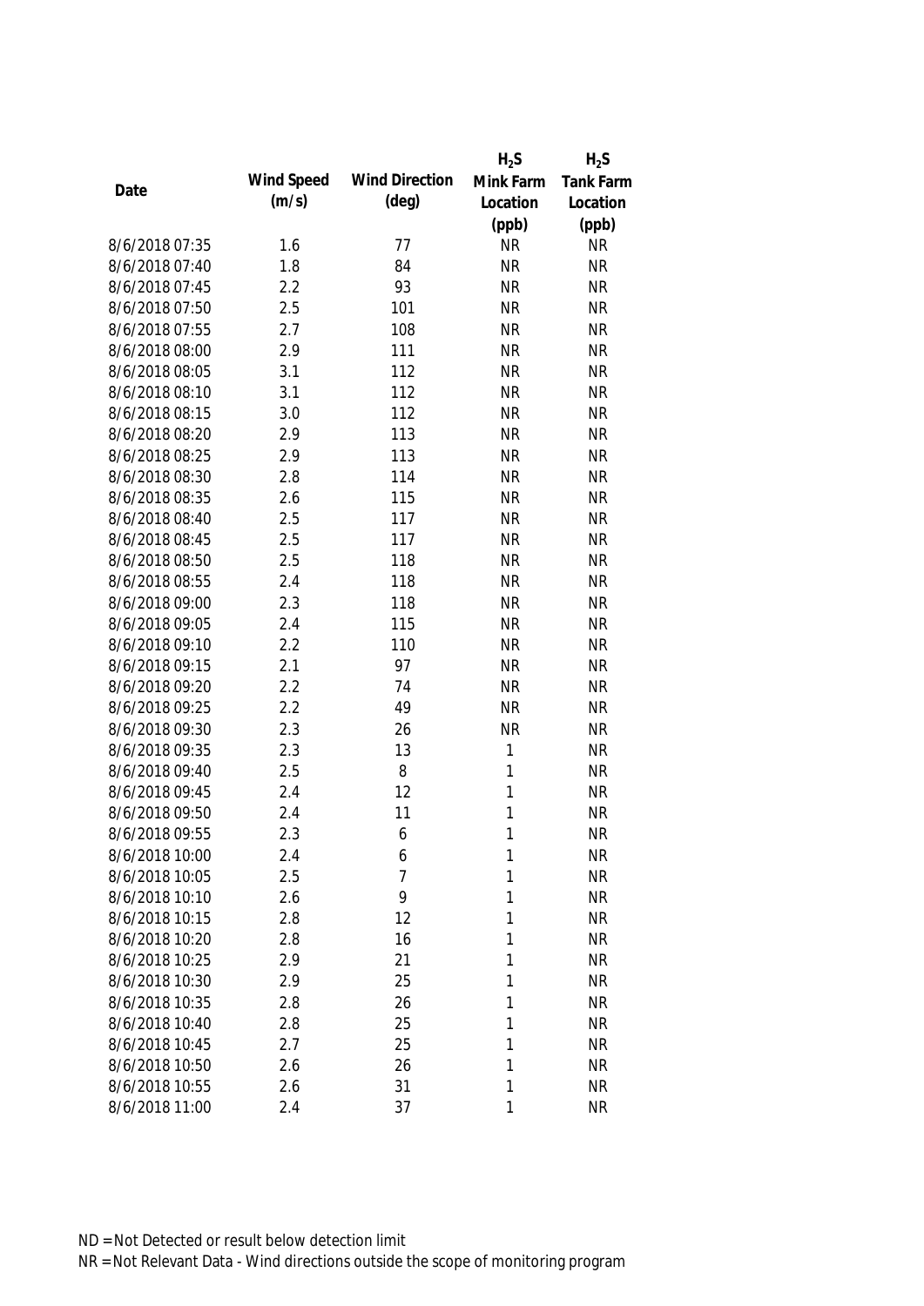| Date | Wind Speed (m/s) | Wind Direction (deg) | $H_2S$ Mink Farm Location (ppb) | $H_2S$ Tank Farm Location (ppb) |
|---|---|---|---|---|
| 8/6/2018 07:35 | 1.6 | 77 | NR | NR |
| 8/6/2018 07:40 | 1.8 | 84 | NR | NR |
| 8/6/2018 07:45 | 2.2 | 93 | NR | NR |
| 8/6/2018 07:50 | 2.5 | 101 | NR | NR |
| 8/6/2018 07:55 | 2.7 | 108 | NR | NR |
| 8/6/2018 08:00 | 2.9 | 111 | NR | NR |
| 8/6/2018 08:05 | 3.1 | 112 | NR | NR |
| 8/6/2018 08:10 | 3.1 | 112 | NR | NR |
| 8/6/2018 08:15 | 3.0 | 112 | NR | NR |
| 8/6/2018 08:20 | 2.9 | 113 | NR | NR |
| 8/6/2018 08:25 | 2.9 | 113 | NR | NR |
| 8/6/2018 08:30 | 2.8 | 114 | NR | NR |
| 8/6/2018 08:35 | 2.6 | 115 | NR | NR |
| 8/6/2018 08:40 | 2.5 | 117 | NR | NR |
| 8/6/2018 08:45 | 2.5 | 117 | NR | NR |
| 8/6/2018 08:50 | 2.5 | 118 | NR | NR |
| 8/6/2018 08:55 | 2.4 | 118 | NR | NR |
| 8/6/2018 09:00 | 2.3 | 118 | NR | NR |
| 8/6/2018 09:05 | 2.4 | 115 | NR | NR |
| 8/6/2018 09:10 | 2.2 | 110 | NR | NR |
| 8/6/2018 09:15 | 2.1 | 97 | NR | NR |
| 8/6/2018 09:20 | 2.2 | 74 | NR | NR |
| 8/6/2018 09:25 | 2.2 | 49 | NR | NR |
| 8/6/2018 09:30 | 2.3 | 26 | NR | NR |
| 8/6/2018 09:35 | 2.3 | 13 | 1 | NR |
| 8/6/2018 09:40 | 2.5 | 8 | 1 | NR |
| 8/6/2018 09:45 | 2.4 | 12 | 1 | NR |
| 8/6/2018 09:50 | 2.4 | 11 | 1 | NR |
| 8/6/2018 09:55 | 2.3 | 6 | 1 | NR |
| 8/6/2018 10:00 | 2.4 | 6 | 1 | NR |
| 8/6/2018 10:05 | 2.5 | 7 | 1 | NR |
| 8/6/2018 10:10 | 2.6 | 9 | 1 | NR |
| 8/6/2018 10:15 | 2.8 | 12 | 1 | NR |
| 8/6/2018 10:20 | 2.8 | 16 | 1 | NR |
| 8/6/2018 10:25 | 2.9 | 21 | 1 | NR |
| 8/6/2018 10:30 | 2.9 | 25 | 1 | NR |
| 8/6/2018 10:35 | 2.8 | 26 | 1 | NR |
| 8/6/2018 10:40 | 2.8 | 25 | 1 | NR |
| 8/6/2018 10:45 | 2.7 | 25 | 1 | NR |
| 8/6/2018 10:50 | 2.6 | 26 | 1 | NR |
| 8/6/2018 10:55 | 2.6 | 31 | 1 | NR |
| 8/6/2018 11:00 | 2.4 | 37 | 1 | NR |

ND = Not Detected or result below detection limit
NR = Not Relevant Data - Wind directions outside the scope of monitoring program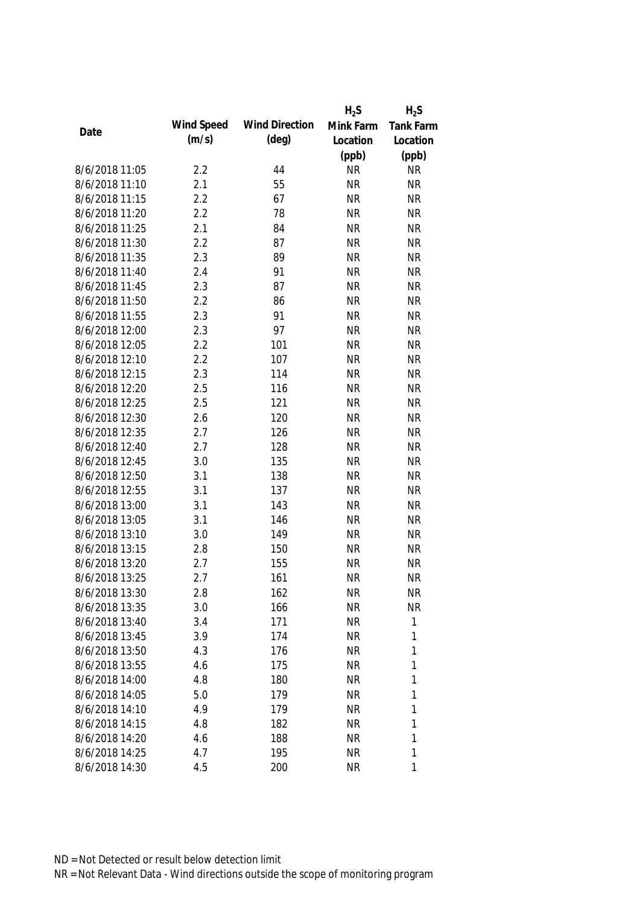| Date | Wind Speed (m/s) | Wind Direction (deg) | $H_2S$ Mink Farm Location (ppb) | $H_2S$ Tank Farm Location (ppb) |
|---|---|---|---|---|
| 8/6/2018 11:05 | 2.2 | 44 | NR | NR |
| 8/6/2018 11:10 | 2.1 | 55 | NR | NR |
| 8/6/2018 11:15 | 2.2 | 67 | NR | NR |
| 8/6/2018 11:20 | 2.2 | 78 | NR | NR |
| 8/6/2018 11:25 | 2.1 | 84 | NR | NR |
| 8/6/2018 11:30 | 2.2 | 87 | NR | NR |
| 8/6/2018 11:35 | 2.3 | 89 | NR | NR |
| 8/6/2018 11:40 | 2.4 | 91 | NR | NR |
| 8/6/2018 11:45 | 2.3 | 87 | NR | NR |
| 8/6/2018 11:50 | 2.2 | 86 | NR | NR |
| 8/6/2018 11:55 | 2.3 | 91 | NR | NR |
| 8/6/2018 12:00 | 2.3 | 97 | NR | NR |
| 8/6/2018 12:05 | 2.2 | 101 | NR | NR |
| 8/6/2018 12:10 | 2.2 | 107 | NR | NR |
| 8/6/2018 12:15 | 2.3 | 114 | NR | NR |
| 8/6/2018 12:20 | 2.5 | 116 | NR | NR |
| 8/6/2018 12:25 | 2.5 | 121 | NR | NR |
| 8/6/2018 12:30 | 2.6 | 120 | NR | NR |
| 8/6/2018 12:35 | 2.7 | 126 | NR | NR |
| 8/6/2018 12:40 | 2.7 | 128 | NR | NR |
| 8/6/2018 12:45 | 3.0 | 135 | NR | NR |
| 8/6/2018 12:50 | 3.1 | 138 | NR | NR |
| 8/6/2018 12:55 | 3.1 | 137 | NR | NR |
| 8/6/2018 13:00 | 3.1 | 143 | NR | NR |
| 8/6/2018 13:05 | 3.1 | 146 | NR | NR |
| 8/6/2018 13:10 | 3.0 | 149 | NR | NR |
| 8/6/2018 13:15 | 2.8 | 150 | NR | NR |
| 8/6/2018 13:20 | 2.7 | 155 | NR | NR |
| 8/6/2018 13:25 | 2.7 | 161 | NR | NR |
| 8/6/2018 13:30 | 2.8 | 162 | NR | NR |
| 8/6/2018 13:35 | 3.0 | 166 | NR | NR |
| 8/6/2018 13:40 | 3.4 | 171 | NR | 1 |
| 8/6/2018 13:45 | 3.9 | 174 | NR | 1 |
| 8/6/2018 13:50 | 4.3 | 176 | NR | 1 |
| 8/6/2018 13:55 | 4.6 | 175 | NR | 1 |
| 8/6/2018 14:00 | 4.8 | 180 | NR | 1 |
| 8/6/2018 14:05 | 5.0 | 179 | NR | 1 |
| 8/6/2018 14:10 | 4.9 | 179 | NR | 1 |
| 8/6/2018 14:15 | 4.8 | 182 | NR | 1 |
| 8/6/2018 14:20 | 4.6 | 188 | NR | 1 |
| 8/6/2018 14:25 | 4.7 | 195 | NR | 1 |
| 8/6/2018 14:30 | 4.5 | 200 | NR | 1 |

ND = Not Detected or result below detection limit

NR = Not Relevant Data - Wind directions outside the scope of monitoring program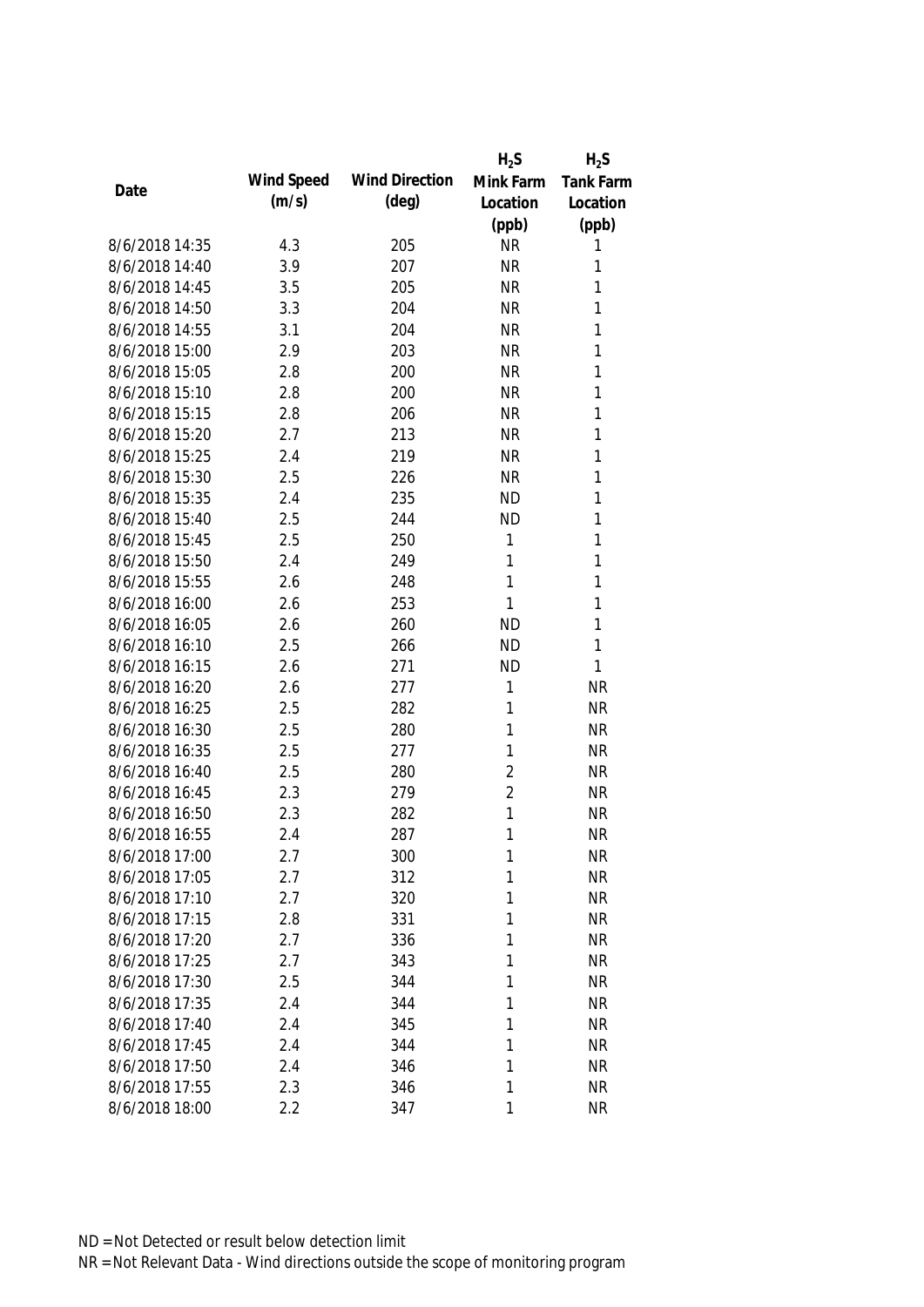| Date | Wind Speed (m/s) | Wind Direction (deg) | $H_2S$ Mink Farm Location (ppb) | $H_2S$ Tank Farm Location (ppb) |
|---|---|---|---|---|
| 8/6/2018 14:35 | 4.3 | 205 | NR | 1 |
| 8/6/2018 14:40 | 3.9 | 207 | NR | 1 |
| 8/6/2018 14:45 | 3.5 | 205 | NR | 1 |
| 8/6/2018 14:50 | 3.3 | 204 | NR | 1 |
| 8/6/2018 14:55 | 3.1 | 204 | NR | 1 |
| 8/6/2018 15:00 | 2.9 | 203 | NR | 1 |
| 8/6/2018 15:05 | 2.8 | 200 | NR | 1 |
| 8/6/2018 15:10 | 2.8 | 200 | NR | 1 |
| 8/6/2018 15:15 | 2.8 | 206 | NR | 1 |
| 8/6/2018 15:20 | 2.7 | 213 | NR | 1 |
| 8/6/2018 15:25 | 2.4 | 219 | NR | 1 |
| 8/6/2018 15:30 | 2.5 | 226 | NR | 1 |
| 8/6/2018 15:35 | 2.4 | 235 | ND | 1 |
| 8/6/2018 15:40 | 2.5 | 244 | ND | 1 |
| 8/6/2018 15:45 | 2.5 | 250 | 1 | 1 |
| 8/6/2018 15:50 | 2.4 | 249 | 1 | 1 |
| 8/6/2018 15:55 | 2.6 | 248 | 1 | 1 |
| 8/6/2018 16:00 | 2.6 | 253 | 1 | 1 |
| 8/6/2018 16:05 | 2.6 | 260 | ND | 1 |
| 8/6/2018 16:10 | 2.5 | 266 | ND | 1 |
| 8/6/2018 16:15 | 2.6 | 271 | ND | 1 |
| 8/6/2018 16:20 | 2.6 | 277 | 1 | NR |
| 8/6/2018 16:25 | 2.5 | 282 | 1 | NR |
| 8/6/2018 16:30 | 2.5 | 280 | 1 | NR |
| 8/6/2018 16:35 | 2.5 | 277 | 1 | NR |
| 8/6/2018 16:40 | 2.5 | 280 | 2 | NR |
| 8/6/2018 16:45 | 2.3 | 279 | 2 | NR |
| 8/6/2018 16:50 | 2.3 | 282 | 1 | NR |
| 8/6/2018 16:55 | 2.4 | 287 | 1 | NR |
| 8/6/2018 17:00 | 2.7 | 300 | 1 | NR |
| 8/6/2018 17:05 | 2.7 | 312 | 1 | NR |
| 8/6/2018 17:10 | 2.7 | 320 | 1 | NR |
| 8/6/2018 17:15 | 2.8 | 331 | 1 | NR |
| 8/6/2018 17:20 | 2.7 | 336 | 1 | NR |
| 8/6/2018 17:25 | 2.7 | 343 | 1 | NR |
| 8/6/2018 17:30 | 2.5 | 344 | 1 | NR |
| 8/6/2018 17:35 | 2.4 | 344 | 1 | NR |
| 8/6/2018 17:40 | 2.4 | 345 | 1 | NR |
| 8/6/2018 17:45 | 2.4 | 344 | 1 | NR |
| 8/6/2018 17:50 | 2.4 | 346 | 1 | NR |
| 8/6/2018 17:55 | 2.3 | 346 | 1 | NR |
| 8/6/2018 18:00 | 2.2 | 347 | 1 | NR |

ND = Not Detected or result below detection limit

NR = Not Relevant Data - Wind directions outside the scope of monitoring program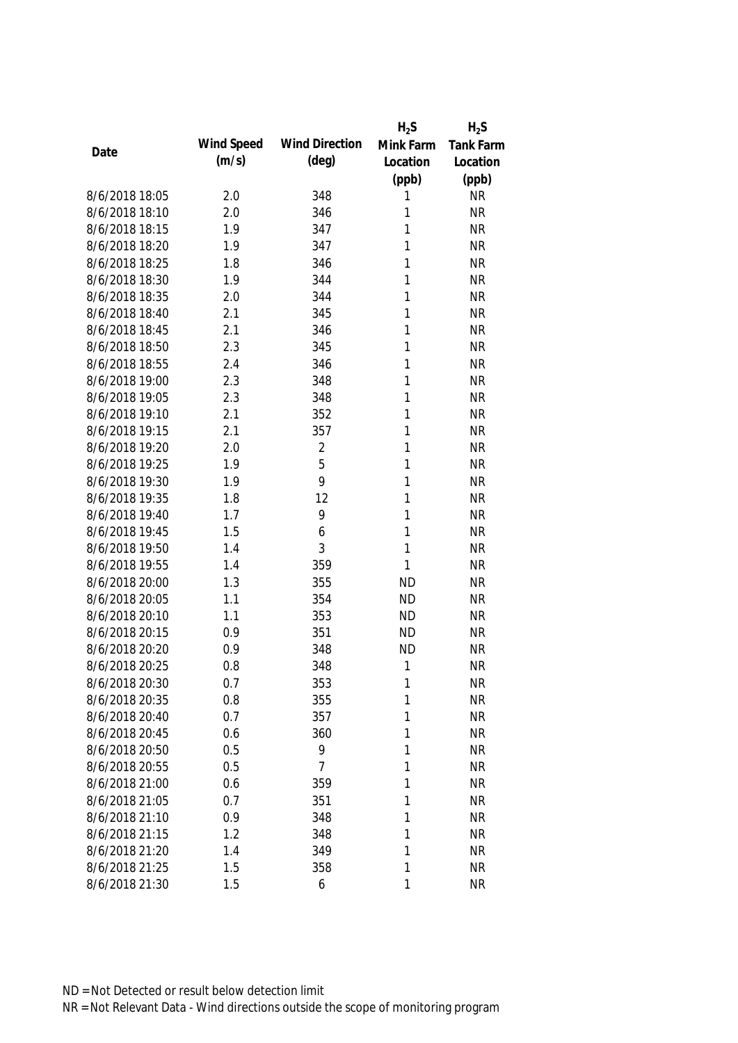| Date | Wind Speed (m/s) | Wind Direction (deg) | $H_2S$ Mink Farm Location (ppb) | $H_2S$ Tank Farm Location (ppb) |
|---|---|---|---|---|
| 8/6/2018 18:05 | 2.0 | 348 | 1 | NR |
| 8/6/2018 18:10 | 2.0 | 346 | 1 | NR |
| 8/6/2018 18:15 | 1.9 | 347 | 1 | NR |
| 8/6/2018 18:20 | 1.9 | 347 | 1 | NR |
| 8/6/2018 18:25 | 1.8 | 346 | 1 | NR |
| 8/6/2018 18:30 | 1.9 | 344 | 1 | NR |
| 8/6/2018 18:35 | 2.0 | 344 | 1 | NR |
| 8/6/2018 18:40 | 2.1 | 345 | 1 | NR |
| 8/6/2018 18:45 | 2.1 | 346 | 1 | NR |
| 8/6/2018 18:50 | 2.3 | 345 | 1 | NR |
| 8/6/2018 18:55 | 2.4 | 346 | 1 | NR |
| 8/6/2018 19:00 | 2.3 | 348 | 1 | NR |
| 8/6/2018 19:05 | 2.3 | 348 | 1 | NR |
| 8/6/2018 19:10 | 2.1 | 352 | 1 | NR |
| 8/6/2018 19:15 | 2.1 | 357 | 1 | NR |
| 8/6/2018 19:20 | 2.0 | 2 | 1 | NR |
| 8/6/2018 19:25 | 1.9 | 5 | 1 | NR |
| 8/6/2018 19:30 | 1.9 | 9 | 1 | NR |
| 8/6/2018 19:35 | 1.8 | 12 | 1 | NR |
| 8/6/2018 19:40 | 1.7 | 9 | 1 | NR |
| 8/6/2018 19:45 | 1.5 | 6 | 1 | NR |
| 8/6/2018 19:50 | 1.4 | 3 | 1 | NR |
| 8/6/2018 19:55 | 1.4 | 359 | 1 | NR |
| 8/6/2018 20:00 | 1.3 | 355 | ND | NR |
| 8/6/2018 20:05 | 1.1 | 354 | ND | NR |
| 8/6/2018 20:10 | 1.1 | 353 | ND | NR |
| 8/6/2018 20:15 | 0.9 | 351 | ND | NR |
| 8/6/2018 20:20 | 0.9 | 348 | ND | NR |
| 8/6/2018 20:25 | 0.8 | 348 | 1 | NR |
| 8/6/2018 20:30 | 0.7 | 353 | 1 | NR |
| 8/6/2018 20:35 | 0.8 | 355 | 1 | NR |
| 8/6/2018 20:40 | 0.7 | 357 | 1 | NR |
| 8/6/2018 20:45 | 0.6 | 360 | 1 | NR |
| 8/6/2018 20:50 | 0.5 | 9 | 1 | NR |
| 8/6/2018 20:55 | 0.5 | 7 | 1 | NR |
| 8/6/2018 21:00 | 0.6 | 359 | 1 | NR |
| 8/6/2018 21:05 | 0.7 | 351 | 1 | NR |
| 8/6/2018 21:10 | 0.9 | 348 | 1 | NR |
| 8/6/2018 21:15 | 1.2 | 348 | 1 | NR |
| 8/6/2018 21:20 | 1.4 | 349 | 1 | NR |
| 8/6/2018 21:25 | 1.5 | 358 | 1 | NR |
| 8/6/2018 21:30 | 1.5 | 6 | 1 | NR |

ND = Not Detected or result below detection limit
NR = Not Relevant Data - Wind directions outside the scope of monitoring program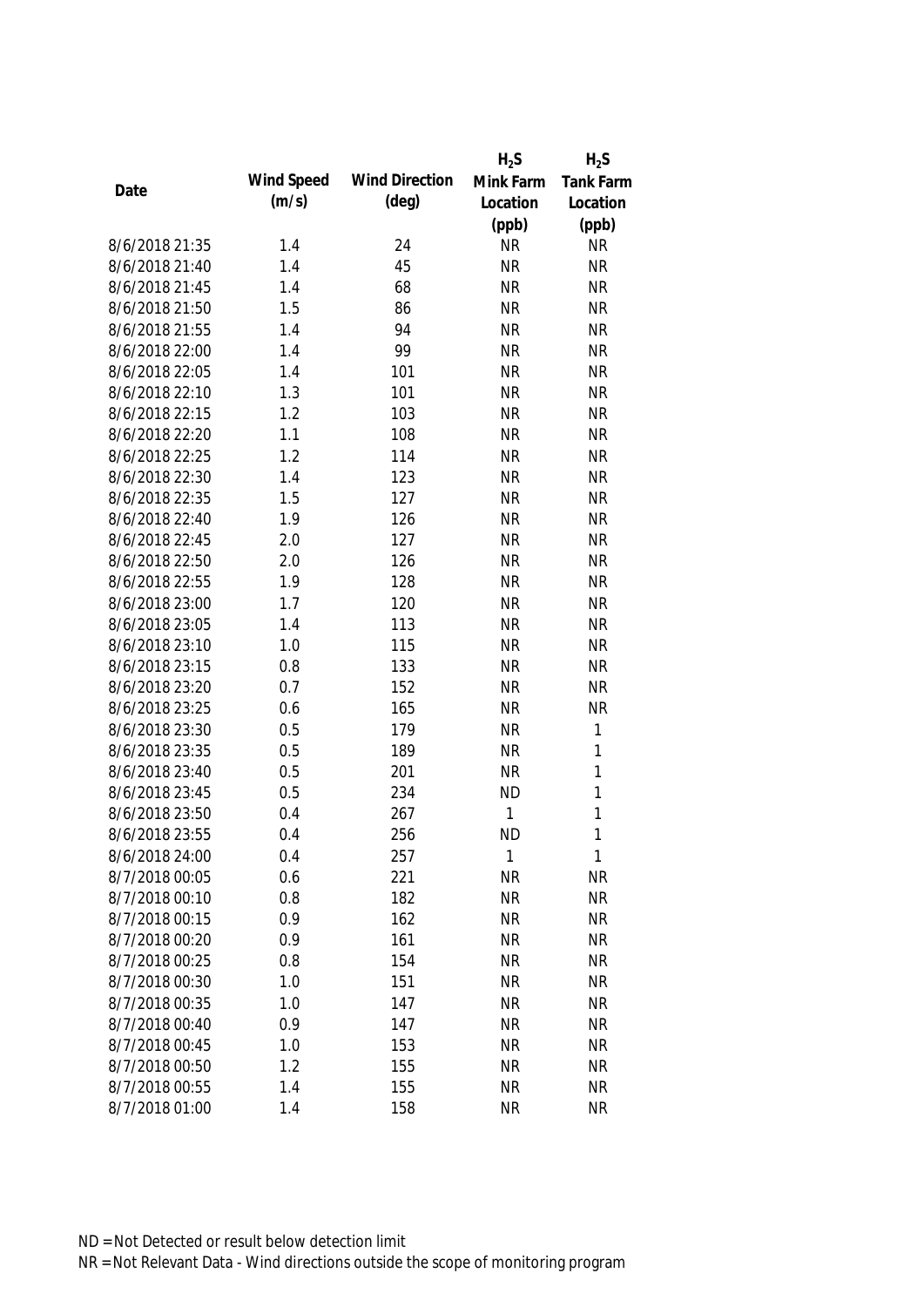| Date | Wind Speed (m/s) | Wind Direction (deg) | $H_2S$ Mink Farm Location (ppb) | $H_2S$ Tank Farm Location (ppb) |
|---|---|---|---|---|
| 8/6/2018 21:35 | 1.4 | 24 | NR | NR |
| 8/6/2018 21:40 | 1.4 | 45 | NR | NR |
| 8/6/2018 21:45 | 1.4 | 68 | NR | NR |
| 8/6/2018 21:50 | 1.5 | 86 | NR | NR |
| 8/6/2018 21:55 | 1.4 | 94 | NR | NR |
| 8/6/2018 22:00 | 1.4 | 99 | NR | NR |
| 8/6/2018 22:05 | 1.4 | 101 | NR | NR |
| 8/6/2018 22:10 | 1.3 | 101 | NR | NR |
| 8/6/2018 22:15 | 1.2 | 103 | NR | NR |
| 8/6/2018 22:20 | 1.1 | 108 | NR | NR |
| 8/6/2018 22:25 | 1.2 | 114 | NR | NR |
| 8/6/2018 22:30 | 1.4 | 123 | NR | NR |
| 8/6/2018 22:35 | 1.5 | 127 | NR | NR |
| 8/6/2018 22:40 | 1.9 | 126 | NR | NR |
| 8/6/2018 22:45 | 2.0 | 127 | NR | NR |
| 8/6/2018 22:50 | 2.0 | 126 | NR | NR |
| 8/6/2018 22:55 | 1.9 | 128 | NR | NR |
| 8/6/2018 23:00 | 1.7 | 120 | NR | NR |
| 8/6/2018 23:05 | 1.4 | 113 | NR | NR |
| 8/6/2018 23:10 | 1.0 | 115 | NR | NR |
| 8/6/2018 23:15 | 0.8 | 133 | NR | NR |
| 8/6/2018 23:20 | 0.7 | 152 | NR | NR |
| 8/6/2018 23:25 | 0.6 | 165 | NR | NR |
| 8/6/2018 23:30 | 0.5 | 179 | NR | 1 |
| 8/6/2018 23:35 | 0.5 | 189 | NR | 1 |
| 8/6/2018 23:40 | 0.5 | 201 | NR | 1 |
| 8/6/2018 23:45 | 0.5 | 234 | ND | 1 |
| 8/6/2018 23:50 | 0.4 | 267 | 1 | 1 |
| 8/6/2018 23:55 | 0.4 | 256 | ND | 1 |
| 8/6/2018 24:00 | 0.4 | 257 | 1 | 1 |
| 8/7/2018 00:05 | 0.6 | 221 | NR | NR |
| 8/7/2018 00:10 | 0.8 | 182 | NR | NR |
| 8/7/2018 00:15 | 0.9 | 162 | NR | NR |
| 8/7/2018 00:20 | 0.9 | 161 | NR | NR |
| 8/7/2018 00:25 | 0.8 | 154 | NR | NR |
| 8/7/2018 00:30 | 1.0 | 151 | NR | NR |
| 8/7/2018 00:35 | 1.0 | 147 | NR | NR |
| 8/7/2018 00:40 | 0.9 | 147 | NR | NR |
| 8/7/2018 00:45 | 1.0 | 153 | NR | NR |
| 8/7/2018 00:50 | 1.2 | 155 | NR | NR |
| 8/7/2018 00:55 | 1.4 | 155 | NR | NR |
| 8/7/2018 01:00 | 1.4 | 158 | NR | NR |

ND = Not Detected or result below detection limit

NR = Not Relevant Data - Wind directions outside the scope of monitoring program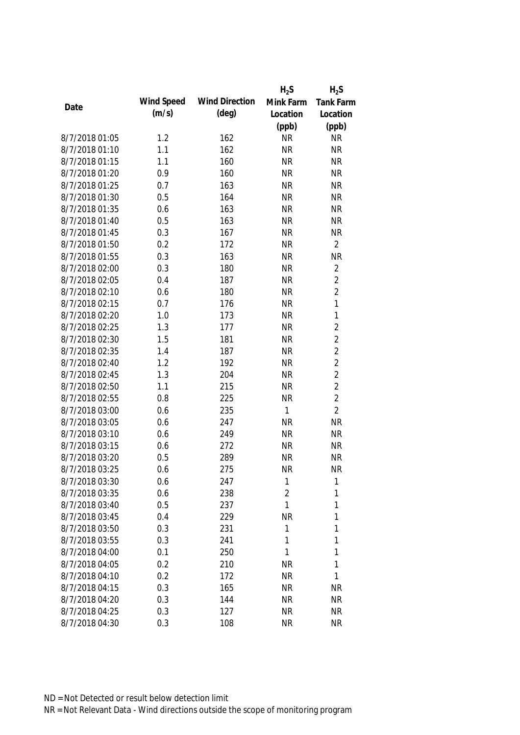| Date | Wind Speed (m/s) | Wind Direction (deg) | $H_2S$ Mink Farm Location (ppb) | $H_2S$ Tank Farm Location (ppb) |
|---|---|---|---|---|
| 8/7/2018 01:05 | 1.2 | 162 | NR | NR |
| 8/7/2018 01:10 | 1.1 | 162 | NR | NR |
| 8/7/2018 01:15 | 1.1 | 160 | NR | NR |
| 8/7/2018 01:20 | 0.9 | 160 | NR | NR |
| 8/7/2018 01:25 | 0.7 | 163 | NR | NR |
| 8/7/2018 01:30 | 0.5 | 164 | NR | NR |
| 8/7/2018 01:35 | 0.6 | 163 | NR | NR |
| 8/7/2018 01:40 | 0.5 | 163 | NR | NR |
| 8/7/2018 01:45 | 0.3 | 167 | NR | NR |
| 8/7/2018 01:50 | 0.2 | 172 | NR | 2 |
| 8/7/2018 01:55 | 0.3 | 163 | NR | NR |
| 8/7/2018 02:00 | 0.3 | 180 | NR | 2 |
| 8/7/2018 02:05 | 0.4 | 187 | NR | 2 |
| 8/7/2018 02:10 | 0.6 | 180 | NR | 2 |
| 8/7/2018 02:15 | 0.7 | 176 | NR | 1 |
| 8/7/2018 02:20 | 1.0 | 173 | NR | 1 |
| 8/7/2018 02:25 | 1.3 | 177 | NR | 2 |
| 8/7/2018 02:30 | 1.5 | 181 | NR | 2 |
| 8/7/2018 02:35 | 1.4 | 187 | NR | 2 |
| 8/7/2018 02:40 | 1.2 | 192 | NR | 2 |
| 8/7/2018 02:45 | 1.3 | 204 | NR | 2 |
| 8/7/2018 02:50 | 1.1 | 215 | NR | 2 |
| 8/7/2018 02:55 | 0.8 | 225 | NR | 2 |
| 8/7/2018 03:00 | 0.6 | 235 | 1 | 2 |
| 8/7/2018 03:05 | 0.6 | 247 | NR | NR |
| 8/7/2018 03:10 | 0.6 | 249 | NR | NR |
| 8/7/2018 03:15 | 0.6 | 272 | NR | NR |
| 8/7/2018 03:20 | 0.5 | 289 | NR | NR |
| 8/7/2018 03:25 | 0.6 | 275 | NR | NR |
| 8/7/2018 03:30 | 0.6 | 247 | 1 | 1 |
| 8/7/2018 03:35 | 0.6 | 238 | 2 | 1 |
| 8/7/2018 03:40 | 0.5 | 237 | 1 | 1 |
| 8/7/2018 03:45 | 0.4 | 229 | NR | 1 |
| 8/7/2018 03:50 | 0.3 | 231 | 1 | 1 |
| 8/7/2018 03:55 | 0.3 | 241 | 1 | 1 |
| 8/7/2018 04:00 | 0.1 | 250 | 1 | 1 |
| 8/7/2018 04:05 | 0.2 | 210 | NR | 1 |
| 8/7/2018 04:10 | 0.2 | 172 | NR | 1 |
| 8/7/2018 04:15 | 0.3 | 165 | NR | NR |
| 8/7/2018 04:20 | 0.3 | 144 | NR | NR |
| 8/7/2018 04:25 | 0.3 | 127 | NR | NR |
| 8/7/2018 04:30 | 0.3 | 108 | NR | NR |

ND = Not Detected or result below detection limit

NR = Not Relevant Data - Wind directions outside the scope of monitoring program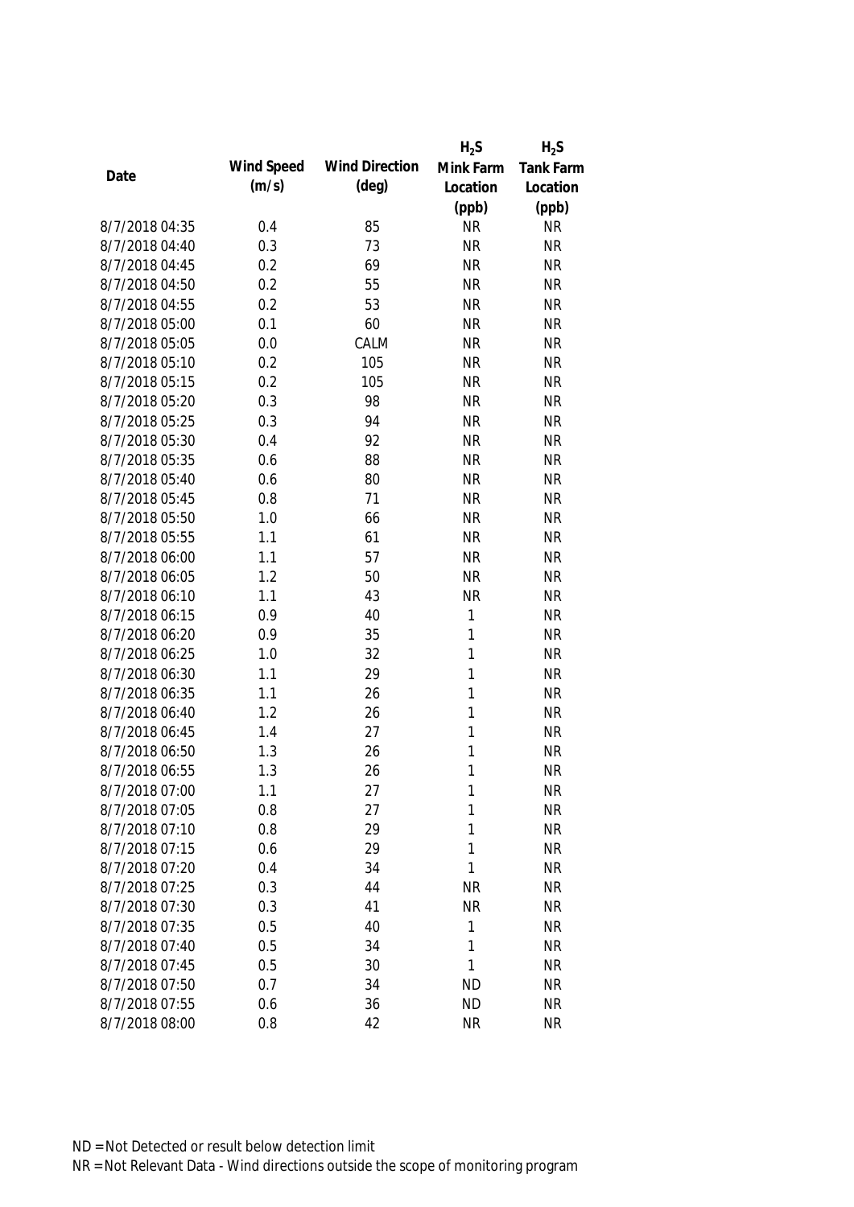| Date | Wind Speed (m/s) | Wind Direction (deg) | $H_2S$ Mink Farm Location (ppb) | $H_2S$ Tank Farm Location (ppb) |
|---|---|---|---|---|
| 8/7/2018 04:35 | 0.4 | 85 | NR | NR |
| 8/7/2018 04:40 | 0.3 | 73 | NR | NR |
| 8/7/2018 04:45 | 0.2 | 69 | NR | NR |
| 8/7/2018 04:50 | 0.2 | 55 | NR | NR |
| 8/7/2018 04:55 | 0.2 | 53 | NR | NR |
| 8/7/2018 05:00 | 0.1 | 60 | NR | NR |
| 8/7/2018 05:05 | 0.0 | CALM | NR | NR |
| 8/7/2018 05:10 | 0.2 | 105 | NR | NR |
| 8/7/2018 05:15 | 0.2 | 105 | NR | NR |
| 8/7/2018 05:20 | 0.3 | 98 | NR | NR |
| 8/7/2018 05:25 | 0.3 | 94 | NR | NR |
| 8/7/2018 05:30 | 0.4 | 92 | NR | NR |
| 8/7/2018 05:35 | 0.6 | 88 | NR | NR |
| 8/7/2018 05:40 | 0.6 | 80 | NR | NR |
| 8/7/2018 05:45 | 0.8 | 71 | NR | NR |
| 8/7/2018 05:50 | 1.0 | 66 | NR | NR |
| 8/7/2018 05:55 | 1.1 | 61 | NR | NR |
| 8/7/2018 06:00 | 1.1 | 57 | NR | NR |
| 8/7/2018 06:05 | 1.2 | 50 | NR | NR |
| 8/7/2018 06:10 | 1.1 | 43 | NR | NR |
| 8/7/2018 06:15 | 0.9 | 40 | 1 | NR |
| 8/7/2018 06:20 | 0.9 | 35 | 1 | NR |
| 8/7/2018 06:25 | 1.0 | 32 | 1 | NR |
| 8/7/2018 06:30 | 1.1 | 29 | 1 | NR |
| 8/7/2018 06:35 | 1.1 | 26 | 1 | NR |
| 8/7/2018 06:40 | 1.2 | 26 | 1 | NR |
| 8/7/2018 06:45 | 1.4 | 27 | 1 | NR |
| 8/7/2018 06:50 | 1.3 | 26 | 1 | NR |
| 8/7/2018 06:55 | 1.3 | 26 | 1 | NR |
| 8/7/2018 07:00 | 1.1 | 27 | 1 | NR |
| 8/7/2018 07:05 | 0.8 | 27 | 1 | NR |
| 8/7/2018 07:10 | 0.8 | 29 | 1 | NR |
| 8/7/2018 07:15 | 0.6 | 29 | 1 | NR |
| 8/7/2018 07:20 | 0.4 | 34 | 1 | NR |
| 8/7/2018 07:25 | 0.3 | 44 | NR | NR |
| 8/7/2018 07:30 | 0.3 | 41 | NR | NR |
| 8/7/2018 07:35 | 0.5 | 40 | 1 | NR |
| 8/7/2018 07:40 | 0.5 | 34 | 1 | NR |
| 8/7/2018 07:45 | 0.5 | 30 | 1 | NR |
| 8/7/2018 07:50 | 0.7 | 34 | ND | NR |
| 8/7/2018 07:55 | 0.6 | 36 | ND | NR |
| 8/7/2018 08:00 | 0.8 | 42 | NR | NR |

ND = Not Detected or result below detection limit

NR = Not Relevant Data - Wind directions outside the scope of monitoring program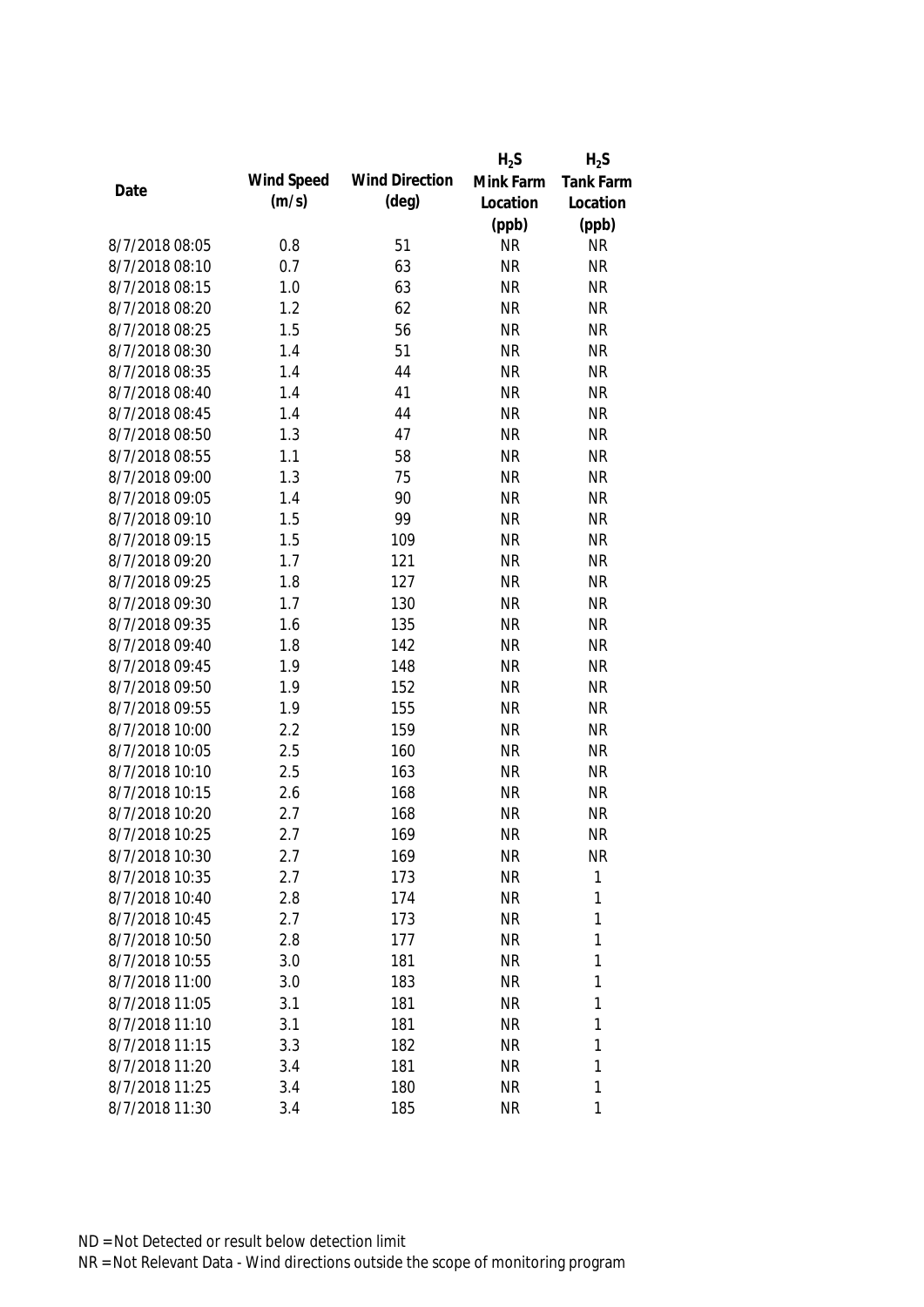| Date | Wind Speed (m/s) | Wind Direction (deg) | $H_2S$ Mink Farm Location (ppb) | $H_2S$ Tank Farm Location (ppb) |
|---|---|---|---|---|
| 8/7/2018 08:05 | 0.8 | 51 | NR | NR |
| 8/7/2018 08:10 | 0.7 | 63 | NR | NR |
| 8/7/2018 08:15 | 1.0 | 63 | NR | NR |
| 8/7/2018 08:20 | 1.2 | 62 | NR | NR |
| 8/7/2018 08:25 | 1.5 | 56 | NR | NR |
| 8/7/2018 08:30 | 1.4 | 51 | NR | NR |
| 8/7/2018 08:35 | 1.4 | 44 | NR | NR |
| 8/7/2018 08:40 | 1.4 | 41 | NR | NR |
| 8/7/2018 08:45 | 1.4 | 44 | NR | NR |
| 8/7/2018 08:50 | 1.3 | 47 | NR | NR |
| 8/7/2018 08:55 | 1.1 | 58 | NR | NR |
| 8/7/2018 09:00 | 1.3 | 75 | NR | NR |
| 8/7/2018 09:05 | 1.4 | 90 | NR | NR |
| 8/7/2018 09:10 | 1.5 | 99 | NR | NR |
| 8/7/2018 09:15 | 1.5 | 109 | NR | NR |
| 8/7/2018 09:20 | 1.7 | 121 | NR | NR |
| 8/7/2018 09:25 | 1.8 | 127 | NR | NR |
| 8/7/2018 09:30 | 1.7 | 130 | NR | NR |
| 8/7/2018 09:35 | 1.6 | 135 | NR | NR |
| 8/7/2018 09:40 | 1.8 | 142 | NR | NR |
| 8/7/2018 09:45 | 1.9 | 148 | NR | NR |
| 8/7/2018 09:50 | 1.9 | 152 | NR | NR |
| 8/7/2018 09:55 | 1.9 | 155 | NR | NR |
| 8/7/2018 10:00 | 2.2 | 159 | NR | NR |
| 8/7/2018 10:05 | 2.5 | 160 | NR | NR |
| 8/7/2018 10:10 | 2.5 | 163 | NR | NR |
| 8/7/2018 10:15 | 2.6 | 168 | NR | NR |
| 8/7/2018 10:20 | 2.7 | 168 | NR | NR |
| 8/7/2018 10:25 | 2.7 | 169 | NR | NR |
| 8/7/2018 10:30 | 2.7 | 169 | NR | NR |
| 8/7/2018 10:35 | 2.7 | 173 | NR | 1 |
| 8/7/2018 10:40 | 2.8 | 174 | NR | 1 |
| 8/7/2018 10:45 | 2.7 | 173 | NR | 1 |
| 8/7/2018 10:50 | 2.8 | 177 | NR | 1 |
| 8/7/2018 10:55 | 3.0 | 181 | NR | 1 |
| 8/7/2018 11:00 | 3.0 | 183 | NR | 1 |
| 8/7/2018 11:05 | 3.1 | 181 | NR | 1 |
| 8/7/2018 11:10 | 3.1 | 181 | NR | 1 |
| 8/7/2018 11:15 | 3.3 | 182 | NR | 1 |
| 8/7/2018 11:20 | 3.4 | 181 | NR | 1 |
| 8/7/2018 11:25 | 3.4 | 180 | NR | 1 |
| 8/7/2018 11:30 | 3.4 | 185 | NR | 1 |

ND = Not Detected or result below detection limit

NR = Not Relevant Data - Wind directions outside the scope of monitoring program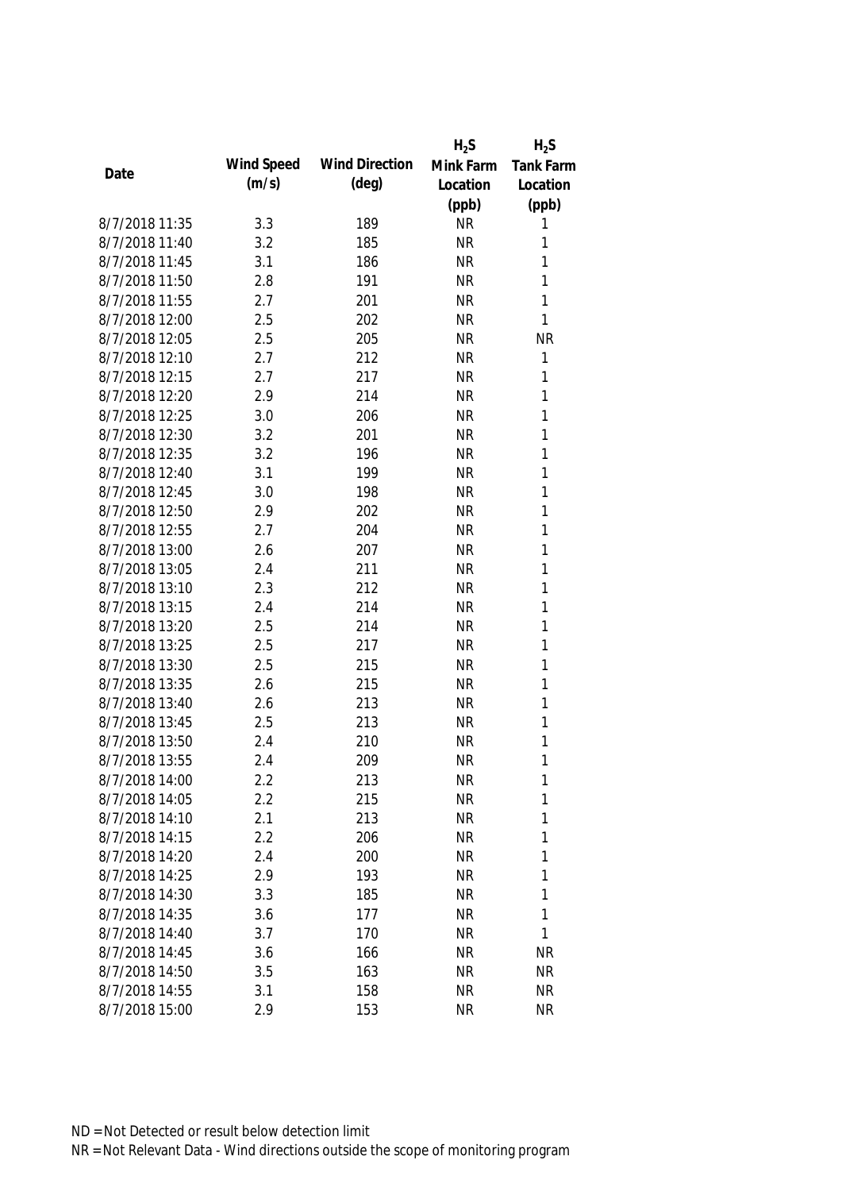| Date | Wind Speed (m/s) | Wind Direction (deg) | $H_2S$ Mink Farm Location (ppb) | $H_2S$ Tank Farm Location (ppb) |
|---|---|---|---|---|
| 8/7/2018 11:35 | 3.3 | 189 | NR | 1 |
| 8/7/2018 11:40 | 3.2 | 185 | NR | 1 |
| 8/7/2018 11:45 | 3.1 | 186 | NR | 1 |
| 8/7/2018 11:50 | 2.8 | 191 | NR | 1 |
| 8/7/2018 11:55 | 2.7 | 201 | NR | 1 |
| 8/7/2018 12:00 | 2.5 | 202 | NR | 1 |
| 8/7/2018 12:05 | 2.5 | 205 | NR | NR |
| 8/7/2018 12:10 | 2.7 | 212 | NR | 1 |
| 8/7/2018 12:15 | 2.7 | 217 | NR | 1 |
| 8/7/2018 12:20 | 2.9 | 214 | NR | 1 |
| 8/7/2018 12:25 | 3.0 | 206 | NR | 1 |
| 8/7/2018 12:30 | 3.2 | 201 | NR | 1 |
| 8/7/2018 12:35 | 3.2 | 196 | NR | 1 |
| 8/7/2018 12:40 | 3.1 | 199 | NR | 1 |
| 8/7/2018 12:45 | 3.0 | 198 | NR | 1 |
| 8/7/2018 12:50 | 2.9 | 202 | NR | 1 |
| 8/7/2018 12:55 | 2.7 | 204 | NR | 1 |
| 8/7/2018 13:00 | 2.6 | 207 | NR | 1 |
| 8/7/2018 13:05 | 2.4 | 211 | NR | 1 |
| 8/7/2018 13:10 | 2.3 | 212 | NR | 1 |
| 8/7/2018 13:15 | 2.4 | 214 | NR | 1 |
| 8/7/2018 13:20 | 2.5 | 214 | NR | 1 |
| 8/7/2018 13:25 | 2.5 | 217 | NR | 1 |
| 8/7/2018 13:30 | 2.5 | 215 | NR | 1 |
| 8/7/2018 13:35 | 2.6 | 215 | NR | 1 |
| 8/7/2018 13:40 | 2.6 | 213 | NR | 1 |
| 8/7/2018 13:45 | 2.5 | 213 | NR | 1 |
| 8/7/2018 13:50 | 2.4 | 210 | NR | 1 |
| 8/7/2018 13:55 | 2.4 | 209 | NR | 1 |
| 8/7/2018 14:00 | 2.2 | 213 | NR | 1 |
| 8/7/2018 14:05 | 2.2 | 215 | NR | 1 |
| 8/7/2018 14:10 | 2.1 | 213 | NR | 1 |
| 8/7/2018 14:15 | 2.2 | 206 | NR | 1 |
| 8/7/2018 14:20 | 2.4 | 200 | NR | 1 |
| 8/7/2018 14:25 | 2.9 | 193 | NR | 1 |
| 8/7/2018 14:30 | 3.3 | 185 | NR | 1 |
| 8/7/2018 14:35 | 3.6 | 177 | NR | 1 |
| 8/7/2018 14:40 | 3.7 | 170 | NR | 1 |
| 8/7/2018 14:45 | 3.6 | 166 | NR | NR |
| 8/7/2018 14:50 | 3.5 | 163 | NR | NR |
| 8/7/2018 14:55 | 3.1 | 158 | NR | NR |
| 8/7/2018 15:00 | 2.9 | 153 | NR | NR |

ND = Not Detected or result below detection limit

NR = Not Relevant Data - Wind directions outside the scope of monitoring program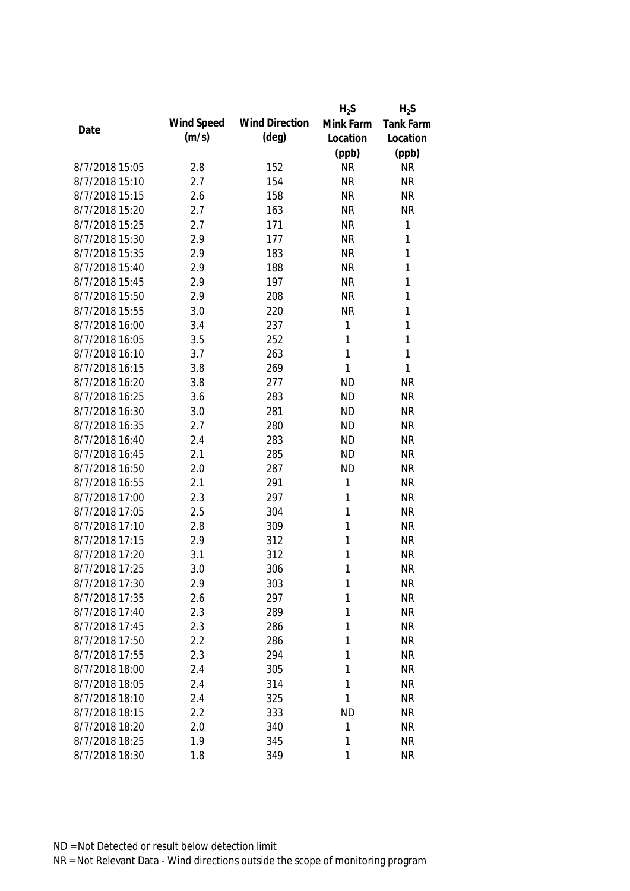| Date | Wind Speed (m/s) | Wind Direction (deg) | $H_2S$ Mink Farm Location (ppb) | $H_2S$ Tank Farm Location (ppb) |
|---|---|---|---|---|
| 8/7/2018 15:05 | 2.8 | 152 | NR | NR |
| 8/7/2018 15:10 | 2.7 | 154 | NR | NR |
| 8/7/2018 15:15 | 2.6 | 158 | NR | NR |
| 8/7/2018 15:20 | 2.7 | 163 | NR | NR |
| 8/7/2018 15:25 | 2.7 | 171 | NR | 1 |
| 8/7/2018 15:30 | 2.9 | 177 | NR | 1 |
| 8/7/2018 15:35 | 2.9 | 183 | NR | 1 |
| 8/7/2018 15:40 | 2.9 | 188 | NR | 1 |
| 8/7/2018 15:45 | 2.9 | 197 | NR | 1 |
| 8/7/2018 15:50 | 2.9 | 208 | NR | 1 |
| 8/7/2018 15:55 | 3.0 | 220 | NR | 1 |
| 8/7/2018 16:00 | 3.4 | 237 | 1 | 1 |
| 8/7/2018 16:05 | 3.5 | 252 | 1 | 1 |
| 8/7/2018 16:10 | 3.7 | 263 | 1 | 1 |
| 8/7/2018 16:15 | 3.8 | 269 | 1 | 1 |
| 8/7/2018 16:20 | 3.8 | 277 | ND | NR |
| 8/7/2018 16:25 | 3.6 | 283 | ND | NR |
| 8/7/2018 16:30 | 3.0 | 281 | ND | NR |
| 8/7/2018 16:35 | 2.7 | 280 | ND | NR |
| 8/7/2018 16:40 | 2.4 | 283 | ND | NR |
| 8/7/2018 16:45 | 2.1 | 285 | ND | NR |
| 8/7/2018 16:50 | 2.0 | 287 | ND | NR |
| 8/7/2018 16:55 | 2.1 | 291 | 1 | NR |
| 8/7/2018 17:00 | 2.3 | 297 | 1 | NR |
| 8/7/2018 17:05 | 2.5 | 304 | 1 | NR |
| 8/7/2018 17:10 | 2.8 | 309 | 1 | NR |
| 8/7/2018 17:15 | 2.9 | 312 | 1 | NR |
| 8/7/2018 17:20 | 3.1 | 312 | 1 | NR |
| 8/7/2018 17:25 | 3.0 | 306 | 1 | NR |
| 8/7/2018 17:30 | 2.9 | 303 | 1 | NR |
| 8/7/2018 17:35 | 2.6 | 297 | 1 | NR |
| 8/7/2018 17:40 | 2.3 | 289 | 1 | NR |
| 8/7/2018 17:45 | 2.3 | 286 | 1 | NR |
| 8/7/2018 17:50 | 2.2 | 286 | 1 | NR |
| 8/7/2018 17:55 | 2.3 | 294 | 1 | NR |
| 8/7/2018 18:00 | 2.4 | 305 | 1 | NR |
| 8/7/2018 18:05 | 2.4 | 314 | 1 | NR |
| 8/7/2018 18:10 | 2.4 | 325 | 1 | NR |
| 8/7/2018 18:15 | 2.2 | 333 | ND | NR |
| 8/7/2018 18:20 | 2.0 | 340 | 1 | NR |
| 8/7/2018 18:25 | 1.9 | 345 | 1 | NR |
| 8/7/2018 18:30 | 1.8 | 349 | 1 | NR |

ND = Not Detected or result below detection limit

NR = Not Relevant Data - Wind directions outside the scope of monitoring program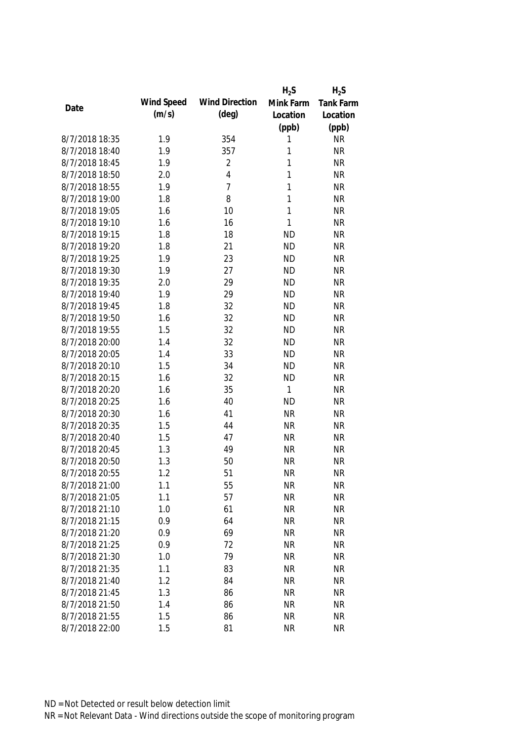| Date | Wind Speed (m/s) | Wind Direction (deg) | $H_2S$ Mink Farm Location (ppb) | $H_2S$ Tank Farm Location (ppb) |
|---|---|---|---|---|
| 8/7/2018 18:35 | 1.9 | 354 | 1 | NR |
| 8/7/2018 18:40 | 1.9 | 357 | 1 | NR |
| 8/7/2018 18:45 | 1.9 | 2 | 1 | NR |
| 8/7/2018 18:50 | 2.0 | 4 | 1 | NR |
| 8/7/2018 18:55 | 1.9 | 7 | 1 | NR |
| 8/7/2018 19:00 | 1.8 | 8 | 1 | NR |
| 8/7/2018 19:05 | 1.6 | 10 | 1 | NR |
| 8/7/2018 19:10 | 1.6 | 16 | 1 | NR |
| 8/7/2018 19:15 | 1.8 | 18 | ND | NR |
| 8/7/2018 19:20 | 1.8 | 21 | ND | NR |
| 8/7/2018 19:25 | 1.9 | 23 | ND | NR |
| 8/7/2018 19:30 | 1.9 | 27 | ND | NR |
| 8/7/2018 19:35 | 2.0 | 29 | ND | NR |
| 8/7/2018 19:40 | 1.9 | 29 | ND | NR |
| 8/7/2018 19:45 | 1.8 | 32 | ND | NR |
| 8/7/2018 19:50 | 1.6 | 32 | ND | NR |
| 8/7/2018 19:55 | 1.5 | 32 | ND | NR |
| 8/7/2018 20:00 | 1.4 | 32 | ND | NR |
| 8/7/2018 20:05 | 1.4 | 33 | ND | NR |
| 8/7/2018 20:10 | 1.5 | 34 | ND | NR |
| 8/7/2018 20:15 | 1.6 | 32 | ND | NR |
| 8/7/2018 20:20 | 1.6 | 35 | 1 | NR |
| 8/7/2018 20:25 | 1.6 | 40 | ND | NR |
| 8/7/2018 20:30 | 1.6 | 41 | NR | NR |
| 8/7/2018 20:35 | 1.5 | 44 | NR | NR |
| 8/7/2018 20:40 | 1.5 | 47 | NR | NR |
| 8/7/2018 20:45 | 1.3 | 49 | NR | NR |
| 8/7/2018 20:50 | 1.3 | 50 | NR | NR |
| 8/7/2018 20:55 | 1.2 | 51 | NR | NR |
| 8/7/2018 21:00 | 1.1 | 55 | NR | NR |
| 8/7/2018 21:05 | 1.1 | 57 | NR | NR |
| 8/7/2018 21:10 | 1.0 | 61 | NR | NR |
| 8/7/2018 21:15 | 0.9 | 64 | NR | NR |
| 8/7/2018 21:20 | 0.9 | 69 | NR | NR |
| 8/7/2018 21:25 | 0.9 | 72 | NR | NR |
| 8/7/2018 21:30 | 1.0 | 79 | NR | NR |
| 8/7/2018 21:35 | 1.1 | 83 | NR | NR |
| 8/7/2018 21:40 | 1.2 | 84 | NR | NR |
| 8/7/2018 21:45 | 1.3 | 86 | NR | NR |
| 8/7/2018 21:50 | 1.4 | 86 | NR | NR |
| 8/7/2018 21:55 | 1.5 | 86 | NR | NR |
| 8/7/2018 22:00 | 1.5 | 81 | NR | NR |

ND = Not Detected or result below detection limit

NR = Not Relevant Data - Wind directions outside the scope of monitoring program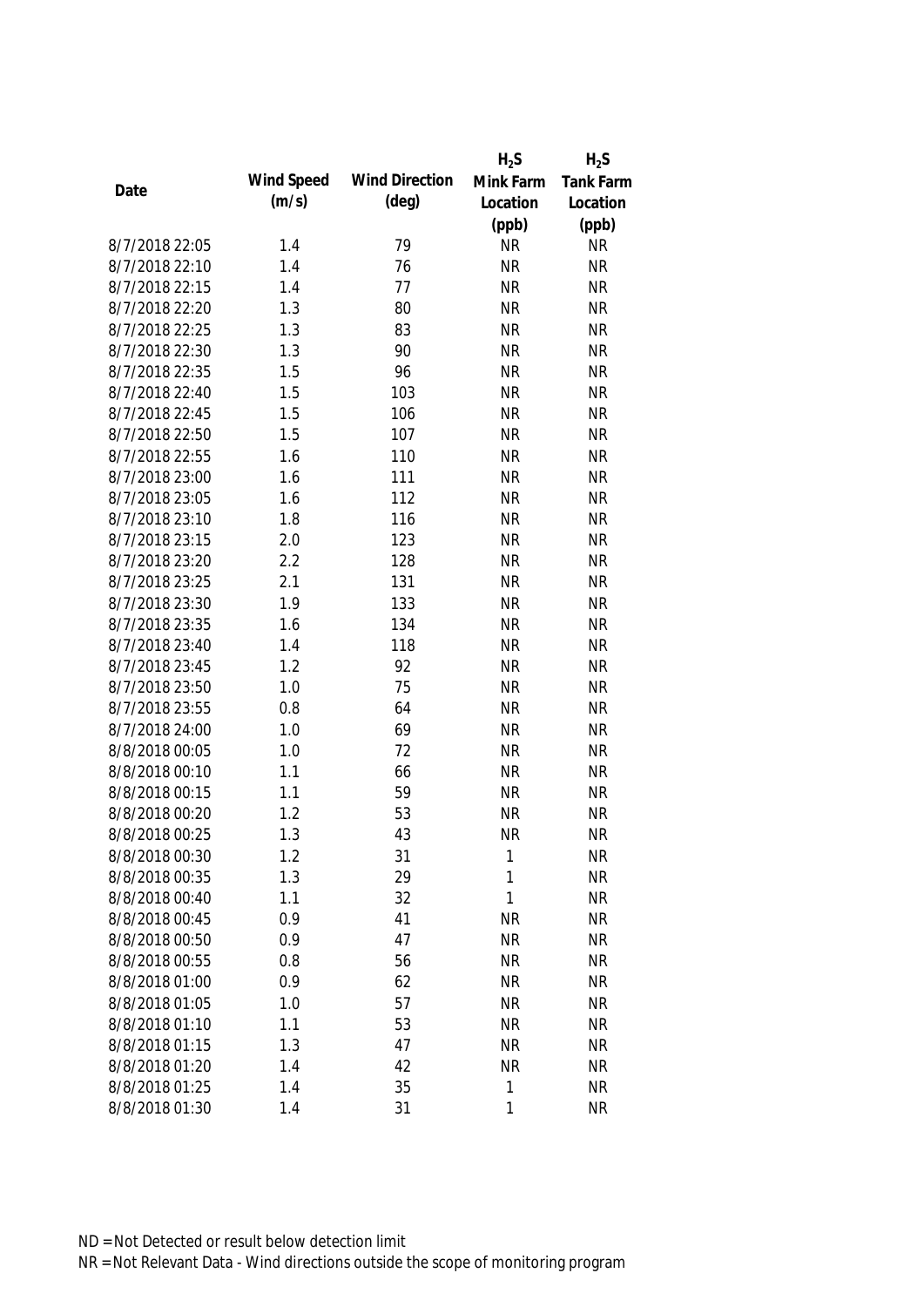| Date | Wind Speed (m/s) | Wind Direction (deg) | $H_2S$ Mink Farm Location (ppb) | $H_2S$ Tank Farm Location (ppb) |
|---|---|---|---|---|
| 8/7/2018 22:05 | 1.4 | 79 | NR | NR |
| 8/7/2018 22:10 | 1.4 | 76 | NR | NR |
| 8/7/2018 22:15 | 1.4 | 77 | NR | NR |
| 8/7/2018 22:20 | 1.3 | 80 | NR | NR |
| 8/7/2018 22:25 | 1.3 | 83 | NR | NR |
| 8/7/2018 22:30 | 1.3 | 90 | NR | NR |
| 8/7/2018 22:35 | 1.5 | 96 | NR | NR |
| 8/7/2018 22:40 | 1.5 | 103 | NR | NR |
| 8/7/2018 22:45 | 1.5 | 106 | NR | NR |
| 8/7/2018 22:50 | 1.5 | 107 | NR | NR |
| 8/7/2018 22:55 | 1.6 | 110 | NR | NR |
| 8/7/2018 23:00 | 1.6 | 111 | NR | NR |
| 8/7/2018 23:05 | 1.6 | 112 | NR | NR |
| 8/7/2018 23:10 | 1.8 | 116 | NR | NR |
| 8/7/2018 23:15 | 2.0 | 123 | NR | NR |
| 8/7/2018 23:20 | 2.2 | 128 | NR | NR |
| 8/7/2018 23:25 | 2.1 | 131 | NR | NR |
| 8/7/2018 23:30 | 1.9 | 133 | NR | NR |
| 8/7/2018 23:35 | 1.6 | 134 | NR | NR |
| 8/7/2018 23:40 | 1.4 | 118 | NR | NR |
| 8/7/2018 23:45 | 1.2 | 92 | NR | NR |
| 8/7/2018 23:50 | 1.0 | 75 | NR | NR |
| 8/7/2018 23:55 | 0.8 | 64 | NR | NR |
| 8/7/2018 24:00 | 1.0 | 69 | NR | NR |
| 8/8/2018 00:05 | 1.0 | 72 | NR | NR |
| 8/8/2018 00:10 | 1.1 | 66 | NR | NR |
| 8/8/2018 00:15 | 1.1 | 59 | NR | NR |
| 8/8/2018 00:20 | 1.2 | 53 | NR | NR |
| 8/8/2018 00:25 | 1.3 | 43 | NR | NR |
| 8/8/2018 00:30 | 1.2 | 31 | 1 | NR |
| 8/8/2018 00:35 | 1.3 | 29 | 1 | NR |
| 8/8/2018 00:40 | 1.1 | 32 | 1 | NR |
| 8/8/2018 00:45 | 0.9 | 41 | NR | NR |
| 8/8/2018 00:50 | 0.9 | 47 | NR | NR |
| 8/8/2018 00:55 | 0.8 | 56 | NR | NR |
| 8/8/2018 01:00 | 0.9 | 62 | NR | NR |
| 8/8/2018 01:05 | 1.0 | 57 | NR | NR |
| 8/8/2018 01:10 | 1.1 | 53 | NR | NR |
| 8/8/2018 01:15 | 1.3 | 47 | NR | NR |
| 8/8/2018 01:20 | 1.4 | 42 | NR | NR |
| 8/8/2018 01:25 | 1.4 | 35 | 1 | NR |
| 8/8/2018 01:30 | 1.4 | 31 | 1 | NR |

ND = Not Detected or result below detection limit

NR = Not Relevant Data - Wind directions outside the scope of monitoring program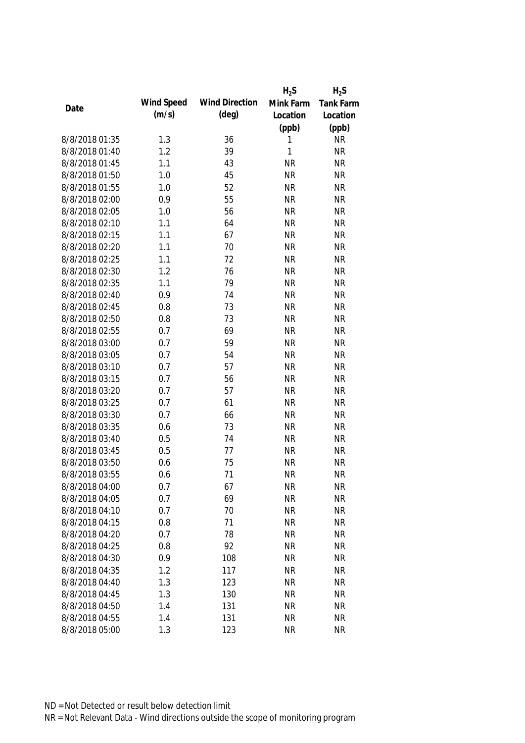| Date | Wind Speed (m/s) | Wind Direction (deg) | $H_2S$ Mink Farm Location (ppb) | $H_2S$ Tank Farm Location (ppb) |
| --- | --- | --- | --- | --- |
| 8/8/2018 01:35 | 1.3 | 36 | 1 | NR |
| 8/8/2018 01:40 | 1.2 | 39 | 1 | NR |
| 8/8/2018 01:45 | 1.1 | 43 | NR | NR |
| 8/8/2018 01:50 | 1.0 | 45 | NR | NR |
| 8/8/2018 01:55 | 1.0 | 52 | NR | NR |
| 8/8/2018 02:00 | 0.9 | 55 | NR | NR |
| 8/8/2018 02:05 | 1.0 | 56 | NR | NR |
| 8/8/2018 02:10 | 1.1 | 64 | NR | NR |
| 8/8/2018 02:15 | 1.1 | 67 | NR | NR |
| 8/8/2018 02:20 | 1.1 | 70 | NR | NR |
| 8/8/2018 02:25 | 1.1 | 72 | NR | NR |
| 8/8/2018 02:30 | 1.2 | 76 | NR | NR |
| 8/8/2018 02:35 | 1.1 | 79 | NR | NR |
| 8/8/2018 02:40 | 0.9 | 74 | NR | NR |
| 8/8/2018 02:45 | 0.8 | 73 | NR | NR |
| 8/8/2018 02:50 | 0.8 | 73 | NR | NR |
| 8/8/2018 02:55 | 0.7 | 69 | NR | NR |
| 8/8/2018 03:00 | 0.7 | 59 | NR | NR |
| 8/8/2018 03:05 | 0.7 | 54 | NR | NR |
| 8/8/2018 03:10 | 0.7 | 57 | NR | NR |
| 8/8/2018 03:15 | 0.7 | 56 | NR | NR |
| 8/8/2018 03:20 | 0.7 | 57 | NR | NR |
| 8/8/2018 03:25 | 0.7 | 61 | NR | NR |
| 8/8/2018 03:30 | 0.7 | 66 | NR | NR |
| 8/8/2018 03:35 | 0.6 | 73 | NR | NR |
| 8/8/2018 03:40 | 0.5 | 74 | NR | NR |
| 8/8/2018 03:45 | 0.5 | 77 | NR | NR |
| 8/8/2018 03:50 | 0.6 | 75 | NR | NR |
| 8/8/2018 03:55 | 0.6 | 71 | NR | NR |
| 8/8/2018 04:00 | 0.7 | 67 | NR | NR |
| 8/8/2018 04:05 | 0.7 | 69 | NR | NR |
| 8/8/2018 04:10 | 0.7 | 70 | NR | NR |
| 8/8/2018 04:15 | 0.8 | 71 | NR | NR |
| 8/8/2018 04:20 | 0.7 | 78 | NR | NR |
| 8/8/2018 04:25 | 0.8 | 92 | NR | NR |
| 8/8/2018 04:30 | 0.9 | 108 | NR | NR |
| 8/8/2018 04:35 | 1.2 | 117 | NR | NR |
| 8/8/2018 04:40 | 1.3 | 123 | NR | NR |
| 8/8/2018 04:45 | 1.3 | 130 | NR | NR |
| 8/8/2018 04:50 | 1.4 | 131 | NR | NR |
| 8/8/2018 04:55 | 1.4 | 131 | NR | NR |
| 8/8/2018 05:00 | 1.3 | 123 | NR | NR |

ND = Not Detected or result below detection limit

NR = Not Relevant Data - Wind directions outside the scope of monitoring program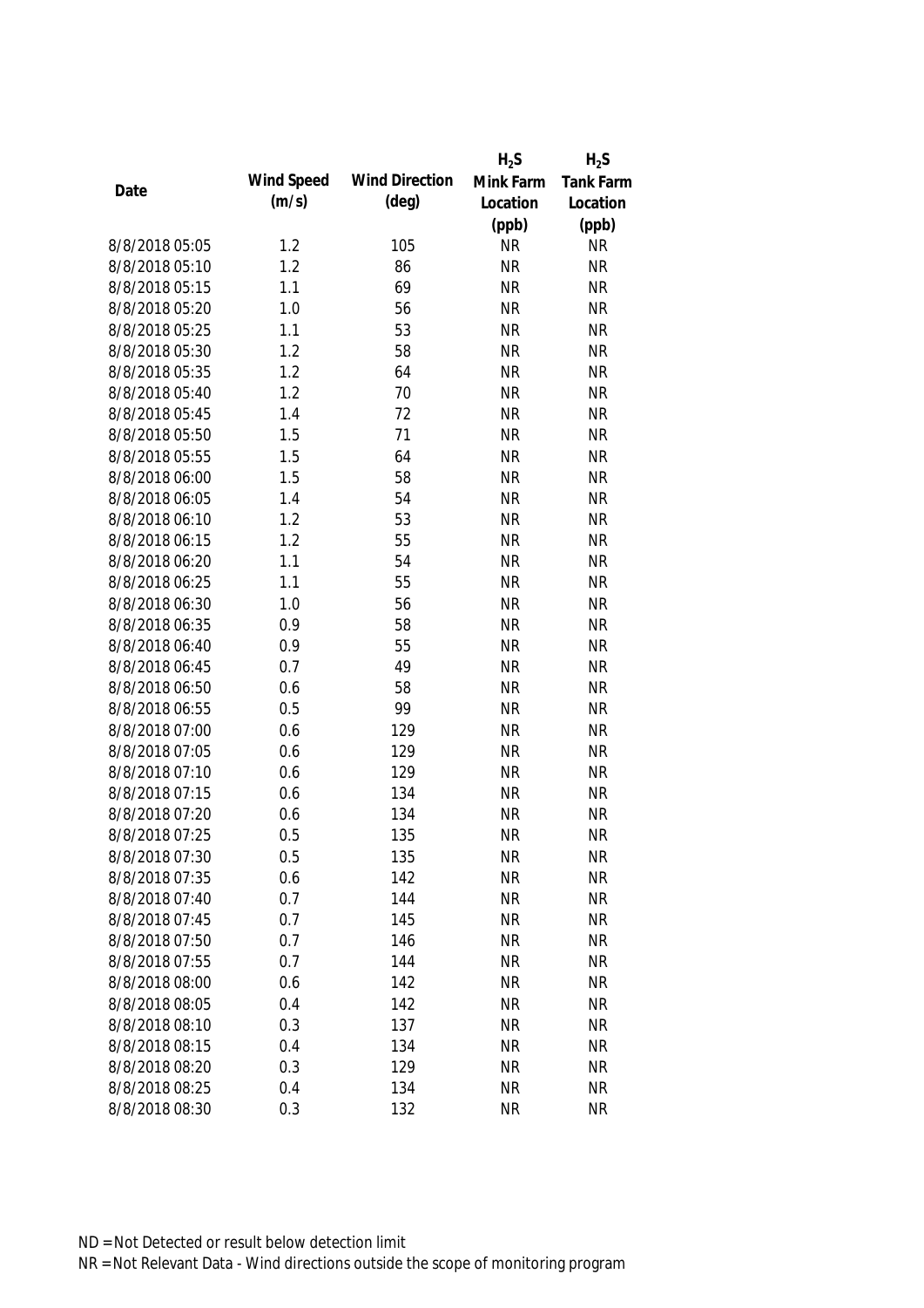| Date | Wind Speed (m/s) | Wind Direction (deg) | $H_2S$ Mink Farm Location (ppb) | $H_2S$ Tank Farm Location (ppb) |
|---|---|---|---|---|
| 8/8/2018 05:05 | 1.2 | 105 | NR | NR |
| 8/8/2018 05:10 | 1.2 | 86 | NR | NR |
| 8/8/2018 05:15 | 1.1 | 69 | NR | NR |
| 8/8/2018 05:20 | 1.0 | 56 | NR | NR |
| 8/8/2018 05:25 | 1.1 | 53 | NR | NR |
| 8/8/2018 05:30 | 1.2 | 58 | NR | NR |
| 8/8/2018 05:35 | 1.2 | 64 | NR | NR |
| 8/8/2018 05:40 | 1.2 | 70 | NR | NR |
| 8/8/2018 05:45 | 1.4 | 72 | NR | NR |
| 8/8/2018 05:50 | 1.5 | 71 | NR | NR |
| 8/8/2018 05:55 | 1.5 | 64 | NR | NR |
| 8/8/2018 06:00 | 1.5 | 58 | NR | NR |
| 8/8/2018 06:05 | 1.4 | 54 | NR | NR |
| 8/8/2018 06:10 | 1.2 | 53 | NR | NR |
| 8/8/2018 06:15 | 1.2 | 55 | NR | NR |
| 8/8/2018 06:20 | 1.1 | 54 | NR | NR |
| 8/8/2018 06:25 | 1.1 | 55 | NR | NR |
| 8/8/2018 06:30 | 1.0 | 56 | NR | NR |
| 8/8/2018 06:35 | 0.9 | 58 | NR | NR |
| 8/8/2018 06:40 | 0.9 | 55 | NR | NR |
| 8/8/2018 06:45 | 0.7 | 49 | NR | NR |
| 8/8/2018 06:50 | 0.6 | 58 | NR | NR |
| 8/8/2018 06:55 | 0.5 | 99 | NR | NR |
| 8/8/2018 07:00 | 0.6 | 129 | NR | NR |
| 8/8/2018 07:05 | 0.6 | 129 | NR | NR |
| 8/8/2018 07:10 | 0.6 | 129 | NR | NR |
| 8/8/2018 07:15 | 0.6 | 134 | NR | NR |
| 8/8/2018 07:20 | 0.6 | 134 | NR | NR |
| 8/8/2018 07:25 | 0.5 | 135 | NR | NR |
| 8/8/2018 07:30 | 0.5 | 135 | NR | NR |
| 8/8/2018 07:35 | 0.6 | 142 | NR | NR |
| 8/8/2018 07:40 | 0.7 | 144 | NR | NR |
| 8/8/2018 07:45 | 0.7 | 145 | NR | NR |
| 8/8/2018 07:50 | 0.7 | 146 | NR | NR |
| 8/8/2018 07:55 | 0.7 | 144 | NR | NR |
| 8/8/2018 08:00 | 0.6 | 142 | NR | NR |
| 8/8/2018 08:05 | 0.4 | 142 | NR | NR |
| 8/8/2018 08:10 | 0.3 | 137 | NR | NR |
| 8/8/2018 08:15 | 0.4 | 134 | NR | NR |
| 8/8/2018 08:20 | 0.3 | 129 | NR | NR |
| 8/8/2018 08:25 | 0.4 | 134 | NR | NR |
| 8/8/2018 08:30 | 0.3 | 132 | NR | NR |

ND = Not Detected or result below detection limit

NR = Not Relevant Data - Wind directions outside the scope of monitoring program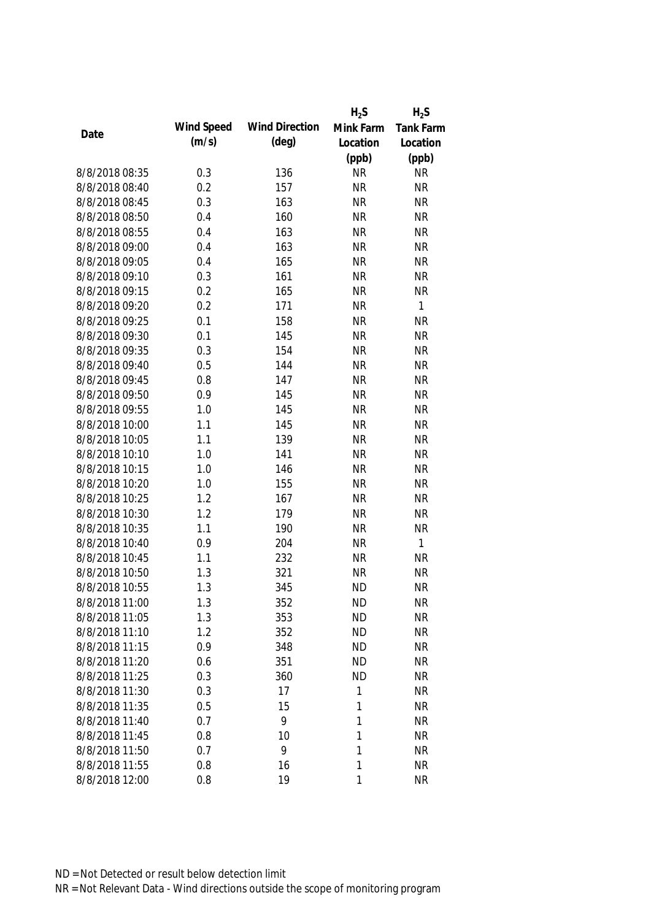| Date | Wind Speed (m/s) | Wind Direction (deg) | $H_2S$ Mink Farm Location (ppb) | $H_2S$ Tank Farm Location (ppb) |
|---|---|---|---|---|
| 8/8/2018 08:35 | 0.3 | 136 | NR | NR |
| 8/8/2018 08:40 | 0.2 | 157 | NR | NR |
| 8/8/2018 08:45 | 0.3 | 163 | NR | NR |
| 8/8/2018 08:50 | 0.4 | 160 | NR | NR |
| 8/8/2018 08:55 | 0.4 | 163 | NR | NR |
| 8/8/2018 09:00 | 0.4 | 163 | NR | NR |
| 8/8/2018 09:05 | 0.4 | 165 | NR | NR |
| 8/8/2018 09:10 | 0.3 | 161 | NR | NR |
| 8/8/2018 09:15 | 0.2 | 165 | NR | NR |
| 8/8/2018 09:20 | 0.2 | 171 | NR | 1 |
| 8/8/2018 09:25 | 0.1 | 158 | NR | NR |
| 8/8/2018 09:30 | 0.1 | 145 | NR | NR |
| 8/8/2018 09:35 | 0.3 | 154 | NR | NR |
| 8/8/2018 09:40 | 0.5 | 144 | NR | NR |
| 8/8/2018 09:45 | 0.8 | 147 | NR | NR |
| 8/8/2018 09:50 | 0.9 | 145 | NR | NR |
| 8/8/2018 09:55 | 1.0 | 145 | NR | NR |
| 8/8/2018 10:00 | 1.1 | 145 | NR | NR |
| 8/8/2018 10:05 | 1.1 | 139 | NR | NR |
| 8/8/2018 10:10 | 1.0 | 141 | NR | NR |
| 8/8/2018 10:15 | 1.0 | 146 | NR | NR |
| 8/8/2018 10:20 | 1.0 | 155 | NR | NR |
| 8/8/2018 10:25 | 1.2 | 167 | NR | NR |
| 8/8/2018 10:30 | 1.2 | 179 | NR | NR |
| 8/8/2018 10:35 | 1.1 | 190 | NR | NR |
| 8/8/2018 10:40 | 0.9 | 204 | NR | 1 |
| 8/8/2018 10:45 | 1.1 | 232 | NR | NR |
| 8/8/2018 10:50 | 1.3 | 321 | NR | NR |
| 8/8/2018 10:55 | 1.3 | 345 | ND | NR |
| 8/8/2018 11:00 | 1.3 | 352 | ND | NR |
| 8/8/2018 11:05 | 1.3 | 353 | ND | NR |
| 8/8/2018 11:10 | 1.2 | 352 | ND | NR |
| 8/8/2018 11:15 | 0.9 | 348 | ND | NR |
| 8/8/2018 11:20 | 0.6 | 351 | ND | NR |
| 8/8/2018 11:25 | 0.3 | 360 | ND | NR |
| 8/8/2018 11:30 | 0.3 | 17 | 1 | NR |
| 8/8/2018 11:35 | 0.5 | 15 | 1 | NR |
| 8/8/2018 11:40 | 0.7 | 9 | 1 | NR |
| 8/8/2018 11:45 | 0.8 | 10 | 1 | NR |
| 8/8/2018 11:50 | 0.7 | 9 | 1 | NR |
| 8/8/2018 11:55 | 0.8 | 16 | 1 | NR |
| 8/8/2018 12:00 | 0.8 | 19 | 1 | NR |

ND = Not Detected or result below detection limit

NR = Not Relevant Data - Wind directions outside the scope of monitoring program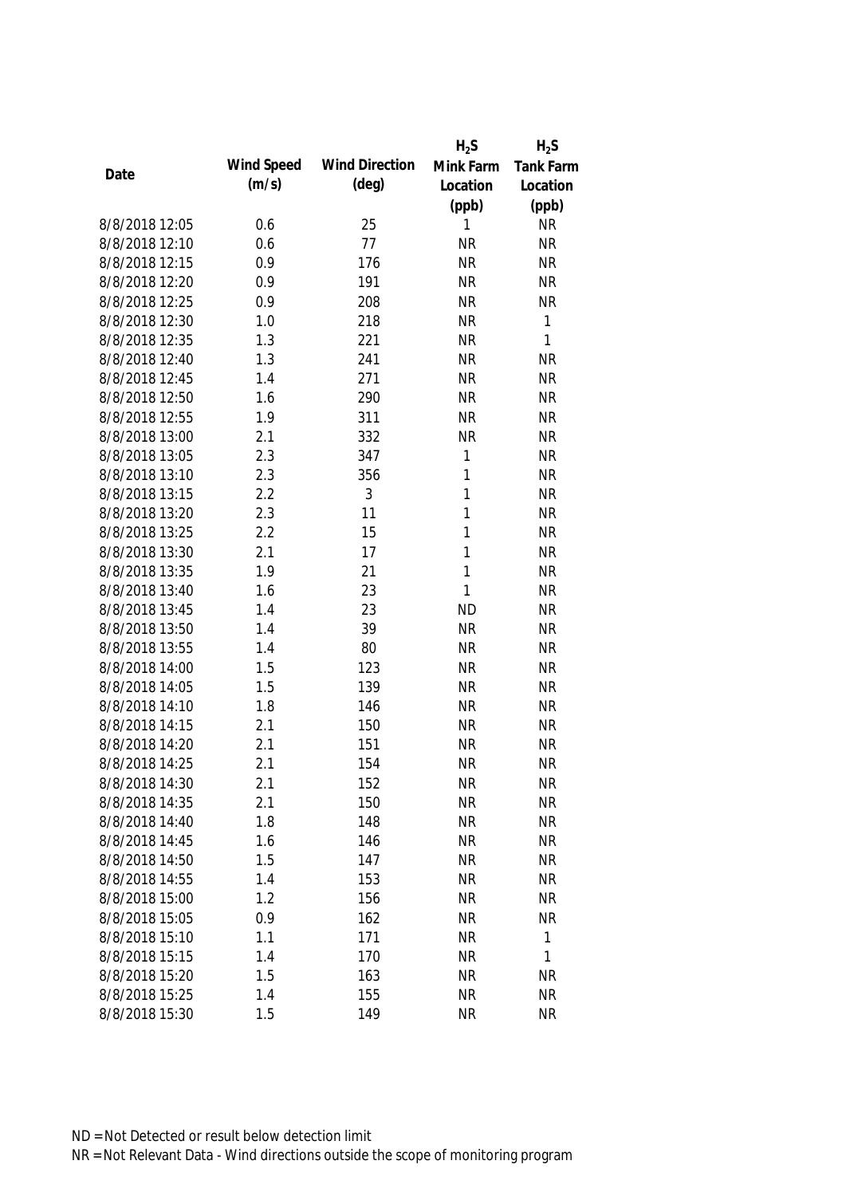| Date | Wind Speed (m/s) | Wind Direction (deg) | $H_2S$ Mink Farm Location (ppb) | $H_2S$ Tank Farm Location (ppb) |
|---|---|---|---|---|
| 8/8/2018 12:05 | 0.6 | 25 | 1 | NR |
| 8/8/2018 12:10 | 0.6 | 77 | NR | NR |
| 8/8/2018 12:15 | 0.9 | 176 | NR | NR |
| 8/8/2018 12:20 | 0.9 | 191 | NR | NR |
| 8/8/2018 12:25 | 0.9 | 208 | NR | NR |
| 8/8/2018 12:30 | 1.0 | 218 | NR | 1 |
| 8/8/2018 12:35 | 1.3 | 221 | NR | 1 |
| 8/8/2018 12:40 | 1.3 | 241 | NR | NR |
| 8/8/2018 12:45 | 1.4 | 271 | NR | NR |
| 8/8/2018 12:50 | 1.6 | 290 | NR | NR |
| 8/8/2018 12:55 | 1.9 | 311 | NR | NR |
| 8/8/2018 13:00 | 2.1 | 332 | NR | NR |
| 8/8/2018 13:05 | 2.3 | 347 | 1 | NR |
| 8/8/2018 13:10 | 2.3 | 356 | 1 | NR |
| 8/8/2018 13:15 | 2.2 | 3 | 1 | NR |
| 8/8/2018 13:20 | 2.3 | 11 | 1 | NR |
| 8/8/2018 13:25 | 2.2 | 15 | 1 | NR |
| 8/8/2018 13:30 | 2.1 | 17 | 1 | NR |
| 8/8/2018 13:35 | 1.9 | 21 | 1 | NR |
| 8/8/2018 13:40 | 1.6 | 23 | 1 | NR |
| 8/8/2018 13:45 | 1.4 | 23 | ND | NR |
| 8/8/2018 13:50 | 1.4 | 39 | NR | NR |
| 8/8/2018 13:55 | 1.4 | 80 | NR | NR |
| 8/8/2018 14:00 | 1.5 | 123 | NR | NR |
| 8/8/2018 14:05 | 1.5 | 139 | NR | NR |
| 8/8/2018 14:10 | 1.8 | 146 | NR | NR |
| 8/8/2018 14:15 | 2.1 | 150 | NR | NR |
| 8/8/2018 14:20 | 2.1 | 151 | NR | NR |
| 8/8/2018 14:25 | 2.1 | 154 | NR | NR |
| 8/8/2018 14:30 | 2.1 | 152 | NR | NR |
| 8/8/2018 14:35 | 2.1 | 150 | NR | NR |
| 8/8/2018 14:40 | 1.8 | 148 | NR | NR |
| 8/8/2018 14:45 | 1.6 | 146 | NR | NR |
| 8/8/2018 14:50 | 1.5 | 147 | NR | NR |
| 8/8/2018 14:55 | 1.4 | 153 | NR | NR |
| 8/8/2018 15:00 | 1.2 | 156 | NR | NR |
| 8/8/2018 15:05 | 0.9 | 162 | NR | NR |
| 8/8/2018 15:10 | 1.1 | 171 | NR | 1 |
| 8/8/2018 15:15 | 1.4 | 170 | NR | 1 |
| 8/8/2018 15:20 | 1.5 | 163 | NR | NR |
| 8/8/2018 15:25 | 1.4 | 155 | NR | NR |
| 8/8/2018 15:30 | 1.5 | 149 | NR | NR |

ND = Not Detected or result below detection limit

NR = Not Relevant Data - Wind directions outside the scope of monitoring program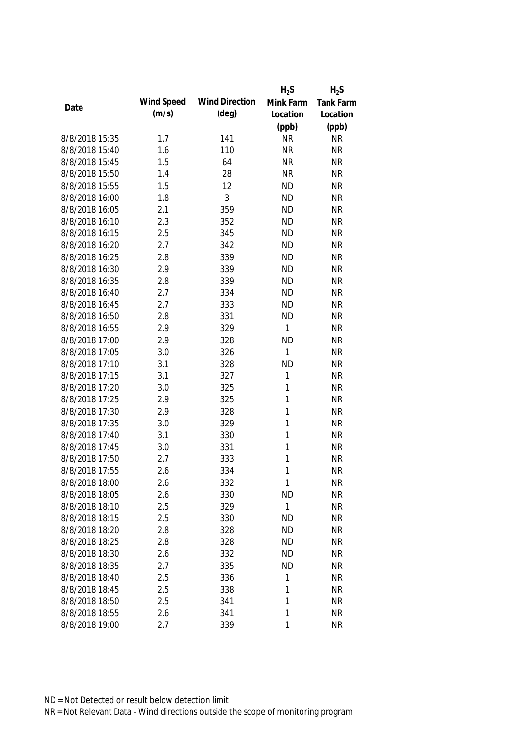| Date | Wind Speed (m/s) | Wind Direction (deg) | $H_2S$ Mink Farm Location (ppb) | $H_2S$ Tank Farm Location (ppb) |
|---|---|---|---|---|
| 8/8/2018 15:35 | 1.7 | 141 | NR | NR |
| 8/8/2018 15:40 | 1.6 | 110 | NR | NR |
| 8/8/2018 15:45 | 1.5 | 64 | NR | NR |
| 8/8/2018 15:50 | 1.4 | 28 | NR | NR |
| 8/8/2018 15:55 | 1.5 | 12 | ND | NR |
| 8/8/2018 16:00 | 1.8 | 3 | ND | NR |
| 8/8/2018 16:05 | 2.1 | 359 | ND | NR |
| 8/8/2018 16:10 | 2.3 | 352 | ND | NR |
| 8/8/2018 16:15 | 2.5 | 345 | ND | NR |
| 8/8/2018 16:20 | 2.7 | 342 | ND | NR |
| 8/8/2018 16:25 | 2.8 | 339 | ND | NR |
| 8/8/2018 16:30 | 2.9 | 339 | ND | NR |
| 8/8/2018 16:35 | 2.8 | 339 | ND | NR |
| 8/8/2018 16:40 | 2.7 | 334 | ND | NR |
| 8/8/2018 16:45 | 2.7 | 333 | ND | NR |
| 8/8/2018 16:50 | 2.8 | 331 | ND | NR |
| 8/8/2018 16:55 | 2.9 | 329 | 1 | NR |
| 8/8/2018 17:00 | 2.9 | 328 | ND | NR |
| 8/8/2018 17:05 | 3.0 | 326 | 1 | NR |
| 8/8/2018 17:10 | 3.1 | 328 | ND | NR |
| 8/8/2018 17:15 | 3.1 | 327 | 1 | NR |
| 8/8/2018 17:20 | 3.0 | 325 | 1 | NR |
| 8/8/2018 17:25 | 2.9 | 325 | 1 | NR |
| 8/8/2018 17:30 | 2.9 | 328 | 1 | NR |
| 8/8/2018 17:35 | 3.0 | 329 | 1 | NR |
| 8/8/2018 17:40 | 3.1 | 330 | 1 | NR |
| 8/8/2018 17:45 | 3.0 | 331 | 1 | NR |
| 8/8/2018 17:50 | 2.7 | 333 | 1 | NR |
| 8/8/2018 17:55 | 2.6 | 334 | 1 | NR |
| 8/8/2018 18:00 | 2.6 | 332 | 1 | NR |
| 8/8/2018 18:05 | 2.6 | 330 | ND | NR |
| 8/8/2018 18:10 | 2.5 | 329 | 1 | NR |
| 8/8/2018 18:15 | 2.5 | 330 | ND | NR |
| 8/8/2018 18:20 | 2.8 | 328 | ND | NR |
| 8/8/2018 18:25 | 2.8 | 328 | ND | NR |
| 8/8/2018 18:30 | 2.6 | 332 | ND | NR |
| 8/8/2018 18:35 | 2.7 | 335 | ND | NR |
| 8/8/2018 18:40 | 2.5 | 336 | 1 | NR |
| 8/8/2018 18:45 | 2.5 | 338 | 1 | NR |
| 8/8/2018 18:50 | 2.5 | 341 | 1 | NR |
| 8/8/2018 18:55 | 2.6 | 341 | 1 | NR |
| 8/8/2018 19:00 | 2.7 | 339 | 1 | NR |

ND = Not Detected or result below detection limit

NR = Not Relevant Data - Wind directions outside the scope of monitoring program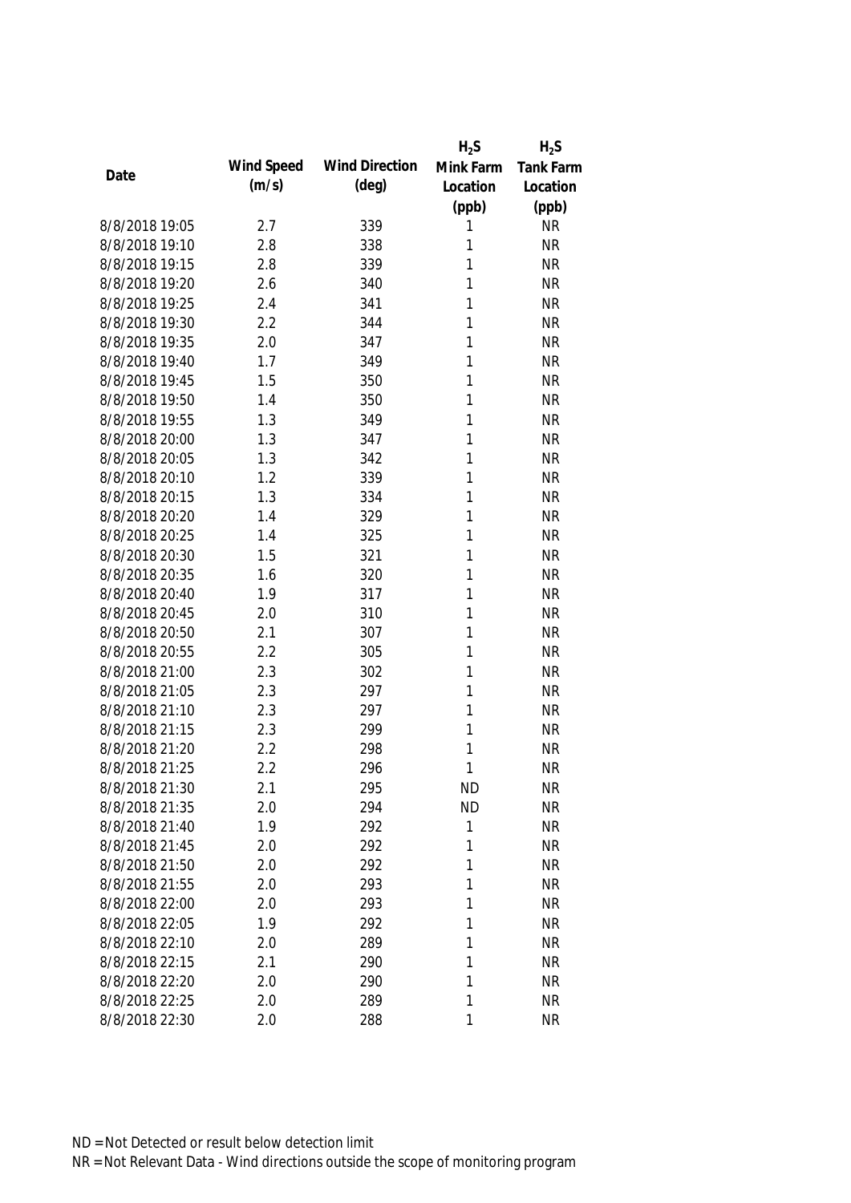| Date | Wind Speed (m/s) | Wind Direction (deg) | $H_2S$ Mink Farm Location (ppb) | $H_2S$ Tank Farm Location (ppb) |
|---|---|---|---|---|
| 8/8/2018 19:05 | 2.7 | 339 | 1 | NR |
| 8/8/2018 19:10 | 2.8 | 338 | 1 | NR |
| 8/8/2018 19:15 | 2.8 | 339 | 1 | NR |
| 8/8/2018 19:20 | 2.6 | 340 | 1 | NR |
| 8/8/2018 19:25 | 2.4 | 341 | 1 | NR |
| 8/8/2018 19:30 | 2.2 | 344 | 1 | NR |
| 8/8/2018 19:35 | 2.0 | 347 | 1 | NR |
| 8/8/2018 19:40 | 1.7 | 349 | 1 | NR |
| 8/8/2018 19:45 | 1.5 | 350 | 1 | NR |
| 8/8/2018 19:50 | 1.4 | 350 | 1 | NR |
| 8/8/2018 19:55 | 1.3 | 349 | 1 | NR |
| 8/8/2018 20:00 | 1.3 | 347 | 1 | NR |
| 8/8/2018 20:05 | 1.3 | 342 | 1 | NR |
| 8/8/2018 20:10 | 1.2 | 339 | 1 | NR |
| 8/8/2018 20:15 | 1.3 | 334 | 1 | NR |
| 8/8/2018 20:20 | 1.4 | 329 | 1 | NR |
| 8/8/2018 20:25 | 1.4 | 325 | 1 | NR |
| 8/8/2018 20:30 | 1.5 | 321 | 1 | NR |
| 8/8/2018 20:35 | 1.6 | 320 | 1 | NR |
| 8/8/2018 20:40 | 1.9 | 317 | 1 | NR |
| 8/8/2018 20:45 | 2.0 | 310 | 1 | NR |
| 8/8/2018 20:50 | 2.1 | 307 | 1 | NR |
| 8/8/2018 20:55 | 2.2 | 305 | 1 | NR |
| 8/8/2018 21:00 | 2.3 | 302 | 1 | NR |
| 8/8/2018 21:05 | 2.3 | 297 | 1 | NR |
| 8/8/2018 21:10 | 2.3 | 297 | 1 | NR |
| 8/8/2018 21:15 | 2.3 | 299 | 1 | NR |
| 8/8/2018 21:20 | 2.2 | 298 | 1 | NR |
| 8/8/2018 21:25 | 2.2 | 296 | 1 | NR |
| 8/8/2018 21:30 | 2.1 | 295 | ND | NR |
| 8/8/2018 21:35 | 2.0 | 294 | ND | NR |
| 8/8/2018 21:40 | 1.9 | 292 | 1 | NR |
| 8/8/2018 21:45 | 2.0 | 292 | 1 | NR |
| 8/8/2018 21:50 | 2.0 | 292 | 1 | NR |
| 8/8/2018 21:55 | 2.0 | 293 | 1 | NR |
| 8/8/2018 22:00 | 2.0 | 293 | 1 | NR |
| 8/8/2018 22:05 | 1.9 | 292 | 1 | NR |
| 8/8/2018 22:10 | 2.0 | 289 | 1 | NR |
| 8/8/2018 22:15 | 2.1 | 290 | 1 | NR |
| 8/8/2018 22:20 | 2.0 | 290 | 1 | NR |
| 8/8/2018 22:25 | 2.0 | 289 | 1 | NR |
| 8/8/2018 22:30 | 2.0 | 288 | 1 | NR |

ND = Not Detected or result below detection limit

NR = Not Relevant Data - Wind directions outside the scope of monitoring program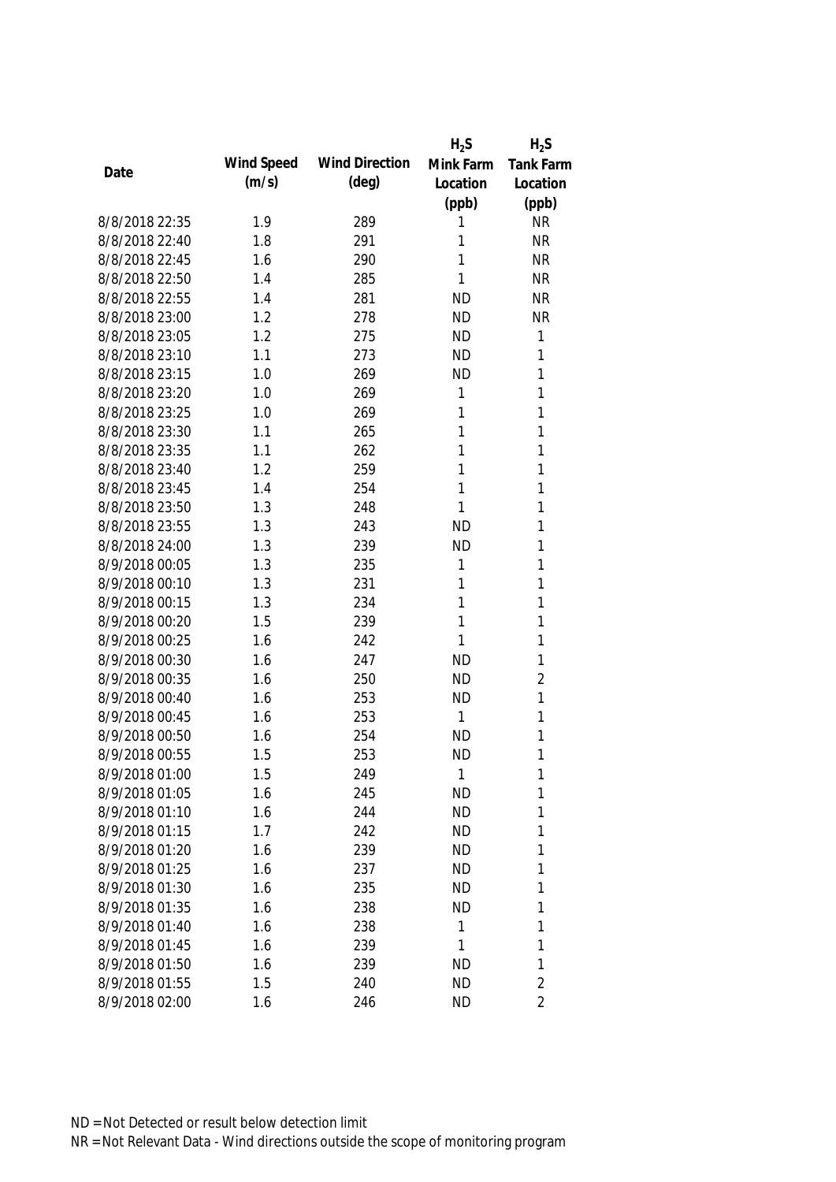| Date | Wind Speed (m/s) | Wind Direction (deg) | $H_2S$ Mink Farm Location (ppb) | $H_2S$ Tank Farm Location (ppb) |
|---|---|---|---|---|
| 8/8/2018 22:35 | 1.9 | 289 | 1 | NR |
| 8/8/2018 22:40 | 1.8 | 291 | 1 | NR |
| 8/8/2018 22:45 | 1.6 | 290 | 1 | NR |
| 8/8/2018 22:50 | 1.4 | 285 | 1 | NR |
| 8/8/2018 22:55 | 1.4 | 281 | ND | NR |
| 8/8/2018 23:00 | 1.2 | 278 | ND | NR |
| 8/8/2018 23:05 | 1.2 | 275 | ND | 1 |
| 8/8/2018 23:10 | 1.1 | 273 | ND | 1 |
| 8/8/2018 23:15 | 1.0 | 269 | ND | 1 |
| 8/8/2018 23:20 | 1.0 | 269 | 1 | 1 |
| 8/8/2018 23:25 | 1.0 | 269 | 1 | 1 |
| 8/8/2018 23:30 | 1.1 | 265 | 1 | 1 |
| 8/8/2018 23:35 | 1.1 | 262 | 1 | 1 |
| 8/8/2018 23:40 | 1.2 | 259 | 1 | 1 |
| 8/8/2018 23:45 | 1.4 | 254 | 1 | 1 |
| 8/8/2018 23:50 | 1.3 | 248 | 1 | 1 |
| 8/8/2018 23:55 | 1.3 | 243 | ND | 1 |
| 8/8/2018 24:00 | 1.3 | 239 | ND | 1 |
| 8/9/2018 00:05 | 1.3 | 235 | 1 | 1 |
| 8/9/2018 00:10 | 1.3 | 231 | 1 | 1 |
| 8/9/2018 00:15 | 1.3 | 234 | 1 | 1 |
| 8/9/2018 00:20 | 1.5 | 239 | 1 | 1 |
| 8/9/2018 00:25 | 1.6 | 242 | 1 | 1 |
| 8/9/2018 00:30 | 1.6 | 247 | ND | 1 |
| 8/9/2018 00:35 | 1.6 | 250 | ND | 2 |
| 8/9/2018 00:40 | 1.6 | 253 | ND | 1 |
| 8/9/2018 00:45 | 1.6 | 253 | 1 | 1 |
| 8/9/2018 00:50 | 1.6 | 254 | ND | 1 |
| 8/9/2018 00:55 | 1.5 | 253 | ND | 1 |
| 8/9/2018 01:00 | 1.5 | 249 | 1 | 1 |
| 8/9/2018 01:05 | 1.6 | 245 | ND | 1 |
| 8/9/2018 01:10 | 1.6 | 244 | ND | 1 |
| 8/9/2018 01:15 | 1.7 | 242 | ND | 1 |
| 8/9/2018 01:20 | 1.6 | 239 | ND | 1 |
| 8/9/2018 01:25 | 1.6 | 237 | ND | 1 |
| 8/9/2018 01:30 | 1.6 | 235 | ND | 1 |
| 8/9/2018 01:35 | 1.6 | 238 | ND | 1 |
| 8/9/2018 01:40 | 1.6 | 238 | 1 | 1 |
| 8/9/2018 01:45 | 1.6 | 239 | 1 | 1 |
| 8/9/2018 01:50 | 1.6 | 239 | ND | 1 |
| 8/9/2018 01:55 | 1.5 | 240 | ND | 2 |
| 8/9/2018 02:00 | 1.6 | 246 | ND | 2 |

ND = Not Detected or result below detection limit
NR = Not Relevant Data - Wind directions outside the scope of monitoring program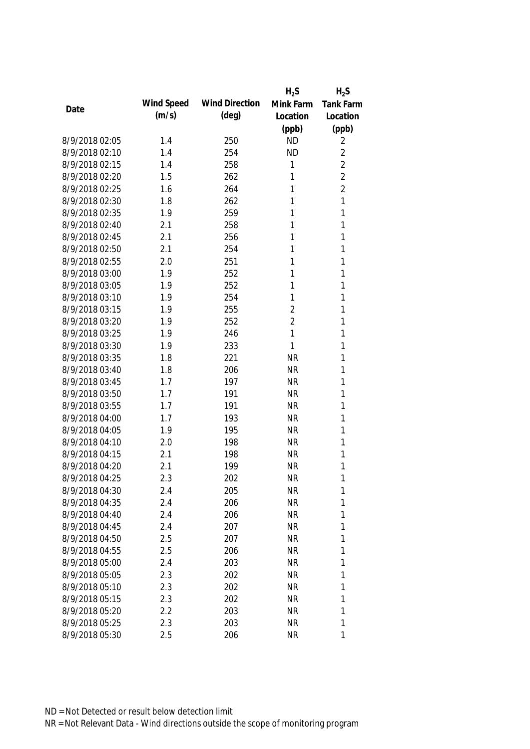| Date | Wind Speed (m/s) | Wind Direction (deg) | $H_2S$ Mink Farm Location (ppb) | $H_2S$ Tank Farm Location (ppb) |
|---|---|---|---|---|
| 8/9/2018 02:05 | 1.4 | 250 | ND | 2 |
| 8/9/2018 02:10 | 1.4 | 254 | ND | 2 |
| 8/9/2018 02:15 | 1.4 | 258 | 1 | 2 |
| 8/9/2018 02:20 | 1.5 | 262 | 1 | 2 |
| 8/9/2018 02:25 | 1.6 | 264 | 1 | 2 |
| 8/9/2018 02:30 | 1.8 | 262 | 1 | 1 |
| 8/9/2018 02:35 | 1.9 | 259 | 1 | 1 |
| 8/9/2018 02:40 | 2.1 | 258 | 1 | 1 |
| 8/9/2018 02:45 | 2.1 | 256 | 1 | 1 |
| 8/9/2018 02:50 | 2.1 | 254 | 1 | 1 |
| 8/9/2018 02:55 | 2.0 | 251 | 1 | 1 |
| 8/9/2018 03:00 | 1.9 | 252 | 1 | 1 |
| 8/9/2018 03:05 | 1.9 | 252 | 1 | 1 |
| 8/9/2018 03:10 | 1.9 | 254 | 1 | 1 |
| 8/9/2018 03:15 | 1.9 | 255 | 2 | 1 |
| 8/9/2018 03:20 | 1.9 | 252 | 2 | 1 |
| 8/9/2018 03:25 | 1.9 | 246 | 1 | 1 |
| 8/9/2018 03:30 | 1.9 | 233 | 1 | 1 |
| 8/9/2018 03:35 | 1.8 | 221 | NR | 1 |
| 8/9/2018 03:40 | 1.8 | 206 | NR | 1 |
| 8/9/2018 03:45 | 1.7 | 197 | NR | 1 |
| 8/9/2018 03:50 | 1.7 | 191 | NR | 1 |
| 8/9/2018 03:55 | 1.7 | 191 | NR | 1 |
| 8/9/2018 04:00 | 1.7 | 193 | NR | 1 |
| 8/9/2018 04:05 | 1.9 | 195 | NR | 1 |
| 8/9/2018 04:10 | 2.0 | 198 | NR | 1 |
| 8/9/2018 04:15 | 2.1 | 198 | NR | 1 |
| 8/9/2018 04:20 | 2.1 | 199 | NR | 1 |
| 8/9/2018 04:25 | 2.3 | 202 | NR | 1 |
| 8/9/2018 04:30 | 2.4 | 205 | NR | 1 |
| 8/9/2018 04:35 | 2.4 | 206 | NR | 1 |
| 8/9/2018 04:40 | 2.4 | 206 | NR | 1 |
| 8/9/2018 04:45 | 2.4 | 207 | NR | 1 |
| 8/9/2018 04:50 | 2.5 | 207 | NR | 1 |
| 8/9/2018 04:55 | 2.5 | 206 | NR | 1 |
| 8/9/2018 05:00 | 2.4 | 203 | NR | 1 |
| 8/9/2018 05:05 | 2.3 | 202 | NR | 1 |
| 8/9/2018 05:10 | 2.3 | 202 | NR | 1 |
| 8/9/2018 05:15 | 2.3 | 202 | NR | 1 |
| 8/9/2018 05:20 | 2.2 | 203 | NR | 1 |
| 8/9/2018 05:25 | 2.3 | 203 | NR | 1 |
| 8/9/2018 05:30 | 2.5 | 206 | NR | 1 |

ND = Not Detected or result below detection limit
NR = Not Relevant Data - Wind directions outside the scope of monitoring program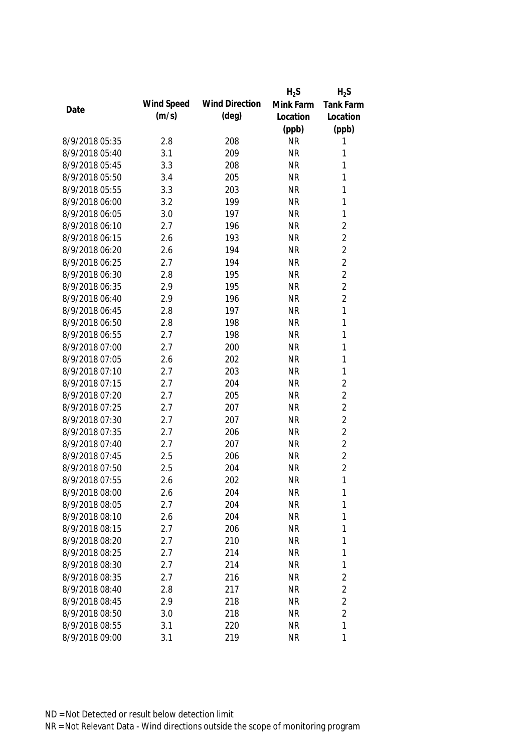| Date | Wind Speed (m/s) | Wind Direction (deg) | $H_2S$ Mink Farm Location (ppb) | $H_2S$ Tank Farm Location (ppb) |
|---|---|---|---|---|
| 8/9/2018 05:35 | 2.8 | 208 | NR | 1 |
| 8/9/2018 05:40 | 3.1 | 209 | NR | 1 |
| 8/9/2018 05:45 | 3.3 | 208 | NR | 1 |
| 8/9/2018 05:50 | 3.4 | 205 | NR | 1 |
| 8/9/2018 05:55 | 3.3 | 203 | NR | 1 |
| 8/9/2018 06:00 | 3.2 | 199 | NR | 1 |
| 8/9/2018 06:05 | 3.0 | 197 | NR | 1 |
| 8/9/2018 06:10 | 2.7 | 196 | NR | 2 |
| 8/9/2018 06:15 | 2.6 | 193 | NR | 2 |
| 8/9/2018 06:20 | 2.6 | 194 | NR | 2 |
| 8/9/2018 06:25 | 2.7 | 194 | NR | 2 |
| 8/9/2018 06:30 | 2.8 | 195 | NR | 2 |
| 8/9/2018 06:35 | 2.9 | 195 | NR | 2 |
| 8/9/2018 06:40 | 2.9 | 196 | NR | 2 |
| 8/9/2018 06:45 | 2.8 | 197 | NR | 1 |
| 8/9/2018 06:50 | 2.8 | 198 | NR | 1 |
| 8/9/2018 06:55 | 2.7 | 198 | NR | 1 |
| 8/9/2018 07:00 | 2.7 | 200 | NR | 1 |
| 8/9/2018 07:05 | 2.6 | 202 | NR | 1 |
| 8/9/2018 07:10 | 2.7 | 203 | NR | 1 |
| 8/9/2018 07:15 | 2.7 | 204 | NR | 2 |
| 8/9/2018 07:20 | 2.7 | 205 | NR | 2 |
| 8/9/2018 07:25 | 2.7 | 207 | NR | 2 |
| 8/9/2018 07:30 | 2.7 | 207 | NR | 2 |
| 8/9/2018 07:35 | 2.7 | 206 | NR | 2 |
| 8/9/2018 07:40 | 2.7 | 207 | NR | 2 |
| 8/9/2018 07:45 | 2.5 | 206 | NR | 2 |
| 8/9/2018 07:50 | 2.5 | 204 | NR | 2 |
| 8/9/2018 07:55 | 2.6 | 202 | NR | 1 |
| 8/9/2018 08:00 | 2.6 | 204 | NR | 1 |
| 8/9/2018 08:05 | 2.7 | 204 | NR | 1 |
| 8/9/2018 08:10 | 2.6 | 204 | NR | 1 |
| 8/9/2018 08:15 | 2.7 | 206 | NR | 1 |
| 8/9/2018 08:20 | 2.7 | 210 | NR | 1 |
| 8/9/2018 08:25 | 2.7 | 214 | NR | 1 |
| 8/9/2018 08:30 | 2.7 | 214 | NR | 1 |
| 8/9/2018 08:35 | 2.7 | 216 | NR | 2 |
| 8/9/2018 08:40 | 2.8 | 217 | NR | 2 |
| 8/9/2018 08:45 | 2.9 | 218 | NR | 2 |
| 8/9/2018 08:50 | 3.0 | 218 | NR | 2 |
| 8/9/2018 08:55 | 3.1 | 220 | NR | 1 |
| 8/9/2018 09:00 | 3.1 | 219 | NR | 1 |

ND = Not Detected or result below detection limit

NR = Not Relevant Data - Wind directions outside the scope of monitoring program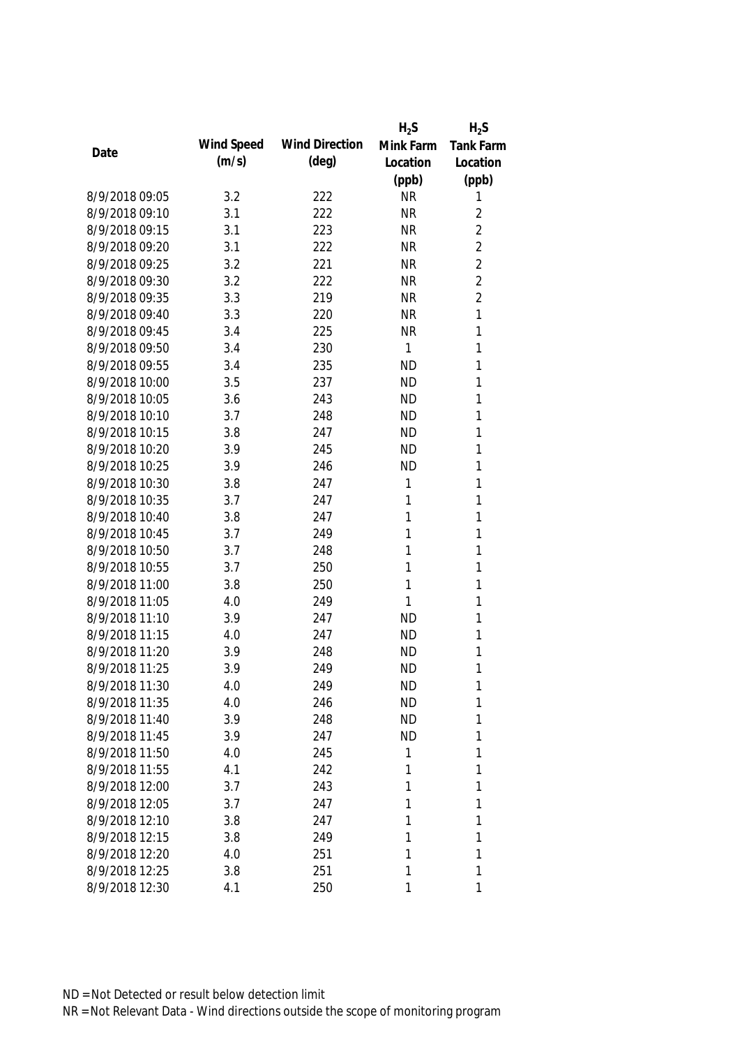| Date | Wind Speed (m/s) | Wind Direction (deg) | $H_2S$ Mink Farm Location (ppb) | $H_2S$ Tank Farm Location (ppb) |
| --- | --- | --- | --- | --- |
| 8/9/2018 09:05 | 3.2 | 222 | NR | 1 |
| 8/9/2018 09:10 | 3.1 | 222 | NR | 2 |
| 8/9/2018 09:15 | 3.1 | 223 | NR | 2 |
| 8/9/2018 09:20 | 3.1 | 222 | NR | 2 |
| 8/9/2018 09:25 | 3.2 | 221 | NR | 2 |
| 8/9/2018 09:30 | 3.2 | 222 | NR | 2 |
| 8/9/2018 09:35 | 3.3 | 219 | NR | 2 |
| 8/9/2018 09:40 | 3.3 | 220 | NR | 1 |
| 8/9/2018 09:45 | 3.4 | 225 | NR | 1 |
| 8/9/2018 09:50 | 3.4 | 230 | 1 | 1 |
| 8/9/2018 09:55 | 3.4 | 235 | ND | 1 |
| 8/9/2018 10:00 | 3.5 | 237 | ND | 1 |
| 8/9/2018 10:05 | 3.6 | 243 | ND | 1 |
| 8/9/2018 10:10 | 3.7 | 248 | ND | 1 |
| 8/9/2018 10:15 | 3.8 | 247 | ND | 1 |
| 8/9/2018 10:20 | 3.9 | 245 | ND | 1 |
| 8/9/2018 10:25 | 3.9 | 246 | ND | 1 |
| 8/9/2018 10:30 | 3.8 | 247 | 1 | 1 |
| 8/9/2018 10:35 | 3.7 | 247 | 1 | 1 |
| 8/9/2018 10:40 | 3.8 | 247 | 1 | 1 |
| 8/9/2018 10:45 | 3.7 | 249 | 1 | 1 |
| 8/9/2018 10:50 | 3.7 | 248 | 1 | 1 |
| 8/9/2018 10:55 | 3.7 | 250 | 1 | 1 |
| 8/9/2018 11:00 | 3.8 | 250 | 1 | 1 |
| 8/9/2018 11:05 | 4.0 | 249 | 1 | 1 |
| 8/9/2018 11:10 | 3.9 | 247 | ND | 1 |
| 8/9/2018 11:15 | 4.0 | 247 | ND | 1 |
| 8/9/2018 11:20 | 3.9 | 248 | ND | 1 |
| 8/9/2018 11:25 | 3.9 | 249 | ND | 1 |
| 8/9/2018 11:30 | 4.0 | 249 | ND | 1 |
| 8/9/2018 11:35 | 4.0 | 246 | ND | 1 |
| 8/9/2018 11:40 | 3.9 | 248 | ND | 1 |
| 8/9/2018 11:45 | 3.9 | 247 | ND | 1 |
| 8/9/2018 11:50 | 4.0 | 245 | 1 | 1 |
| 8/9/2018 11:55 | 4.1 | 242 | 1 | 1 |
| 8/9/2018 12:00 | 3.7 | 243 | 1 | 1 |
| 8/9/2018 12:05 | 3.7 | 247 | 1 | 1 |
| 8/9/2018 12:10 | 3.8 | 247 | 1 | 1 |
| 8/9/2018 12:15 | 3.8 | 249 | 1 | 1 |
| 8/9/2018 12:20 | 4.0 | 251 | 1 | 1 |
| 8/9/2018 12:25 | 3.8 | 251 | 1 | 1 |
| 8/9/2018 12:30 | 4.1 | 250 | 1 | 1 |

ND = Not Detected or result below detection limit
NR = Not Relevant Data - Wind directions outside the scope of monitoring program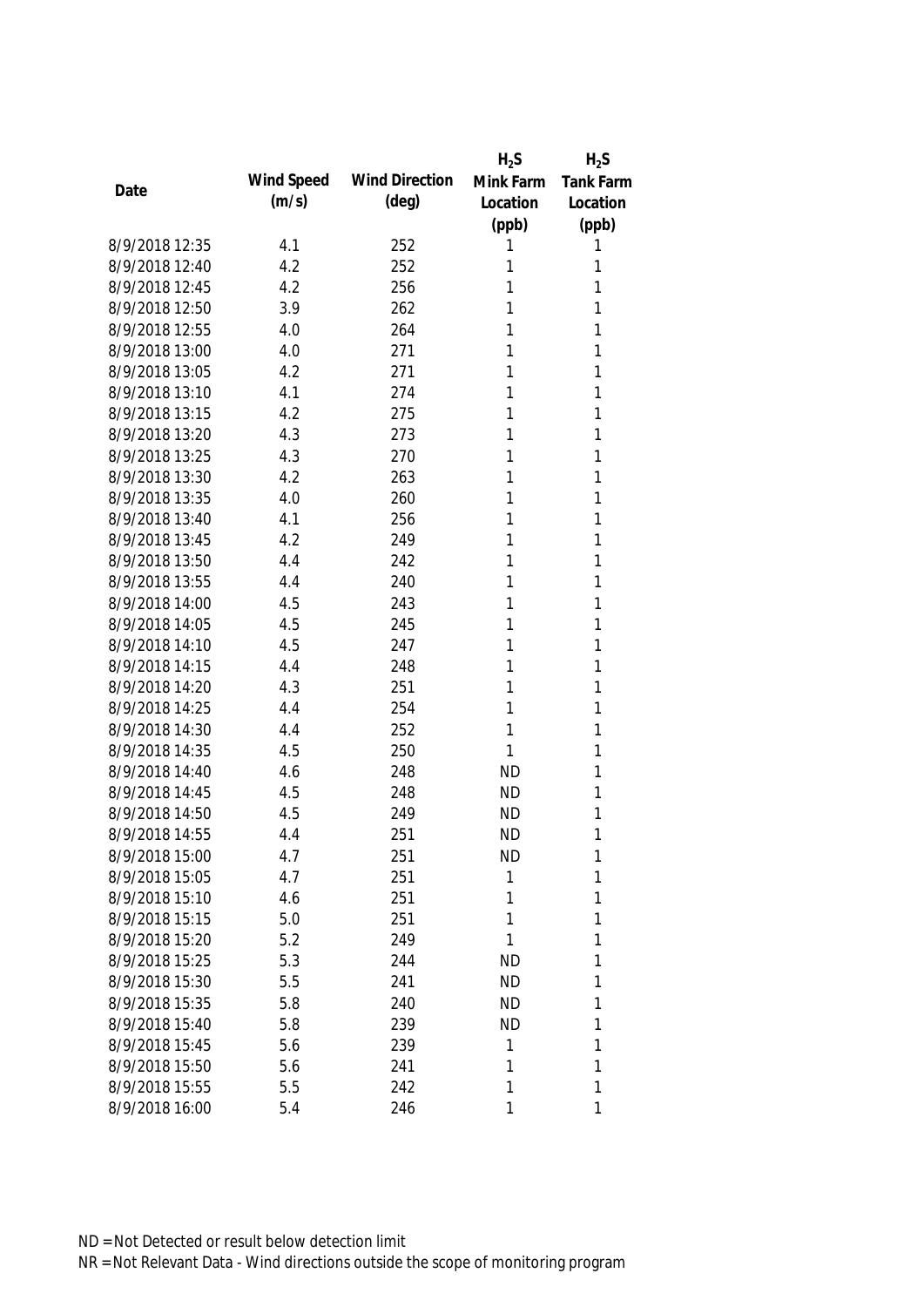| Date | Wind Speed (m/s) | Wind Direction (deg) | $H_2S$ Mink Farm Location (ppb) | $H_2S$ Tank Farm Location (ppb) |
|---|---|---|---|---|
| 8/9/2018 12:35 | 4.1 | 252 | 1 | 1 |
| 8/9/2018 12:40 | 4.2 | 252 | 1 | 1 |
| 8/9/2018 12:45 | 4.2 | 256 | 1 | 1 |
| 8/9/2018 12:50 | 3.9 | 262 | 1 | 1 |
| 8/9/2018 12:55 | 4.0 | 264 | 1 | 1 |
| 8/9/2018 13:00 | 4.0 | 271 | 1 | 1 |
| 8/9/2018 13:05 | 4.2 | 271 | 1 | 1 |
| 8/9/2018 13:10 | 4.1 | 274 | 1 | 1 |
| 8/9/2018 13:15 | 4.2 | 275 | 1 | 1 |
| 8/9/2018 13:20 | 4.3 | 273 | 1 | 1 |
| 8/9/2018 13:25 | 4.3 | 270 | 1 | 1 |
| 8/9/2018 13:30 | 4.2 | 263 | 1 | 1 |
| 8/9/2018 13:35 | 4.0 | 260 | 1 | 1 |
| 8/9/2018 13:40 | 4.1 | 256 | 1 | 1 |
| 8/9/2018 13:45 | 4.2 | 249 | 1 | 1 |
| 8/9/2018 13:50 | 4.4 | 242 | 1 | 1 |
| 8/9/2018 13:55 | 4.4 | 240 | 1 | 1 |
| 8/9/2018 14:00 | 4.5 | 243 | 1 | 1 |
| 8/9/2018 14:05 | 4.5 | 245 | 1 | 1 |
| 8/9/2018 14:10 | 4.5 | 247 | 1 | 1 |
| 8/9/2018 14:15 | 4.4 | 248 | 1 | 1 |
| 8/9/2018 14:20 | 4.3 | 251 | 1 | 1 |
| 8/9/2018 14:25 | 4.4 | 254 | 1 | 1 |
| 8/9/2018 14:30 | 4.4 | 252 | 1 | 1 |
| 8/9/2018 14:35 | 4.5 | 250 | 1 | 1 |
| 8/9/2018 14:40 | 4.6 | 248 | ND | 1 |
| 8/9/2018 14:45 | 4.5 | 248 | ND | 1 |
| 8/9/2018 14:50 | 4.5 | 249 | ND | 1 |
| 8/9/2018 14:55 | 4.4 | 251 | ND | 1 |
| 8/9/2018 15:00 | 4.7 | 251 | ND | 1 |
| 8/9/2018 15:05 | 4.7 | 251 | 1 | 1 |
| 8/9/2018 15:10 | 4.6 | 251 | 1 | 1 |
| 8/9/2018 15:15 | 5.0 | 251 | 1 | 1 |
| 8/9/2018 15:20 | 5.2 | 249 | 1 | 1 |
| 8/9/2018 15:25 | 5.3 | 244 | ND | 1 |
| 8/9/2018 15:30 | 5.5 | 241 | ND | 1 |
| 8/9/2018 15:35 | 5.8 | 240 | ND | 1 |
| 8/9/2018 15:40 | 5.8 | 239 | ND | 1 |
| 8/9/2018 15:45 | 5.6 | 239 | 1 | 1 |
| 8/9/2018 15:50 | 5.6 | 241 | 1 | 1 |
| 8/9/2018 15:55 | 5.5 | 242 | 1 | 1 |
| 8/9/2018 16:00 | 5.4 | 246 | 1 | 1 |

ND = Not Detected or result below detection limit

NR = Not Relevant Data - Wind directions outside the scope of monitoring program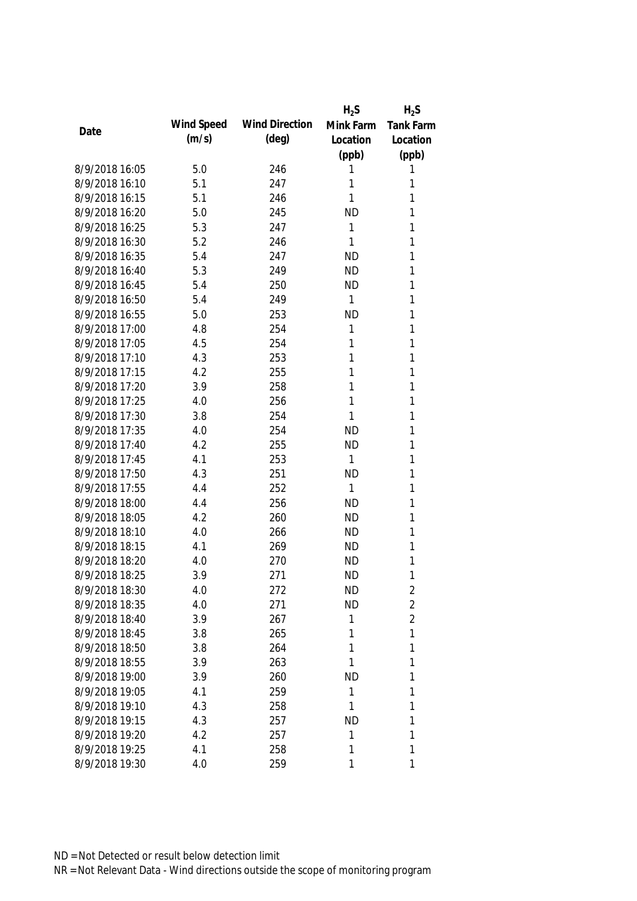| Date | Wind Speed (m/s) | Wind Direction (deg) | $H_2S$ Mink Farm Location (ppb) | $H_2S$ Tank Farm Location (ppb) |
|---|---|---|---|---|
| 8/9/2018 16:05 | 5.0 | 246 | 1 | 1 |
| 8/9/2018 16:10 | 5.1 | 247 | 1 | 1 |
| 8/9/2018 16:15 | 5.1 | 246 | 1 | 1 |
| 8/9/2018 16:20 | 5.0 | 245 | ND | 1 |
| 8/9/2018 16:25 | 5.3 | 247 | 1 | 1 |
| 8/9/2018 16:30 | 5.2 | 246 | 1 | 1 |
| 8/9/2018 16:35 | 5.4 | 247 | ND | 1 |
| 8/9/2018 16:40 | 5.3 | 249 | ND | 1 |
| 8/9/2018 16:45 | 5.4 | 250 | ND | 1 |
| 8/9/2018 16:50 | 5.4 | 249 | 1 | 1 |
| 8/9/2018 16:55 | 5.0 | 253 | ND | 1 |
| 8/9/2018 17:00 | 4.8 | 254 | 1 | 1 |
| 8/9/2018 17:05 | 4.5 | 254 | 1 | 1 |
| 8/9/2018 17:10 | 4.3 | 253 | 1 | 1 |
| 8/9/2018 17:15 | 4.2 | 255 | 1 | 1 |
| 8/9/2018 17:20 | 3.9 | 258 | 1 | 1 |
| 8/9/2018 17:25 | 4.0 | 256 | 1 | 1 |
| 8/9/2018 17:30 | 3.8 | 254 | 1 | 1 |
| 8/9/2018 17:35 | 4.0 | 254 | ND | 1 |
| 8/9/2018 17:40 | 4.2 | 255 | ND | 1 |
| 8/9/2018 17:45 | 4.1 | 253 | 1 | 1 |
| 8/9/2018 17:50 | 4.3 | 251 | ND | 1 |
| 8/9/2018 17:55 | 4.4 | 252 | 1 | 1 |
| 8/9/2018 18:00 | 4.4 | 256 | ND | 1 |
| 8/9/2018 18:05 | 4.2 | 260 | ND | 1 |
| 8/9/2018 18:10 | 4.0 | 266 | ND | 1 |
| 8/9/2018 18:15 | 4.1 | 269 | ND | 1 |
| 8/9/2018 18:20 | 4.0 | 270 | ND | 1 |
| 8/9/2018 18:25 | 3.9 | 271 | ND | 1 |
| 8/9/2018 18:30 | 4.0 | 272 | ND | 2 |
| 8/9/2018 18:35 | 4.0 | 271 | ND | 2 |
| 8/9/2018 18:40 | 3.9 | 267 | 1 | 2 |
| 8/9/2018 18:45 | 3.8 | 265 | 1 | 1 |
| 8/9/2018 18:50 | 3.8 | 264 | 1 | 1 |
| 8/9/2018 18:55 | 3.9 | 263 | 1 | 1 |
| 8/9/2018 19:00 | 3.9 | 260 | ND | 1 |
| 8/9/2018 19:05 | 4.1 | 259 | 1 | 1 |
| 8/9/2018 19:10 | 4.3 | 258 | 1 | 1 |
| 8/9/2018 19:15 | 4.3 | 257 | ND | 1 |
| 8/9/2018 19:20 | 4.2 | 257 | 1 | 1 |
| 8/9/2018 19:25 | 4.1 | 258 | 1 | 1 |
| 8/9/2018 19:30 | 4.0 | 259 | 1 | 1 |

ND = Not Detected or result below detection limit

NR = Not Relevant Data - Wind directions outside the scope of monitoring program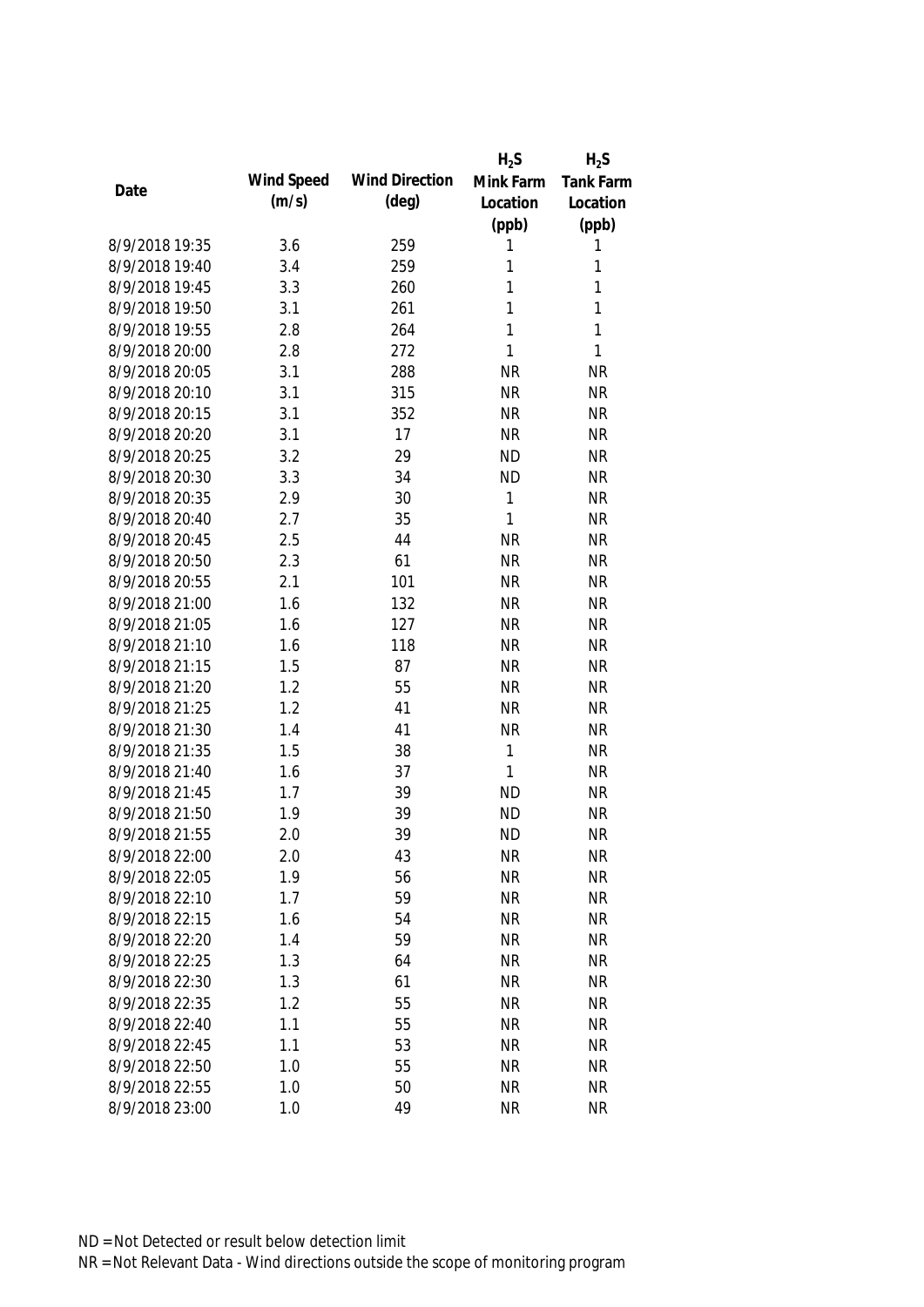| Date | Wind Speed (m/s) | Wind Direction (deg) | $H_2S$ Mink Farm Location (ppb) | $H_2S$ Tank Farm Location (ppb) |
|---|---|---|---|---|
| 8/9/2018 19:35 | 3.6 | 259 | 1 | 1 |
| 8/9/2018 19:40 | 3.4 | 259 | 1 | 1 |
| 8/9/2018 19:45 | 3.3 | 260 | 1 | 1 |
| 8/9/2018 19:50 | 3.1 | 261 | 1 | 1 |
| 8/9/2018 19:55 | 2.8 | 264 | 1 | 1 |
| 8/9/2018 20:00 | 2.8 | 272 | 1 | 1 |
| 8/9/2018 20:05 | 3.1 | 288 | NR | NR |
| 8/9/2018 20:10 | 3.1 | 315 | NR | NR |
| 8/9/2018 20:15 | 3.1 | 352 | NR | NR |
| 8/9/2018 20:20 | 3.1 | 17 | NR | NR |
| 8/9/2018 20:25 | 3.2 | 29 | ND | NR |
| 8/9/2018 20:30 | 3.3 | 34 | ND | NR |
| 8/9/2018 20:35 | 2.9 | 30 | 1 | NR |
| 8/9/2018 20:40 | 2.7 | 35 | 1 | NR |
| 8/9/2018 20:45 | 2.5 | 44 | NR | NR |
| 8/9/2018 20:50 | 2.3 | 61 | NR | NR |
| 8/9/2018 20:55 | 2.1 | 101 | NR | NR |
| 8/9/2018 21:00 | 1.6 | 132 | NR | NR |
| 8/9/2018 21:05 | 1.6 | 127 | NR | NR |
| 8/9/2018 21:10 | 1.6 | 118 | NR | NR |
| 8/9/2018 21:15 | 1.5 | 87 | NR | NR |
| 8/9/2018 21:20 | 1.2 | 55 | NR | NR |
| 8/9/2018 21:25 | 1.2 | 41 | NR | NR |
| 8/9/2018 21:30 | 1.4 | 41 | NR | NR |
| 8/9/2018 21:35 | 1.5 | 38 | 1 | NR |
| 8/9/2018 21:40 | 1.6 | 37 | 1 | NR |
| 8/9/2018 21:45 | 1.7 | 39 | ND | NR |
| 8/9/2018 21:50 | 1.9 | 39 | ND | NR |
| 8/9/2018 21:55 | 2.0 | 39 | ND | NR |
| 8/9/2018 22:00 | 2.0 | 43 | NR | NR |
| 8/9/2018 22:05 | 1.9 | 56 | NR | NR |
| 8/9/2018 22:10 | 1.7 | 59 | NR | NR |
| 8/9/2018 22:15 | 1.6 | 54 | NR | NR |
| 8/9/2018 22:20 | 1.4 | 59 | NR | NR |
| 8/9/2018 22:25 | 1.3 | 64 | NR | NR |
| 8/9/2018 22:30 | 1.3 | 61 | NR | NR |
| 8/9/2018 22:35 | 1.2 | 55 | NR | NR |
| 8/9/2018 22:40 | 1.1 | 55 | NR | NR |
| 8/9/2018 22:45 | 1.1 | 53 | NR | NR |
| 8/9/2018 22:50 | 1.0 | 55 | NR | NR |
| 8/9/2018 22:55 | 1.0 | 50 | NR | NR |
| 8/9/2018 23:00 | 1.0 | 49 | NR | NR |

ND = Not Detected or result below detection limit

NR = Not Relevant Data - Wind directions outside the scope of monitoring program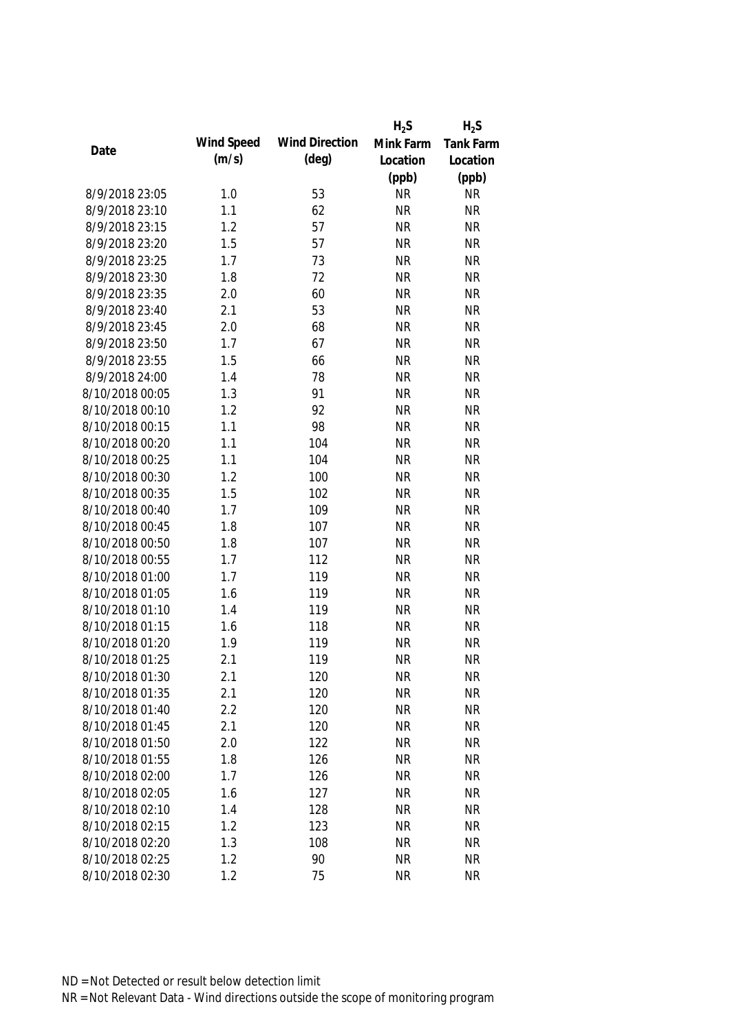| Date | Wind Speed (m/s) | Wind Direction (deg) | $H_2S$ Mink Farm Location (ppb) | $H_2S$ Tank Farm Location (ppb) |
|---|---|---|---|---|
| 8/9/2018 23:05 | 1.0 | 53 | NR | NR |
| 8/9/2018 23:10 | 1.1 | 62 | NR | NR |
| 8/9/2018 23:15 | 1.2 | 57 | NR | NR |
| 8/9/2018 23:20 | 1.5 | 57 | NR | NR |
| 8/9/2018 23:25 | 1.7 | 73 | NR | NR |
| 8/9/2018 23:30 | 1.8 | 72 | NR | NR |
| 8/9/2018 23:35 | 2.0 | 60 | NR | NR |
| 8/9/2018 23:40 | 2.1 | 53 | NR | NR |
| 8/9/2018 23:45 | 2.0 | 68 | NR | NR |
| 8/9/2018 23:50 | 1.7 | 67 | NR | NR |
| 8/9/2018 23:55 | 1.5 | 66 | NR | NR |
| 8/9/2018 24:00 | 1.4 | 78 | NR | NR |
| 8/10/2018 00:05 | 1.3 | 91 | NR | NR |
| 8/10/2018 00:10 | 1.2 | 92 | NR | NR |
| 8/10/2018 00:15 | 1.1 | 98 | NR | NR |
| 8/10/2018 00:20 | 1.1 | 104 | NR | NR |
| 8/10/2018 00:25 | 1.1 | 104 | NR | NR |
| 8/10/2018 00:30 | 1.2 | 100 | NR | NR |
| 8/10/2018 00:35 | 1.5 | 102 | NR | NR |
| 8/10/2018 00:40 | 1.7 | 109 | NR | NR |
| 8/10/2018 00:45 | 1.8 | 107 | NR | NR |
| 8/10/2018 00:50 | 1.8 | 107 | NR | NR |
| 8/10/2018 00:55 | 1.7 | 112 | NR | NR |
| 8/10/2018 01:00 | 1.7 | 119 | NR | NR |
| 8/10/2018 01:05 | 1.6 | 119 | NR | NR |
| 8/10/2018 01:10 | 1.4 | 119 | NR | NR |
| 8/10/2018 01:15 | 1.6 | 118 | NR | NR |
| 8/10/2018 01:20 | 1.9 | 119 | NR | NR |
| 8/10/2018 01:25 | 2.1 | 119 | NR | NR |
| 8/10/2018 01:30 | 2.1 | 120 | NR | NR |
| 8/10/2018 01:35 | 2.1 | 120 | NR | NR |
| 8/10/2018 01:40 | 2.2 | 120 | NR | NR |
| 8/10/2018 01:45 | 2.1 | 120 | NR | NR |
| 8/10/2018 01:50 | 2.0 | 122 | NR | NR |
| 8/10/2018 01:55 | 1.8 | 126 | NR | NR |
| 8/10/2018 02:00 | 1.7 | 126 | NR | NR |
| 8/10/2018 02:05 | 1.6 | 127 | NR | NR |
| 8/10/2018 02:10 | 1.4 | 128 | NR | NR |
| 8/10/2018 02:15 | 1.2 | 123 | NR | NR |
| 8/10/2018 02:20 | 1.3 | 108 | NR | NR |
| 8/10/2018 02:25 | 1.2 | 90 | NR | NR |
| 8/10/2018 02:30 | 1.2 | 75 | NR | NR |

ND = Not Detected or result below detection limit

NR = Not Relevant Data - Wind directions outside the scope of monitoring program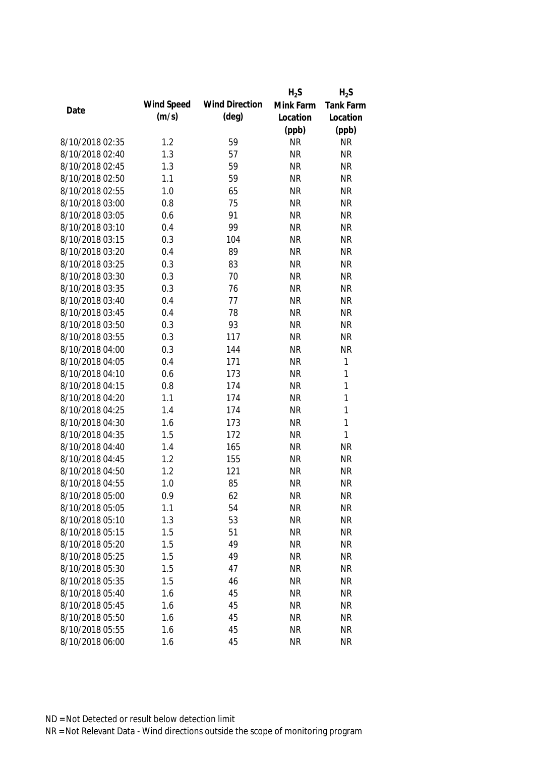| Date | Wind Speed (m/s) | Wind Direction (deg) | $H_2S$ Mink Farm Location (ppb) | $H_2S$ Tank Farm Location (ppb) |
| --- | --- | --- | --- | --- |
| 8/10/2018 02:35 | 1.2 | 59 | NR | NR |
| 8/10/2018 02:40 | 1.3 | 57 | NR | NR |
| 8/10/2018 02:45 | 1.3 | 59 | NR | NR |
| 8/10/2018 02:50 | 1.1 | 59 | NR | NR |
| 8/10/2018 02:55 | 1.0 | 65 | NR | NR |
| 8/10/2018 03:00 | 0.8 | 75 | NR | NR |
| 8/10/2018 03:05 | 0.6 | 91 | NR | NR |
| 8/10/2018 03:10 | 0.4 | 99 | NR | NR |
| 8/10/2018 03:15 | 0.3 | 104 | NR | NR |
| 8/10/2018 03:20 | 0.4 | 89 | NR | NR |
| 8/10/2018 03:25 | 0.3 | 83 | NR | NR |
| 8/10/2018 03:30 | 0.3 | 70 | NR | NR |
| 8/10/2018 03:35 | 0.3 | 76 | NR | NR |
| 8/10/2018 03:40 | 0.4 | 77 | NR | NR |
| 8/10/2018 03:45 | 0.4 | 78 | NR | NR |
| 8/10/2018 03:50 | 0.3 | 93 | NR | NR |
| 8/10/2018 03:55 | 0.3 | 117 | NR | NR |
| 8/10/2018 04:00 | 0.3 | 144 | NR | NR |
| 8/10/2018 04:05 | 0.4 | 171 | NR | 1 |
| 8/10/2018 04:10 | 0.6 | 173 | NR | 1 |
| 8/10/2018 04:15 | 0.8 | 174 | NR | 1 |
| 8/10/2018 04:20 | 1.1 | 174 | NR | 1 |
| 8/10/2018 04:25 | 1.4 | 174 | NR | 1 |
| 8/10/2018 04:30 | 1.6 | 173 | NR | 1 |
| 8/10/2018 04:35 | 1.5 | 172 | NR | 1 |
| 8/10/2018 04:40 | 1.4 | 165 | NR | NR |
| 8/10/2018 04:45 | 1.2 | 155 | NR | NR |
| 8/10/2018 04:50 | 1.2 | 121 | NR | NR |
| 8/10/2018 04:55 | 1.0 | 85 | NR | NR |
| 8/10/2018 05:00 | 0.9 | 62 | NR | NR |
| 8/10/2018 05:05 | 1.1 | 54 | NR | NR |
| 8/10/2018 05:10 | 1.3 | 53 | NR | NR |
| 8/10/2018 05:15 | 1.5 | 51 | NR | NR |
| 8/10/2018 05:20 | 1.5 | 49 | NR | NR |
| 8/10/2018 05:25 | 1.5 | 49 | NR | NR |
| 8/10/2018 05:30 | 1.5 | 47 | NR | NR |
| 8/10/2018 05:35 | 1.5 | 46 | NR | NR |
| 8/10/2018 05:40 | 1.6 | 45 | NR | NR |
| 8/10/2018 05:45 | 1.6 | 45 | NR | NR |
| 8/10/2018 05:50 | 1.6 | 45 | NR | NR |
| 8/10/2018 05:55 | 1.6 | 45 | NR | NR |
| 8/10/2018 06:00 | 1.6 | 45 | NR | NR |

ND = Not Detected or result below detection limit

NR = Not Relevant Data - Wind directions outside the scope of monitoring program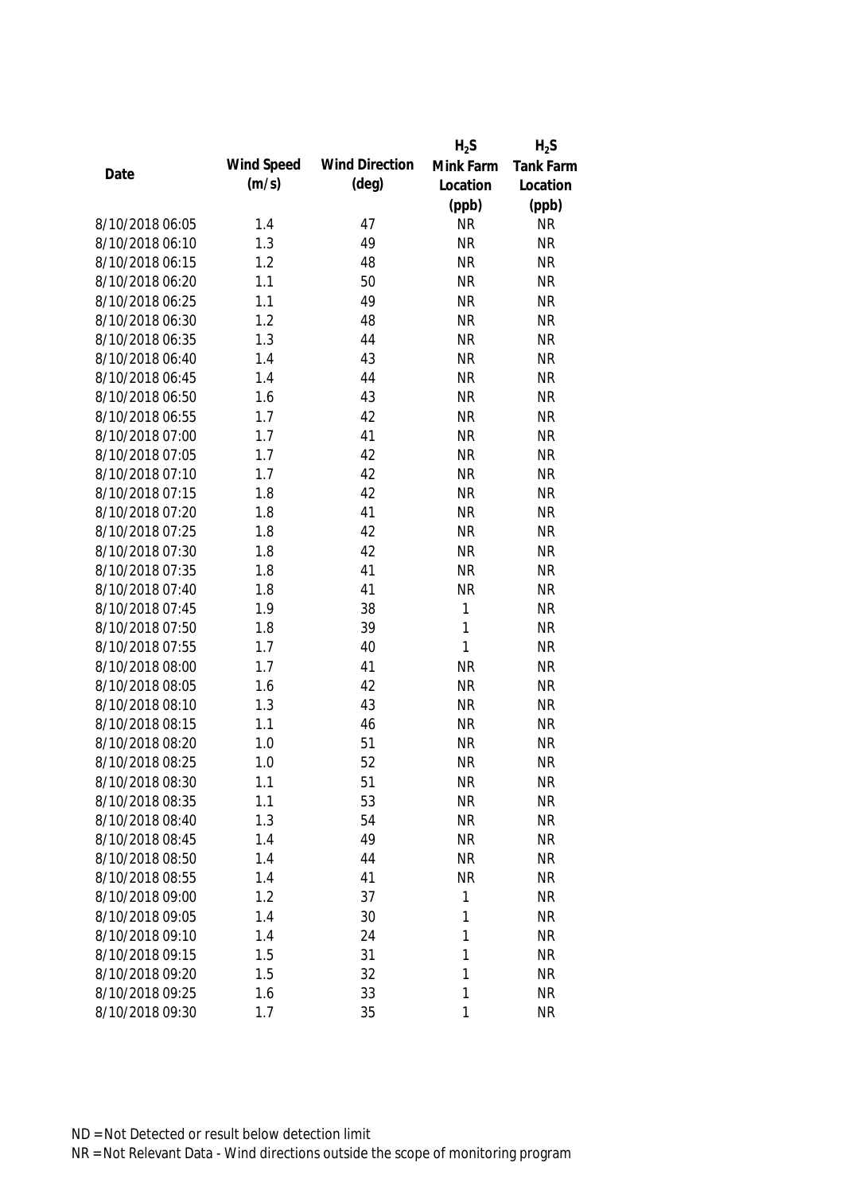| Date | Wind Speed (m/s) | Wind Direction (deg) | $H_2S$ Mink Farm Location (ppb) | $H_2S$ Tank Farm Location (ppb) |
|---|---|---|---|---|
| 8/10/2018 06:05 | 1.4 | 47 | NR | NR |
| 8/10/2018 06:10 | 1.3 | 49 | NR | NR |
| 8/10/2018 06:15 | 1.2 | 48 | NR | NR |
| 8/10/2018 06:20 | 1.1 | 50 | NR | NR |
| 8/10/2018 06:25 | 1.1 | 49 | NR | NR |
| 8/10/2018 06:30 | 1.2 | 48 | NR | NR |
| 8/10/2018 06:35 | 1.3 | 44 | NR | NR |
| 8/10/2018 06:40 | 1.4 | 43 | NR | NR |
| 8/10/2018 06:45 | 1.4 | 44 | NR | NR |
| 8/10/2018 06:50 | 1.6 | 43 | NR | NR |
| 8/10/2018 06:55 | 1.7 | 42 | NR | NR |
| 8/10/2018 07:00 | 1.7 | 41 | NR | NR |
| 8/10/2018 07:05 | 1.7 | 42 | NR | NR |
| 8/10/2018 07:10 | 1.7 | 42 | NR | NR |
| 8/10/2018 07:15 | 1.8 | 42 | NR | NR |
| 8/10/2018 07:20 | 1.8 | 41 | NR | NR |
| 8/10/2018 07:25 | 1.8 | 42 | NR | NR |
| 8/10/2018 07:30 | 1.8 | 42 | NR | NR |
| 8/10/2018 07:35 | 1.8 | 41 | NR | NR |
| 8/10/2018 07:40 | 1.8 | 41 | NR | NR |
| 8/10/2018 07:45 | 1.9 | 38 | 1 | NR |
| 8/10/2018 07:50 | 1.8 | 39 | 1 | NR |
| 8/10/2018 07:55 | 1.7 | 40 | 1 | NR |
| 8/10/2018 08:00 | 1.7 | 41 | NR | NR |
| 8/10/2018 08:05 | 1.6 | 42 | NR | NR |
| 8/10/2018 08:10 | 1.3 | 43 | NR | NR |
| 8/10/2018 08:15 | 1.1 | 46 | NR | NR |
| 8/10/2018 08:20 | 1.0 | 51 | NR | NR |
| 8/10/2018 08:25 | 1.0 | 52 | NR | NR |
| 8/10/2018 08:30 | 1.1 | 51 | NR | NR |
| 8/10/2018 08:35 | 1.1 | 53 | NR | NR |
| 8/10/2018 08:40 | 1.3 | 54 | NR | NR |
| 8/10/2018 08:45 | 1.4 | 49 | NR | NR |
| 8/10/2018 08:50 | 1.4 | 44 | NR | NR |
| 8/10/2018 08:55 | 1.4 | 41 | NR | NR |
| 8/10/2018 09:00 | 1.2 | 37 | 1 | NR |
| 8/10/2018 09:05 | 1.4 | 30 | 1 | NR |
| 8/10/2018 09:10 | 1.4 | 24 | 1 | NR |
| 8/10/2018 09:15 | 1.5 | 31 | 1 | NR |
| 8/10/2018 09:20 | 1.5 | 32 | 1 | NR |
| 8/10/2018 09:25 | 1.6 | 33 | 1 | NR |
| 8/10/2018 09:30 | 1.7 | 35 | 1 | NR |

ND = Not Detected or result below detection limit

NR = Not Relevant Data - Wind directions outside the scope of monitoring program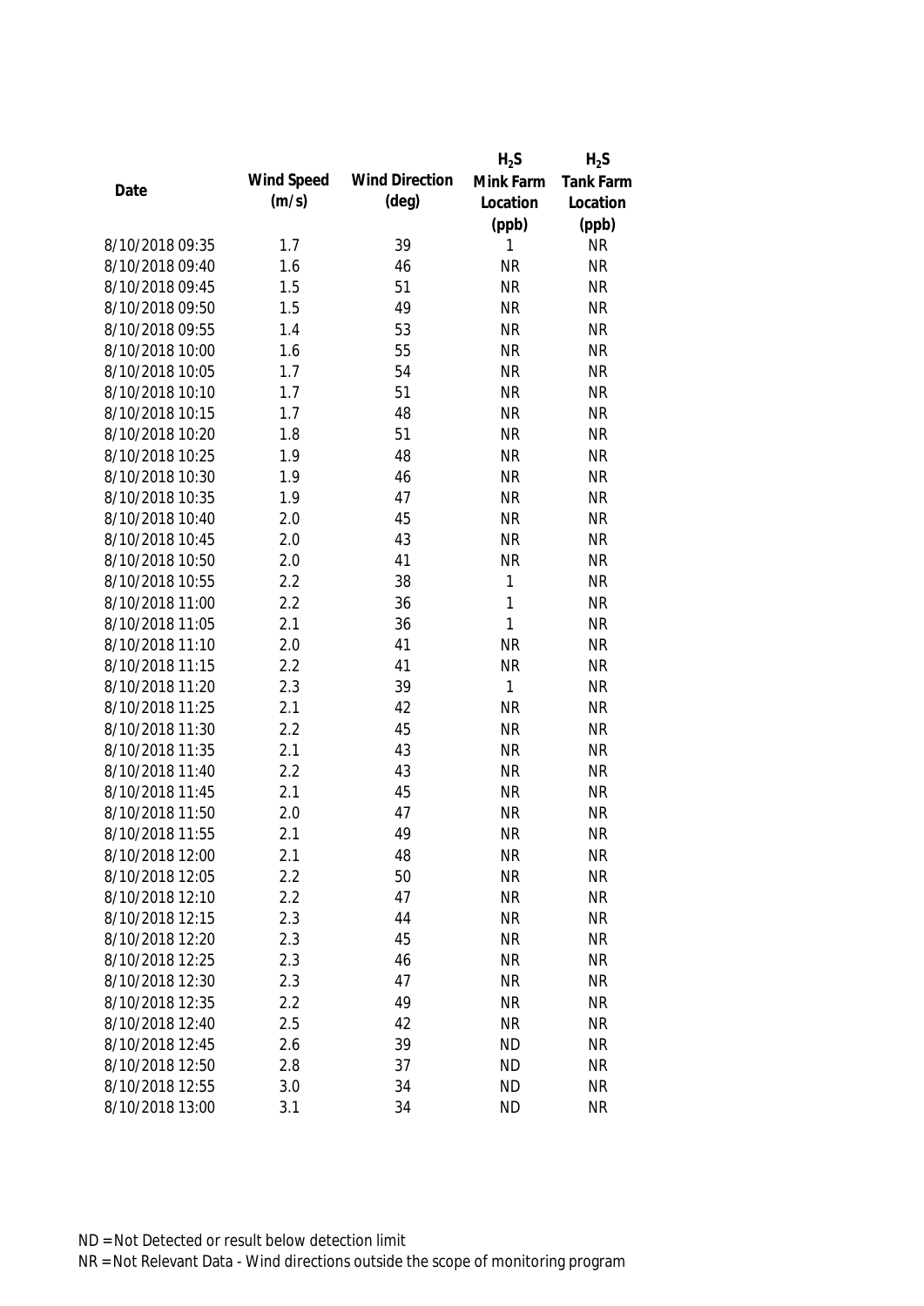| Date | Wind Speed (m/s) | Wind Direction (deg) | $H_2S$ Mink Farm Location (ppb) | $H_2S$ Tank Farm Location (ppb) |
|---|---|---|---|---|
| 8/10/2018 09:35 | 1.7 | 39 | 1 | NR |
| 8/10/2018 09:40 | 1.6 | 46 | NR | NR |
| 8/10/2018 09:45 | 1.5 | 51 | NR | NR |
| 8/10/2018 09:50 | 1.5 | 49 | NR | NR |
| 8/10/2018 09:55 | 1.4 | 53 | NR | NR |
| 8/10/2018 10:00 | 1.6 | 55 | NR | NR |
| 8/10/2018 10:05 | 1.7 | 54 | NR | NR |
| 8/10/2018 10:10 | 1.7 | 51 | NR | NR |
| 8/10/2018 10:15 | 1.7 | 48 | NR | NR |
| 8/10/2018 10:20 | 1.8 | 51 | NR | NR |
| 8/10/2018 10:25 | 1.9 | 48 | NR | NR |
| 8/10/2018 10:30 | 1.9 | 46 | NR | NR |
| 8/10/2018 10:35 | 1.9 | 47 | NR | NR |
| 8/10/2018 10:40 | 2.0 | 45 | NR | NR |
| 8/10/2018 10:45 | 2.0 | 43 | NR | NR |
| 8/10/2018 10:50 | 2.0 | 41 | NR | NR |
| 8/10/2018 10:55 | 2.2 | 38 | 1 | NR |
| 8/10/2018 11:00 | 2.2 | 36 | 1 | NR |
| 8/10/2018 11:05 | 2.1 | 36 | 1 | NR |
| 8/10/2018 11:10 | 2.0 | 41 | NR | NR |
| 8/10/2018 11:15 | 2.2 | 41 | NR | NR |
| 8/10/2018 11:20 | 2.3 | 39 | 1 | NR |
| 8/10/2018 11:25 | 2.1 | 42 | NR | NR |
| 8/10/2018 11:30 | 2.2 | 45 | NR | NR |
| 8/10/2018 11:35 | 2.1 | 43 | NR | NR |
| 8/10/2018 11:40 | 2.2 | 43 | NR | NR |
| 8/10/2018 11:45 | 2.1 | 45 | NR | NR |
| 8/10/2018 11:50 | 2.0 | 47 | NR | NR |
| 8/10/2018 11:55 | 2.1 | 49 | NR | NR |
| 8/10/2018 12:00 | 2.1 | 48 | NR | NR |
| 8/10/2018 12:05 | 2.2 | 50 | NR | NR |
| 8/10/2018 12:10 | 2.2 | 47 | NR | NR |
| 8/10/2018 12:15 | 2.3 | 44 | NR | NR |
| 8/10/2018 12:20 | 2.3 | 45 | NR | NR |
| 8/10/2018 12:25 | 2.3 | 46 | NR | NR |
| 8/10/2018 12:30 | 2.3 | 47 | NR | NR |
| 8/10/2018 12:35 | 2.2 | 49 | NR | NR |
| 8/10/2018 12:40 | 2.5 | 42 | NR | NR |
| 8/10/2018 12:45 | 2.6 | 39 | ND | NR |
| 8/10/2018 12:50 | 2.8 | 37 | ND | NR |
| 8/10/2018 12:55 | 3.0 | 34 | ND | NR |
| 8/10/2018 13:00 | 3.1 | 34 | ND | NR |

ND = Not Detected or result below detection limit

NR = Not Relevant Data - Wind directions outside the scope of monitoring program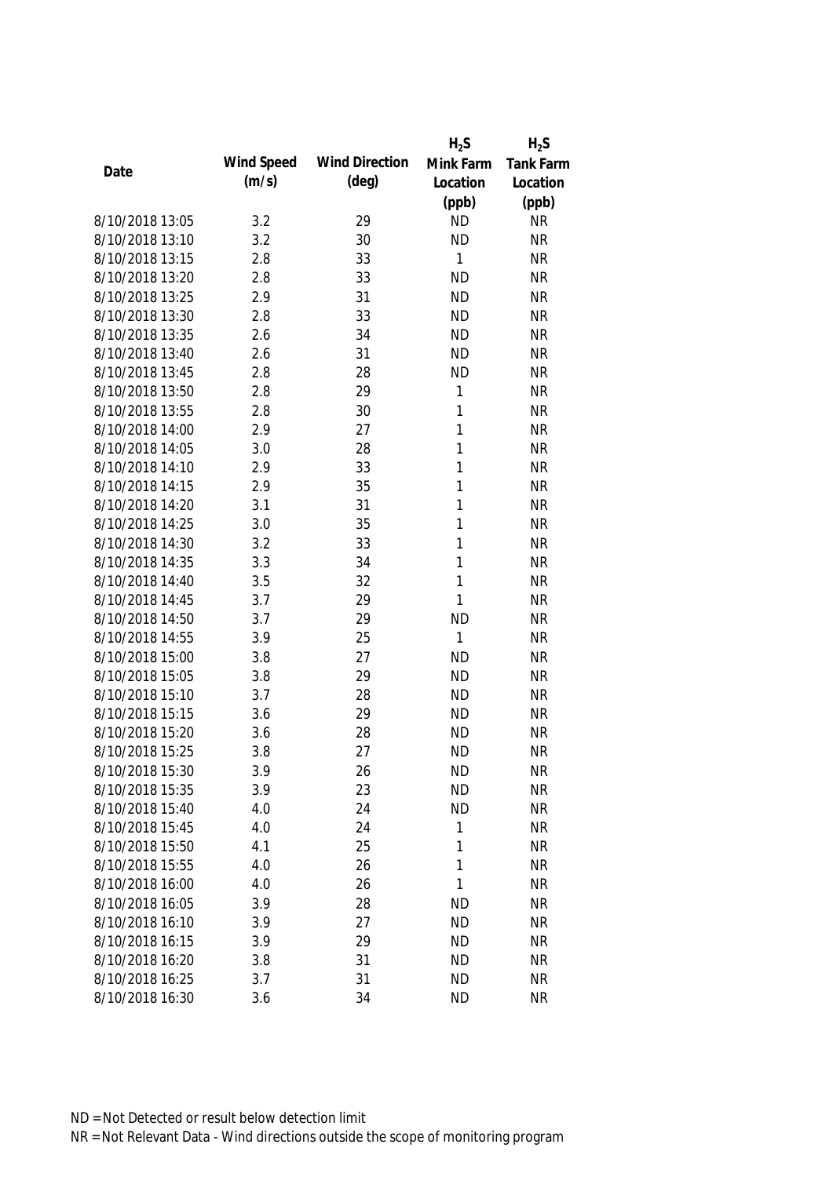| Date | Wind Speed (m/s) | Wind Direction (deg) | $H_2S$ Mink Farm Location (ppb) | $H_2S$ Tank Farm Location (ppb) |
|---|---|---|---|---|
| 8/10/2018 13:05 | 3.2 | 29 | ND | NR |
| 8/10/2018 13:10 | 3.2 | 30 | ND | NR |
| 8/10/2018 13:15 | 2.8 | 33 | 1 | NR |
| 8/10/2018 13:20 | 2.8 | 33 | ND | NR |
| 8/10/2018 13:25 | 2.9 | 31 | ND | NR |
| 8/10/2018 13:30 | 2.8 | 33 | ND | NR |
| 8/10/2018 13:35 | 2.6 | 34 | ND | NR |
| 8/10/2018 13:40 | 2.6 | 31 | ND | NR |
| 8/10/2018 13:45 | 2.8 | 28 | ND | NR |
| 8/10/2018 13:50 | 2.8 | 29 | 1 | NR |
| 8/10/2018 13:55 | 2.8 | 30 | 1 | NR |
| 8/10/2018 14:00 | 2.9 | 27 | 1 | NR |
| 8/10/2018 14:05 | 3.0 | 28 | 1 | NR |
| 8/10/2018 14:10 | 2.9 | 33 | 1 | NR |
| 8/10/2018 14:15 | 2.9 | 35 | 1 | NR |
| 8/10/2018 14:20 | 3.1 | 31 | 1 | NR |
| 8/10/2018 14:25 | 3.0 | 35 | 1 | NR |
| 8/10/2018 14:30 | 3.2 | 33 | 1 | NR |
| 8/10/2018 14:35 | 3.3 | 34 | 1 | NR |
| 8/10/2018 14:40 | 3.5 | 32 | 1 | NR |
| 8/10/2018 14:45 | 3.7 | 29 | 1 | NR |
| 8/10/2018 14:50 | 3.7 | 29 | ND | NR |
| 8/10/2018 14:55 | 3.9 | 25 | 1 | NR |
| 8/10/2018 15:00 | 3.8 | 27 | ND | NR |
| 8/10/2018 15:05 | 3.8 | 29 | ND | NR |
| 8/10/2018 15:10 | 3.7 | 28 | ND | NR |
| 8/10/2018 15:15 | 3.6 | 29 | ND | NR |
| 8/10/2018 15:20 | 3.6 | 28 | ND | NR |
| 8/10/2018 15:25 | 3.8 | 27 | ND | NR |
| 8/10/2018 15:30 | 3.9 | 26 | ND | NR |
| 8/10/2018 15:35 | 3.9 | 23 | ND | NR |
| 8/10/2018 15:40 | 4.0 | 24 | ND | NR |
| 8/10/2018 15:45 | 4.0 | 24 | 1 | NR |
| 8/10/2018 15:50 | 4.1 | 25 | 1 | NR |
| 8/10/2018 15:55 | 4.0 | 26 | 1 | NR |
| 8/10/2018 16:00 | 4.0 | 26 | 1 | NR |
| 8/10/2018 16:05 | 3.9 | 28 | ND | NR |
| 8/10/2018 16:10 | 3.9 | 27 | ND | NR |
| 8/10/2018 16:15 | 3.9 | 29 | ND | NR |
| 8/10/2018 16:20 | 3.8 | 31 | ND | NR |
| 8/10/2018 16:25 | 3.7 | 31 | ND | NR |
| 8/10/2018 16:30 | 3.6 | 34 | ND | NR |

ND = Not Detected or result below detection limit

NR = Not Relevant Data - Wind directions outside the scope of monitoring program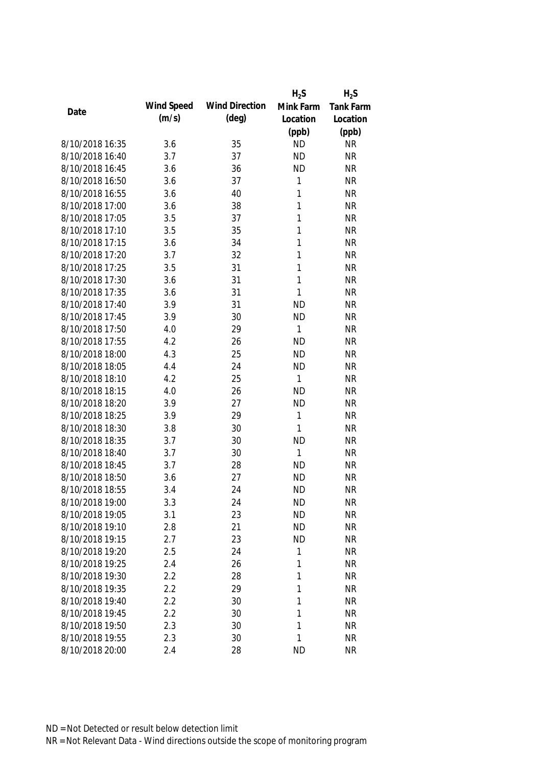| Date | Wind Speed (m/s) | Wind Direction (deg) | $H_2S$ Mink Farm Location (ppb) | $H_2S$ Tank Farm Location (ppb) |
|---|---|---|---|---|
| 8/10/2018 16:35 | 3.6 | 35 | ND | NR |
| 8/10/2018 16:40 | 3.7 | 37 | ND | NR |
| 8/10/2018 16:45 | 3.6 | 36 | ND | NR |
| 8/10/2018 16:50 | 3.6 | 37 | 1 | NR |
| 8/10/2018 16:55 | 3.6 | 40 | 1 | NR |
| 8/10/2018 17:00 | 3.6 | 38 | 1 | NR |
| 8/10/2018 17:05 | 3.5 | 37 | 1 | NR |
| 8/10/2018 17:10 | 3.5 | 35 | 1 | NR |
| 8/10/2018 17:15 | 3.6 | 34 | 1 | NR |
| 8/10/2018 17:20 | 3.7 | 32 | 1 | NR |
| 8/10/2018 17:25 | 3.5 | 31 | 1 | NR |
| 8/10/2018 17:30 | 3.6 | 31 | 1 | NR |
| 8/10/2018 17:35 | 3.6 | 31 | 1 | NR |
| 8/10/2018 17:40 | 3.9 | 31 | ND | NR |
| 8/10/2018 17:45 | 3.9 | 30 | ND | NR |
| 8/10/2018 17:50 | 4.0 | 29 | 1 | NR |
| 8/10/2018 17:55 | 4.2 | 26 | ND | NR |
| 8/10/2018 18:00 | 4.3 | 25 | ND | NR |
| 8/10/2018 18:05 | 4.4 | 24 | ND | NR |
| 8/10/2018 18:10 | 4.2 | 25 | 1 | NR |
| 8/10/2018 18:15 | 4.0 | 26 | ND | NR |
| 8/10/2018 18:20 | 3.9 | 27 | ND | NR |
| 8/10/2018 18:25 | 3.9 | 29 | 1 | NR |
| 8/10/2018 18:30 | 3.8 | 30 | 1 | NR |
| 8/10/2018 18:35 | 3.7 | 30 | ND | NR |
| 8/10/2018 18:40 | 3.7 | 30 | 1 | NR |
| 8/10/2018 18:45 | 3.7 | 28 | ND | NR |
| 8/10/2018 18:50 | 3.6 | 27 | ND | NR |
| 8/10/2018 18:55 | 3.4 | 24 | ND | NR |
| 8/10/2018 19:00 | 3.3 | 24 | ND | NR |
| 8/10/2018 19:05 | 3.1 | 23 | ND | NR |
| 8/10/2018 19:10 | 2.8 | 21 | ND | NR |
| 8/10/2018 19:15 | 2.7 | 23 | ND | NR |
| 8/10/2018 19:20 | 2.5 | 24 | 1 | NR |
| 8/10/2018 19:25 | 2.4 | 26 | 1 | NR |
| 8/10/2018 19:30 | 2.2 | 28 | 1 | NR |
| 8/10/2018 19:35 | 2.2 | 29 | 1 | NR |
| 8/10/2018 19:40 | 2.2 | 30 | 1 | NR |
| 8/10/2018 19:45 | 2.2 | 30 | 1 | NR |
| 8/10/2018 19:50 | 2.3 | 30 | 1 | NR |
| 8/10/2018 19:55 | 2.3 | 30 | 1 | NR |
| 8/10/2018 20:00 | 2.4 | 28 | ND | NR |

ND = Not Detected or result below detection limit
NR = Not Relevant Data - Wind directions outside the scope of monitoring program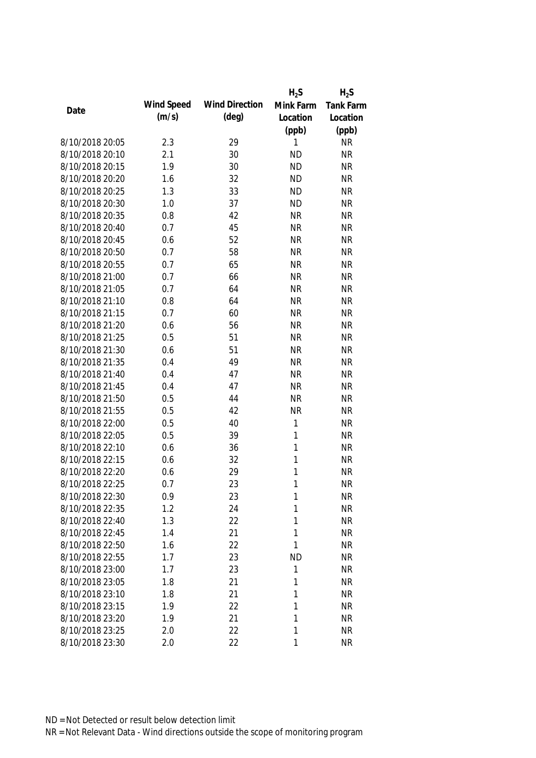| Date | Wind Speed (m/s) | Wind Direction (deg) | $H_2S$ Mink Farm Location (ppb) | $H_2S$ Tank Farm Location (ppb) |
|---|---|---|---|---|
| 8/10/2018 20:05 | 2.3 | 29 | 1 | NR |
| 8/10/2018 20:10 | 2.1 | 30 | ND | NR |
| 8/10/2018 20:15 | 1.9 | 30 | ND | NR |
| 8/10/2018 20:20 | 1.6 | 32 | ND | NR |
| 8/10/2018 20:25 | 1.3 | 33 | ND | NR |
| 8/10/2018 20:30 | 1.0 | 37 | ND | NR |
| 8/10/2018 20:35 | 0.8 | 42 | NR | NR |
| 8/10/2018 20:40 | 0.7 | 45 | NR | NR |
| 8/10/2018 20:45 | 0.6 | 52 | NR | NR |
| 8/10/2018 20:50 | 0.7 | 58 | NR | NR |
| 8/10/2018 20:55 | 0.7 | 65 | NR | NR |
| 8/10/2018 21:00 | 0.7 | 66 | NR | NR |
| 8/10/2018 21:05 | 0.7 | 64 | NR | NR |
| 8/10/2018 21:10 | 0.8 | 64 | NR | NR |
| 8/10/2018 21:15 | 0.7 | 60 | NR | NR |
| 8/10/2018 21:20 | 0.6 | 56 | NR | NR |
| 8/10/2018 21:25 | 0.5 | 51 | NR | NR |
| 8/10/2018 21:30 | 0.6 | 51 | NR | NR |
| 8/10/2018 21:35 | 0.4 | 49 | NR | NR |
| 8/10/2018 21:40 | 0.4 | 47 | NR | NR |
| 8/10/2018 21:45 | 0.4 | 47 | NR | NR |
| 8/10/2018 21:50 | 0.5 | 44 | NR | NR |
| 8/10/2018 21:55 | 0.5 | 42 | NR | NR |
| 8/10/2018 22:00 | 0.5 | 40 | 1 | NR |
| 8/10/2018 22:05 | 0.5 | 39 | 1 | NR |
| 8/10/2018 22:10 | 0.6 | 36 | 1 | NR |
| 8/10/2018 22:15 | 0.6 | 32 | 1 | NR |
| 8/10/2018 22:20 | 0.6 | 29 | 1 | NR |
| 8/10/2018 22:25 | 0.7 | 23 | 1 | NR |
| 8/10/2018 22:30 | 0.9 | 23 | 1 | NR |
| 8/10/2018 22:35 | 1.2 | 24 | 1 | NR |
| 8/10/2018 22:40 | 1.3 | 22 | 1 | NR |
| 8/10/2018 22:45 | 1.4 | 21 | 1 | NR |
| 8/10/2018 22:50 | 1.6 | 22 | 1 | NR |
| 8/10/2018 22:55 | 1.7 | 23 | ND | NR |
| 8/10/2018 23:00 | 1.7 | 23 | 1 | NR |
| 8/10/2018 23:05 | 1.8 | 21 | 1 | NR |
| 8/10/2018 23:10 | 1.8 | 21 | 1 | NR |
| 8/10/2018 23:15 | 1.9 | 22 | 1 | NR |
| 8/10/2018 23:20 | 1.9 | 21 | 1 | NR |
| 8/10/2018 23:25 | 2.0 | 22 | 1 | NR |
| 8/10/2018 23:30 | 2.0 | 22 | 1 | NR |

ND = Not Detected or result below detection limit

NR = Not Relevant Data - Wind directions outside the scope of monitoring program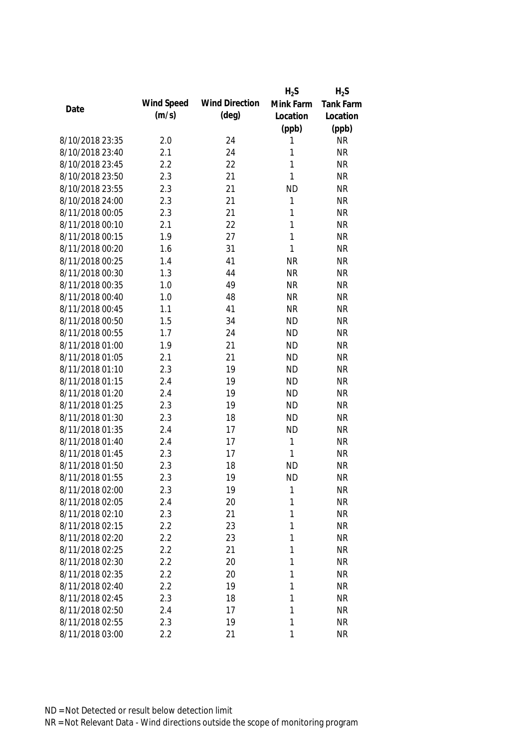| Date | Wind Speed (m/s) | Wind Direction (deg) | $H_2S$ Mink Farm Location (ppb) | $H_2S$ Tank Farm Location (ppb) |
|---|---|---|---|---|
| 8/10/2018 23:35 | 2.0 | 24 | 1 | NR |
| 8/10/2018 23:40 | 2.1 | 24 | 1 | NR |
| 8/10/2018 23:45 | 2.2 | 22 | 1 | NR |
| 8/10/2018 23:50 | 2.3 | 21 | 1 | NR |
| 8/10/2018 23:55 | 2.3 | 21 | ND | NR |
| 8/10/2018 24:00 | 2.3 | 21 | 1 | NR |
| 8/11/2018 00:05 | 2.3 | 21 | 1 | NR |
| 8/11/2018 00:10 | 2.1 | 22 | 1 | NR |
| 8/11/2018 00:15 | 1.9 | 27 | 1 | NR |
| 8/11/2018 00:20 | 1.6 | 31 | 1 | NR |
| 8/11/2018 00:25 | 1.4 | 41 | NR | NR |
| 8/11/2018 00:30 | 1.3 | 44 | NR | NR |
| 8/11/2018 00:35 | 1.0 | 49 | NR | NR |
| 8/11/2018 00:40 | 1.0 | 48 | NR | NR |
| 8/11/2018 00:45 | 1.1 | 41 | NR | NR |
| 8/11/2018 00:50 | 1.5 | 34 | ND | NR |
| 8/11/2018 00:55 | 1.7 | 24 | ND | NR |
| 8/11/2018 01:00 | 1.9 | 21 | ND | NR |
| 8/11/2018 01:05 | 2.1 | 21 | ND | NR |
| 8/11/2018 01:10 | 2.3 | 19 | ND | NR |
| 8/11/2018 01:15 | 2.4 | 19 | ND | NR |
| 8/11/2018 01:20 | 2.4 | 19 | ND | NR |
| 8/11/2018 01:25 | 2.3 | 19 | ND | NR |
| 8/11/2018 01:30 | 2.3 | 18 | ND | NR |
| 8/11/2018 01:35 | 2.4 | 17 | ND | NR |
| 8/11/2018 01:40 | 2.4 | 17 | 1 | NR |
| 8/11/2018 01:45 | 2.3 | 17 | 1 | NR |
| 8/11/2018 01:50 | 2.3 | 18 | ND | NR |
| 8/11/2018 01:55 | 2.3 | 19 | ND | NR |
| 8/11/2018 02:00 | 2.3 | 19 | 1 | NR |
| 8/11/2018 02:05 | 2.4 | 20 | 1 | NR |
| 8/11/2018 02:10 | 2.3 | 21 | 1 | NR |
| 8/11/2018 02:15 | 2.2 | 23 | 1 | NR |
| 8/11/2018 02:20 | 2.2 | 23 | 1 | NR |
| 8/11/2018 02:25 | 2.2 | 21 | 1 | NR |
| 8/11/2018 02:30 | 2.2 | 20 | 1 | NR |
| 8/11/2018 02:35 | 2.2 | 20 | 1 | NR |
| 8/11/2018 02:40 | 2.2 | 19 | 1 | NR |
| 8/11/2018 02:45 | 2.3 | 18 | 1 | NR |
| 8/11/2018 02:50 | 2.4 | 17 | 1 | NR |
| 8/11/2018 02:55 | 2.3 | 19 | 1 | NR |
| 8/11/2018 03:00 | 2.2 | 21 | 1 | NR |

ND = Not Detected or result below detection limit
NR = Not Relevant Data - Wind directions outside the scope of monitoring program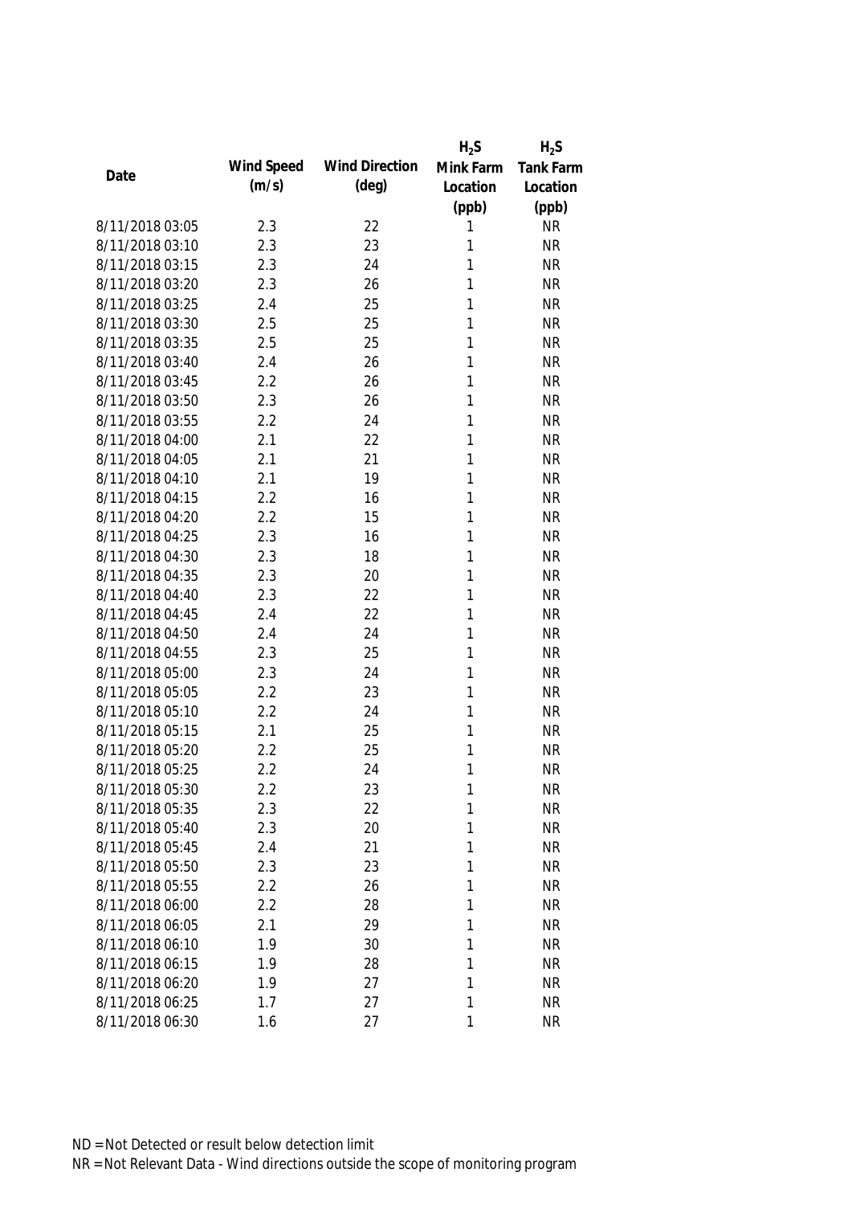| Date | Wind Speed (m/s) | Wind Direction (deg) | $H_2S$ Mink Farm Location (ppb) | $H_2S$ Tank Farm Location (ppb) |
|---|---|---|---|---|
| 8/11/2018 03:05 | 2.3 | 22 | 1 | NR |
| 8/11/2018 03:10 | 2.3 | 23 | 1 | NR |
| 8/11/2018 03:15 | 2.3 | 24 | 1 | NR |
| 8/11/2018 03:20 | 2.3 | 26 | 1 | NR |
| 8/11/2018 03:25 | 2.4 | 25 | 1 | NR |
| 8/11/2018 03:30 | 2.5 | 25 | 1 | NR |
| 8/11/2018 03:35 | 2.5 | 25 | 1 | NR |
| 8/11/2018 03:40 | 2.4 | 26 | 1 | NR |
| 8/11/2018 03:45 | 2.2 | 26 | 1 | NR |
| 8/11/2018 03:50 | 2.3 | 26 | 1 | NR |
| 8/11/2018 03:55 | 2.2 | 24 | 1 | NR |
| 8/11/2018 04:00 | 2.1 | 22 | 1 | NR |
| 8/11/2018 04:05 | 2.1 | 21 | 1 | NR |
| 8/11/2018 04:10 | 2.1 | 19 | 1 | NR |
| 8/11/2018 04:15 | 2.2 | 16 | 1 | NR |
| 8/11/2018 04:20 | 2.2 | 15 | 1 | NR |
| 8/11/2018 04:25 | 2.3 | 16 | 1 | NR |
| 8/11/2018 04:30 | 2.3 | 18 | 1 | NR |
| 8/11/2018 04:35 | 2.3 | 20 | 1 | NR |
| 8/11/2018 04:40 | 2.3 | 22 | 1 | NR |
| 8/11/2018 04:45 | 2.4 | 22 | 1 | NR |
| 8/11/2018 04:50 | 2.4 | 24 | 1 | NR |
| 8/11/2018 04:55 | 2.3 | 25 | 1 | NR |
| 8/11/2018 05:00 | 2.3 | 24 | 1 | NR |
| 8/11/2018 05:05 | 2.2 | 23 | 1 | NR |
| 8/11/2018 05:10 | 2.2 | 24 | 1 | NR |
| 8/11/2018 05:15 | 2.1 | 25 | 1 | NR |
| 8/11/2018 05:20 | 2.2 | 25 | 1 | NR |
| 8/11/2018 05:25 | 2.2 | 24 | 1 | NR |
| 8/11/2018 05:30 | 2.2 | 23 | 1 | NR |
| 8/11/2018 05:35 | 2.3 | 22 | 1 | NR |
| 8/11/2018 05:40 | 2.3 | 20 | 1 | NR |
| 8/11/2018 05:45 | 2.4 | 21 | 1 | NR |
| 8/11/2018 05:50 | 2.3 | 23 | 1 | NR |
| 8/11/2018 05:55 | 2.2 | 26 | 1 | NR |
| 8/11/2018 06:00 | 2.2 | 28 | 1 | NR |
| 8/11/2018 06:05 | 2.1 | 29 | 1 | NR |
| 8/11/2018 06:10 | 1.9 | 30 | 1 | NR |
| 8/11/2018 06:15 | 1.9 | 28 | 1 | NR |
| 8/11/2018 06:20 | 1.9 | 27 | 1 | NR |
| 8/11/2018 06:25 | 1.7 | 27 | 1 | NR |
| 8/11/2018 06:30 | 1.6 | 27 | 1 | NR |

ND = Not Detected or result below detection limit
NR = Not Relevant Data - Wind directions outside the scope of monitoring program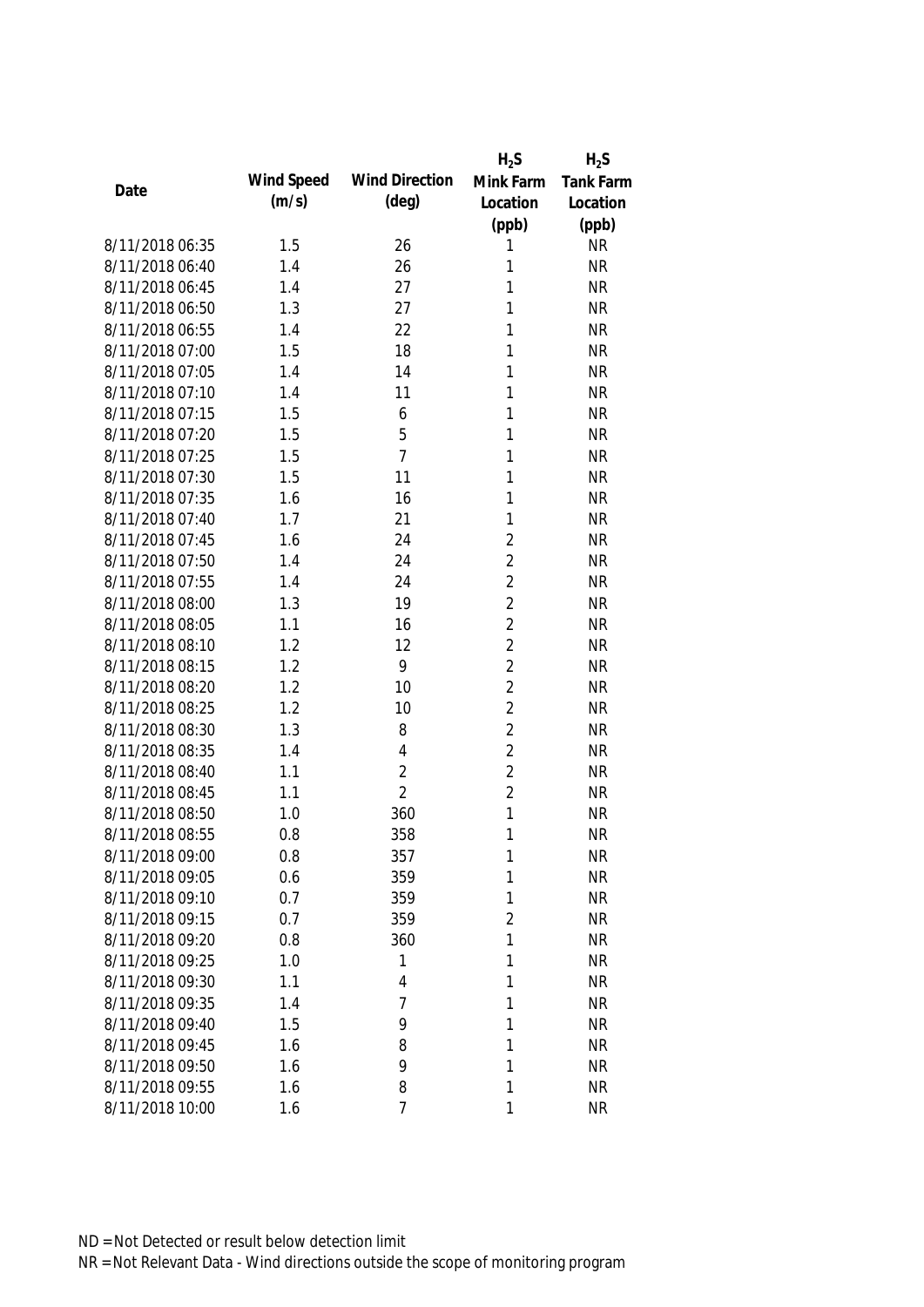| Date | Wind Speed (m/s) | Wind Direction (deg) | $H_2S$ Mink Farm Location (ppb) | $H_2S$ Tank Farm Location (ppb) |
|---|---|---|---|---|
| 8/11/2018 06:35 | 1.5 | 26 | 1 | NR |
| 8/11/2018 06:40 | 1.4 | 26 | 1 | NR |
| 8/11/2018 06:45 | 1.4 | 27 | 1 | NR |
| 8/11/2018 06:50 | 1.3 | 27 | 1 | NR |
| 8/11/2018 06:55 | 1.4 | 22 | 1 | NR |
| 8/11/2018 07:00 | 1.5 | 18 | 1 | NR |
| 8/11/2018 07:05 | 1.4 | 14 | 1 | NR |
| 8/11/2018 07:10 | 1.4 | 11 | 1 | NR |
| 8/11/2018 07:15 | 1.5 | 6 | 1 | NR |
| 8/11/2018 07:20 | 1.5 | 5 | 1 | NR |
| 8/11/2018 07:25 | 1.5 | 7 | 1 | NR |
| 8/11/2018 07:30 | 1.5 | 11 | 1 | NR |
| 8/11/2018 07:35 | 1.6 | 16 | 1 | NR |
| 8/11/2018 07:40 | 1.7 | 21 | 1 | NR |
| 8/11/2018 07:45 | 1.6 | 24 | 2 | NR |
| 8/11/2018 07:50 | 1.4 | 24 | 2 | NR |
| 8/11/2018 07:55 | 1.4 | 24 | 2 | NR |
| 8/11/2018 08:00 | 1.3 | 19 | 2 | NR |
| 8/11/2018 08:05 | 1.1 | 16 | 2 | NR |
| 8/11/2018 08:10 | 1.2 | 12 | 2 | NR |
| 8/11/2018 08:15 | 1.2 | 9 | 2 | NR |
| 8/11/2018 08:20 | 1.2 | 10 | 2 | NR |
| 8/11/2018 08:25 | 1.2 | 10 | 2 | NR |
| 8/11/2018 08:30 | 1.3 | 8 | 2 | NR |
| 8/11/2018 08:35 | 1.4 | 4 | 2 | NR |
| 8/11/2018 08:40 | 1.1 | 2 | 2 | NR |
| 8/11/2018 08:45 | 1.1 | 2 | 2 | NR |
| 8/11/2018 08:50 | 1.0 | 360 | 1 | NR |
| 8/11/2018 08:55 | 0.8 | 358 | 1 | NR |
| 8/11/2018 09:00 | 0.8 | 357 | 1 | NR |
| 8/11/2018 09:05 | 0.6 | 359 | 1 | NR |
| 8/11/2018 09:10 | 0.7 | 359 | 1 | NR |
| 8/11/2018 09:15 | 0.7 | 359 | 2 | NR |
| 8/11/2018 09:20 | 0.8 | 360 | 1 | NR |
| 8/11/2018 09:25 | 1.0 | 1 | 1 | NR |
| 8/11/2018 09:30 | 1.1 | 4 | 1 | NR |
| 8/11/2018 09:35 | 1.4 | 7 | 1 | NR |
| 8/11/2018 09:40 | 1.5 | 9 | 1 | NR |
| 8/11/2018 09:45 | 1.6 | 8 | 1 | NR |
| 8/11/2018 09:50 | 1.6 | 9 | 1 | NR |
| 8/11/2018 09:55 | 1.6 | 8 | 1 | NR |
| 8/11/2018 10:00 | 1.6 | 7 | 1 | NR |

ND = Not Detected or result below detection limit

NR = Not Relevant Data - Wind directions outside the scope of monitoring program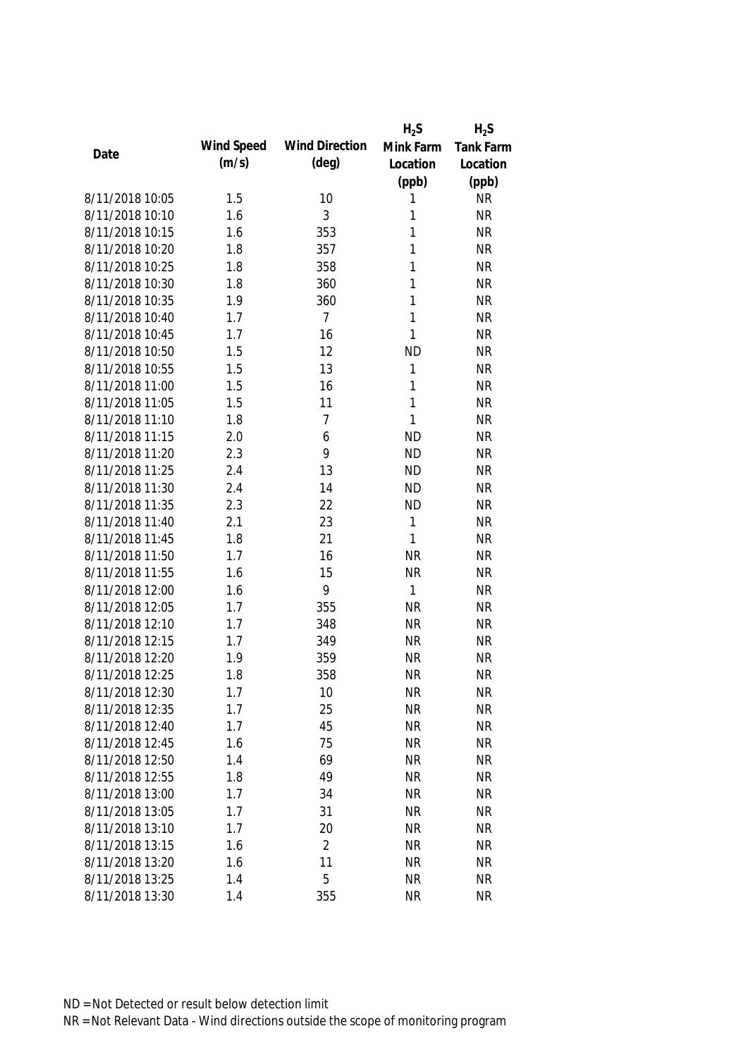| Date | Wind Speed (m/s) | Wind Direction (deg) | $H_2S$ Mink Farm Location (ppb) | $H_2S$ Tank Farm Location (ppb) |
|---|---|---|---|---|
| 8/11/2018 10:05 | 1.5 | 10 | 1 | NR |
| 8/11/2018 10:10 | 1.6 | 3 | 1 | NR |
| 8/11/2018 10:15 | 1.6 | 353 | 1 | NR |
| 8/11/2018 10:20 | 1.8 | 357 | 1 | NR |
| 8/11/2018 10:25 | 1.8 | 358 | 1 | NR |
| 8/11/2018 10:30 | 1.8 | 360 | 1 | NR |
| 8/11/2018 10:35 | 1.9 | 360 | 1 | NR |
| 8/11/2018 10:40 | 1.7 | 7 | 1 | NR |
| 8/11/2018 10:45 | 1.7 | 16 | 1 | NR |
| 8/11/2018 10:50 | 1.5 | 12 | ND | NR |
| 8/11/2018 10:55 | 1.5 | 13 | 1 | NR |
| 8/11/2018 11:00 | 1.5 | 16 | 1 | NR |
| 8/11/2018 11:05 | 1.5 | 11 | 1 | NR |
| 8/11/2018 11:10 | 1.8 | 7 | 1 | NR |
| 8/11/2018 11:15 | 2.0 | 6 | ND | NR |
| 8/11/2018 11:20 | 2.3 | 9 | ND | NR |
| 8/11/2018 11:25 | 2.4 | 13 | ND | NR |
| 8/11/2018 11:30 | 2.4 | 14 | ND | NR |
| 8/11/2018 11:35 | 2.3 | 22 | ND | NR |
| 8/11/2018 11:40 | 2.1 | 23 | 1 | NR |
| 8/11/2018 11:45 | 1.8 | 21 | 1 | NR |
| 8/11/2018 11:50 | 1.7 | 16 | NR | NR |
| 8/11/2018 11:55 | 1.6 | 15 | NR | NR |
| 8/11/2018 12:00 | 1.6 | 9 | 1 | NR |
| 8/11/2018 12:05 | 1.7 | 355 | NR | NR |
| 8/11/2018 12:10 | 1.7 | 348 | NR | NR |
| 8/11/2018 12:15 | 1.7 | 349 | NR | NR |
| 8/11/2018 12:20 | 1.9 | 359 | NR | NR |
| 8/11/2018 12:25 | 1.8 | 358 | NR | NR |
| 8/11/2018 12:30 | 1.7 | 10 | NR | NR |
| 8/11/2018 12:35 | 1.7 | 25 | NR | NR |
| 8/11/2018 12:40 | 1.7 | 45 | NR | NR |
| 8/11/2018 12:45 | 1.6 | 75 | NR | NR |
| 8/11/2018 12:50 | 1.4 | 69 | NR | NR |
| 8/11/2018 12:55 | 1.8 | 49 | NR | NR |
| 8/11/2018 13:00 | 1.7 | 34 | NR | NR |
| 8/11/2018 13:05 | 1.7 | 31 | NR | NR |
| 8/11/2018 13:10 | 1.7 | 20 | NR | NR |
| 8/11/2018 13:15 | 1.6 | 2 | NR | NR |
| 8/11/2018 13:20 | 1.6 | 11 | NR | NR |
| 8/11/2018 13:25 | 1.4 | 5 | NR | NR |
| 8/11/2018 13:30 | 1.4 | 355 | NR | NR |

ND = Not Detected or result below detection limit
NR = Not Relevant Data - Wind directions outside the scope of monitoring program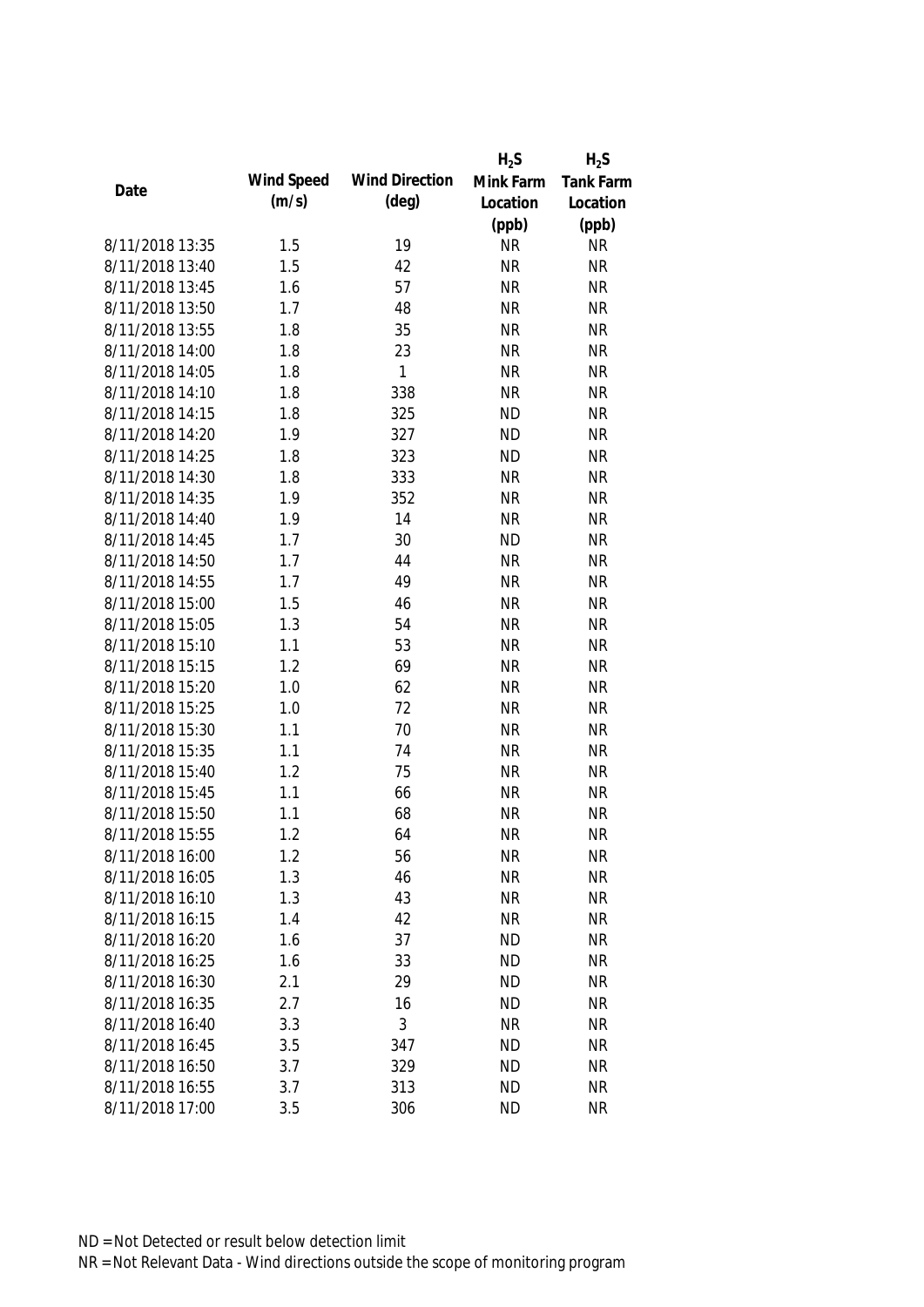| Date | Wind Speed (m/s) | Wind Direction (deg) | $H_2S$ Mink Farm Location (ppb) | $H_2S$ Tank Farm Location (ppb) |
|---|---|---|---|---|
| 8/11/2018 13:35 | 1.5 | 19 | NR | NR |
| 8/11/2018 13:40 | 1.5 | 42 | NR | NR |
| 8/11/2018 13:45 | 1.6 | 57 | NR | NR |
| 8/11/2018 13:50 | 1.7 | 48 | NR | NR |
| 8/11/2018 13:55 | 1.8 | 35 | NR | NR |
| 8/11/2018 14:00 | 1.8 | 23 | NR | NR |
| 8/11/2018 14:05 | 1.8 | 1 | NR | NR |
| 8/11/2018 14:10 | 1.8 | 338 | NR | NR |
| 8/11/2018 14:15 | 1.8 | 325 | ND | NR |
| 8/11/2018 14:20 | 1.9 | 327 | ND | NR |
| 8/11/2018 14:25 | 1.8 | 323 | ND | NR |
| 8/11/2018 14:30 | 1.8 | 333 | NR | NR |
| 8/11/2018 14:35 | 1.9 | 352 | NR | NR |
| 8/11/2018 14:40 | 1.9 | 14 | NR | NR |
| 8/11/2018 14:45 | 1.7 | 30 | ND | NR |
| 8/11/2018 14:50 | 1.7 | 44 | NR | NR |
| 8/11/2018 14:55 | 1.7 | 49 | NR | NR |
| 8/11/2018 15:00 | 1.5 | 46 | NR | NR |
| 8/11/2018 15:05 | 1.3 | 54 | NR | NR |
| 8/11/2018 15:10 | 1.1 | 53 | NR | NR |
| 8/11/2018 15:15 | 1.2 | 69 | NR | NR |
| 8/11/2018 15:20 | 1.0 | 62 | NR | NR |
| 8/11/2018 15:25 | 1.0 | 72 | NR | NR |
| 8/11/2018 15:30 | 1.1 | 70 | NR | NR |
| 8/11/2018 15:35 | 1.1 | 74 | NR | NR |
| 8/11/2018 15:40 | 1.2 | 75 | NR | NR |
| 8/11/2018 15:45 | 1.1 | 66 | NR | NR |
| 8/11/2018 15:50 | 1.1 | 68 | NR | NR |
| 8/11/2018 15:55 | 1.2 | 64 | NR | NR |
| 8/11/2018 16:00 | 1.2 | 56 | NR | NR |
| 8/11/2018 16:05 | 1.3 | 46 | NR | NR |
| 8/11/2018 16:10 | 1.3 | 43 | NR | NR |
| 8/11/2018 16:15 | 1.4 | 42 | NR | NR |
| 8/11/2018 16:20 | 1.6 | 37 | ND | NR |
| 8/11/2018 16:25 | 1.6 | 33 | ND | NR |
| 8/11/2018 16:30 | 2.1 | 29 | ND | NR |
| 8/11/2018 16:35 | 2.7 | 16 | ND | NR |
| 8/11/2018 16:40 | 3.3 | 3 | NR | NR |
| 8/11/2018 16:45 | 3.5 | 347 | ND | NR |
| 8/11/2018 16:50 | 3.7 | 329 | ND | NR |
| 8/11/2018 16:55 | 3.7 | 313 | ND | NR |
| 8/11/2018 17:00 | 3.5 | 306 | ND | NR |

ND = Not Detected or result below detection limit

NR = Not Relevant Data - Wind directions outside the scope of monitoring program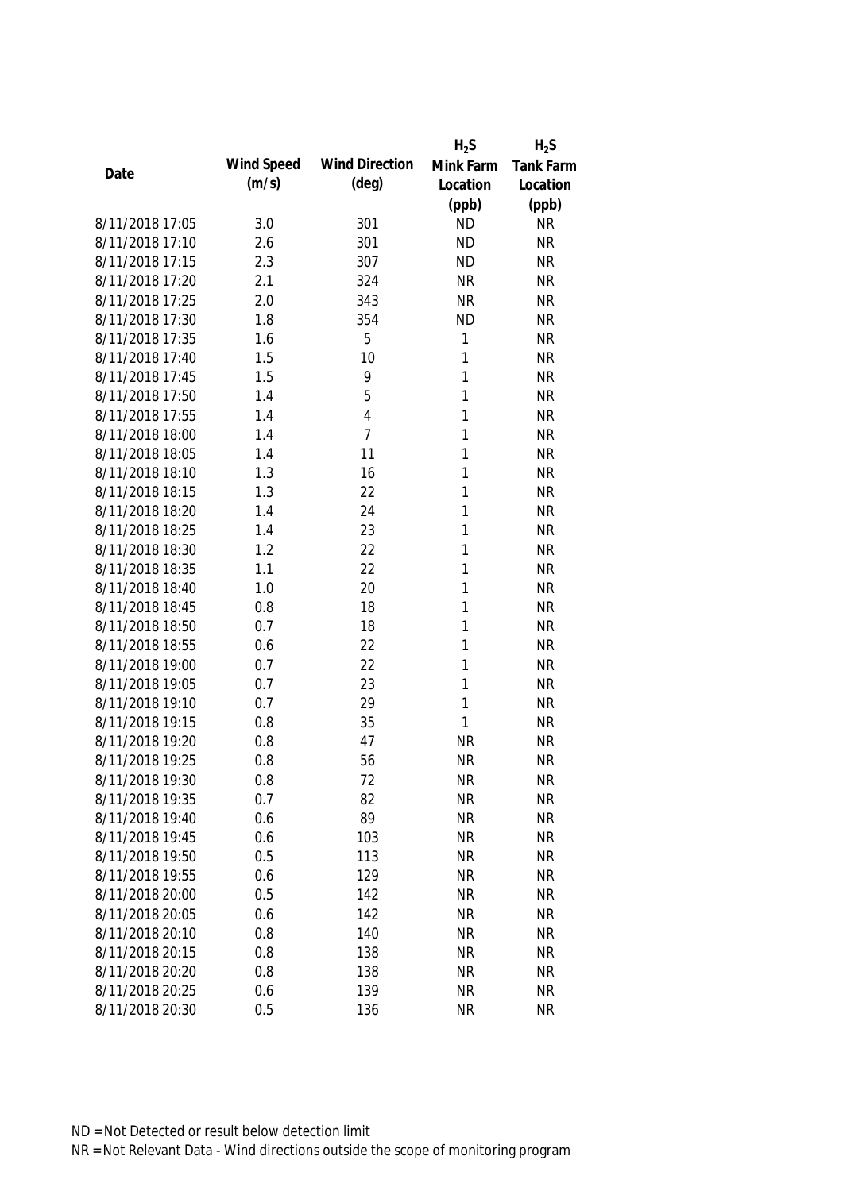| Date | Wind Speed (m/s) | Wind Direction (deg) | $H_2S$ Mink Farm Location (ppb) | $H_2S$ Tank Farm Location (ppb) |
|---|---|---|---|---|
| 8/11/2018 17:05 | 3.0 | 301 | ND | NR |
| 8/11/2018 17:10 | 2.6 | 301 | ND | NR |
| 8/11/2018 17:15 | 2.3 | 307 | ND | NR |
| 8/11/2018 17:20 | 2.1 | 324 | NR | NR |
| 8/11/2018 17:25 | 2.0 | 343 | NR | NR |
| 8/11/2018 17:30 | 1.8 | 354 | ND | NR |
| 8/11/2018 17:35 | 1.6 | 5 | 1 | NR |
| 8/11/2018 17:40 | 1.5 | 10 | 1 | NR |
| 8/11/2018 17:45 | 1.5 | 9 | 1 | NR |
| 8/11/2018 17:50 | 1.4 | 5 | 1 | NR |
| 8/11/2018 17:55 | 1.4 | 4 | 1 | NR |
| 8/11/2018 18:00 | 1.4 | 7 | 1 | NR |
| 8/11/2018 18:05 | 1.4 | 11 | 1 | NR |
| 8/11/2018 18:10 | 1.3 | 16 | 1 | NR |
| 8/11/2018 18:15 | 1.3 | 22 | 1 | NR |
| 8/11/2018 18:20 | 1.4 | 24 | 1 | NR |
| 8/11/2018 18:25 | 1.4 | 23 | 1 | NR |
| 8/11/2018 18:30 | 1.2 | 22 | 1 | NR |
| 8/11/2018 18:35 | 1.1 | 22 | 1 | NR |
| 8/11/2018 18:40 | 1.0 | 20 | 1 | NR |
| 8/11/2018 18:45 | 0.8 | 18 | 1 | NR |
| 8/11/2018 18:50 | 0.7 | 18 | 1 | NR |
| 8/11/2018 18:55 | 0.6 | 22 | 1 | NR |
| 8/11/2018 19:00 | 0.7 | 22 | 1 | NR |
| 8/11/2018 19:05 | 0.7 | 23 | 1 | NR |
| 8/11/2018 19:10 | 0.7 | 29 | 1 | NR |
| 8/11/2018 19:15 | 0.8 | 35 | 1 | NR |
| 8/11/2018 19:20 | 0.8 | 47 | NR | NR |
| 8/11/2018 19:25 | 0.8 | 56 | NR | NR |
| 8/11/2018 19:30 | 0.8 | 72 | NR | NR |
| 8/11/2018 19:35 | 0.7 | 82 | NR | NR |
| 8/11/2018 19:40 | 0.6 | 89 | NR | NR |
| 8/11/2018 19:45 | 0.6 | 103 | NR | NR |
| 8/11/2018 19:50 | 0.5 | 113 | NR | NR |
| 8/11/2018 19:55 | 0.6 | 129 | NR | NR |
| 8/11/2018 20:00 | 0.5 | 142 | NR | NR |
| 8/11/2018 20:05 | 0.6 | 142 | NR | NR |
| 8/11/2018 20:10 | 0.8 | 140 | NR | NR |
| 8/11/2018 20:15 | 0.8 | 138 | NR | NR |
| 8/11/2018 20:20 | 0.8 | 138 | NR | NR |
| 8/11/2018 20:25 | 0.6 | 139 | NR | NR |
| 8/11/2018 20:30 | 0.5 | 136 | NR | NR |

ND = Not Detected or result below detection limit

NR = Not Relevant Data - Wind directions outside the scope of monitoring program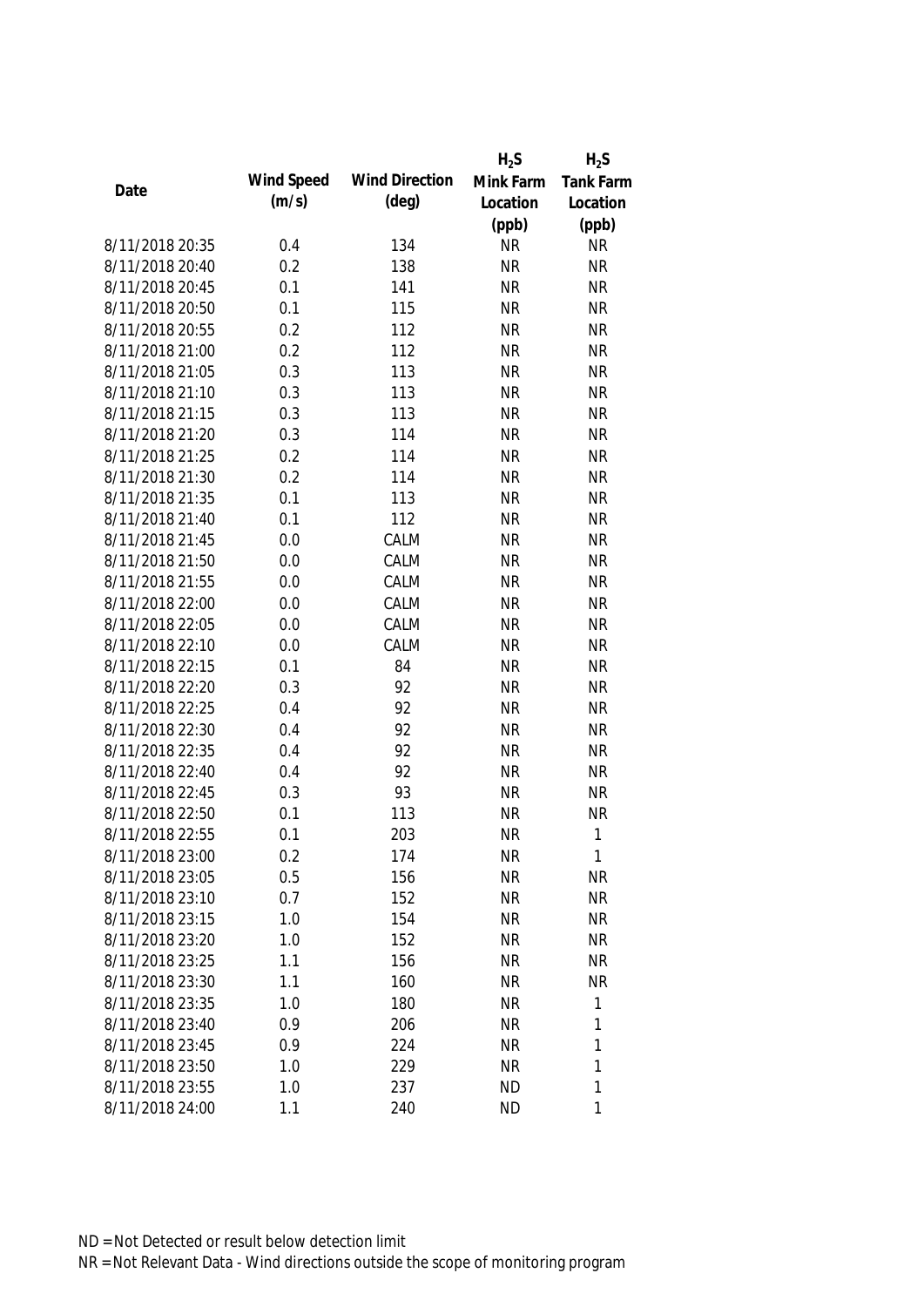| Date | Wind Speed (m/s) | Wind Direction (deg) | $H_2S$ Mink Farm Location (ppb) | $H_2S$ Tank Farm Location (ppb) |
|---|---|---|---|---|
| 8/11/2018 20:35 | 0.4 | 134 | NR | NR |
| 8/11/2018 20:40 | 0.2 | 138 | NR | NR |
| 8/11/2018 20:45 | 0.1 | 141 | NR | NR |
| 8/11/2018 20:50 | 0.1 | 115 | NR | NR |
| 8/11/2018 20:55 | 0.2 | 112 | NR | NR |
| 8/11/2018 21:00 | 0.2 | 112 | NR | NR |
| 8/11/2018 21:05 | 0.3 | 113 | NR | NR |
| 8/11/2018 21:10 | 0.3 | 113 | NR | NR |
| 8/11/2018 21:15 | 0.3 | 113 | NR | NR |
| 8/11/2018 21:20 | 0.3 | 114 | NR | NR |
| 8/11/2018 21:25 | 0.2 | 114 | NR | NR |
| 8/11/2018 21:30 | 0.2 | 114 | NR | NR |
| 8/11/2018 21:35 | 0.1 | 113 | NR | NR |
| 8/11/2018 21:40 | 0.1 | 112 | NR | NR |
| 8/11/2018 21:45 | 0.0 | CALM | NR | NR |
| 8/11/2018 21:50 | 0.0 | CALM | NR | NR |
| 8/11/2018 21:55 | 0.0 | CALM | NR | NR |
| 8/11/2018 22:00 | 0.0 | CALM | NR | NR |
| 8/11/2018 22:05 | 0.0 | CALM | NR | NR |
| 8/11/2018 22:10 | 0.0 | CALM | NR | NR |
| 8/11/2018 22:15 | 0.1 | 84 | NR | NR |
| 8/11/2018 22:20 | 0.3 | 92 | NR | NR |
| 8/11/2018 22:25 | 0.4 | 92 | NR | NR |
| 8/11/2018 22:30 | 0.4 | 92 | NR | NR |
| 8/11/2018 22:35 | 0.4 | 92 | NR | NR |
| 8/11/2018 22:40 | 0.4 | 92 | NR | NR |
| 8/11/2018 22:45 | 0.3 | 93 | NR | NR |
| 8/11/2018 22:50 | 0.1 | 113 | NR | NR |
| 8/11/2018 22:55 | 0.1 | 203 | NR | 1 |
| 8/11/2018 23:00 | 0.2 | 174 | NR | 1 |
| 8/11/2018 23:05 | 0.5 | 156 | NR | NR |
| 8/11/2018 23:10 | 0.7 | 152 | NR | NR |
| 8/11/2018 23:15 | 1.0 | 154 | NR | NR |
| 8/11/2018 23:20 | 1.0 | 152 | NR | NR |
| 8/11/2018 23:25 | 1.1 | 156 | NR | NR |
| 8/11/2018 23:30 | 1.1 | 160 | NR | NR |
| 8/11/2018 23:35 | 1.0 | 180 | NR | 1 |
| 8/11/2018 23:40 | 0.9 | 206 | NR | 1 |
| 8/11/2018 23:45 | 0.9 | 224 | NR | 1 |
| 8/11/2018 23:50 | 1.0 | 229 | NR | 1 |
| 8/11/2018 23:55 | 1.0 | 237 | ND | 1 |
| 8/11/2018 24:00 | 1.1 | 240 | ND | 1 |

ND = Not Detected or result below detection limit

NR = Not Relevant Data - Wind directions outside the scope of monitoring program